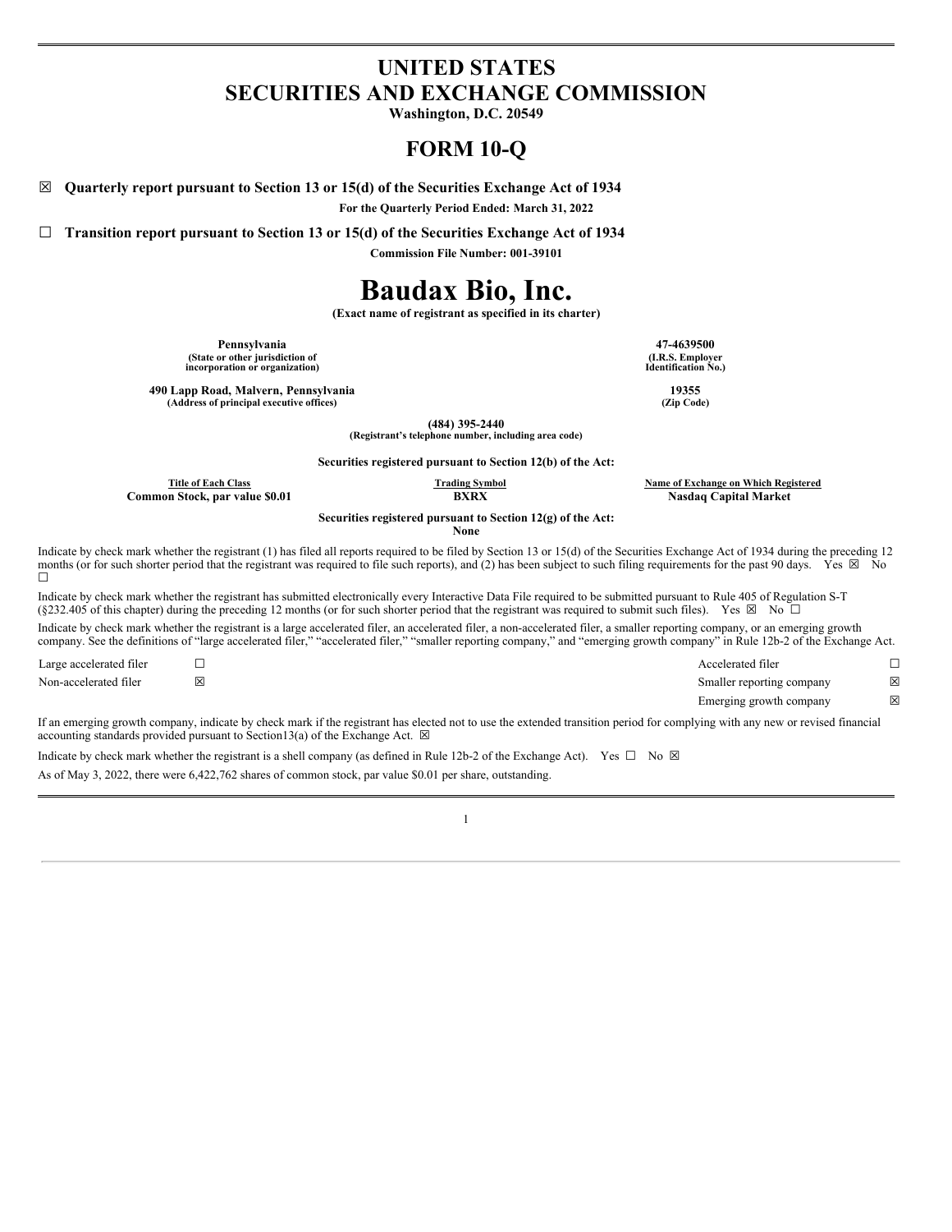# UNITED STATES
# SECURITIES AND EXCHANGE COMMISSION

**Washington, D.C. 20549**

# FORM 10-Q

☒ **Quarterly report pursuant to Section 13 or 15(d) of the Securities Exchange Act of 1934**

**For the Quarterly Period Ended: March 31, 2022**

☐ **Transition report pursuant to Section 13 or 15(d) of the Securities Exchange Act of 1934**

**Commission File Number: 001-39101**

# Baudax Bio, Inc.

**(Exact name of registrant as specified in its charter)**

| | |
|---|---|
| **Pennsylvania**<br>**(State or other jurisdiction of incorporation or organization)** | **47-4639500**<br>**(I.R.S. Employer Identification No.)** |
| **490 Lapp Road, Malvern, Pennsylvania**<br>**(Address of principal executive offices)** | **19355**<br>**(Zip Code)** |

**(484) 395-2440**
**(Registrant's telephone number, including area code)**

**Securities registered pursuant to Section 12(b) of the Act:**

| Title of Each Class | Trading Symbol | Name of Exchange on Which Registered |
|---|---|---|
| **Common Stock, par value $0.01** | **BXRX** | **Nasdaq Capital Market** |

**Securities registered pursuant to Section 12(g) of the Act:**
**None**

Indicate by check mark whether the registrant (1) has filed all reports required to be filed by Section 13 or 15(d) of the Securities Exchange Act of 1934 during the preceding 12 months (or for such shorter period that the registrant was required to file such reports), and (2) has been subject to such filing requirements for the past 90 days. Yes ☒ No ☐

Indicate by check mark whether the registrant has submitted electronically every Interactive Data File required to be submitted pursuant to Rule 405 of Regulation S-T (§232.405 of this chapter) during the preceding 12 months (or for such shorter period that the registrant was required to submit such files). Yes ☒ No ☐

Indicate by check mark whether the registrant is a large accelerated filer, an accelerated filer, a non-accelerated filer, a smaller reporting company, or an emerging growth company. See the definitions of "large accelerated filer," "accelerated filer," "smaller reporting company," and "emerging growth company" in Rule 12b-2 of the Exchange Act.

| | | | |
|---|---|---|---|
| Large accelerated filer | ☐ | Accelerated filer | ☐ |
| Non-accelerated filer | ☒ | Smaller reporting company | ☒ |
| | | Emerging growth company | ☒ |

If an emerging growth company, indicate by check mark if the registrant has elected not to use the extended transition period for complying with any new or revised financial accounting standards provided pursuant to Section13(a) of the Exchange Act. ☒

Indicate by check mark whether the registrant is a shell company (as defined in Rule 12b-2 of the Exchange Act). Yes ☐ No ☒

As of May 3, 2022, there were 6,422,762 shares of common stock, par value $0.01 per share, outstanding.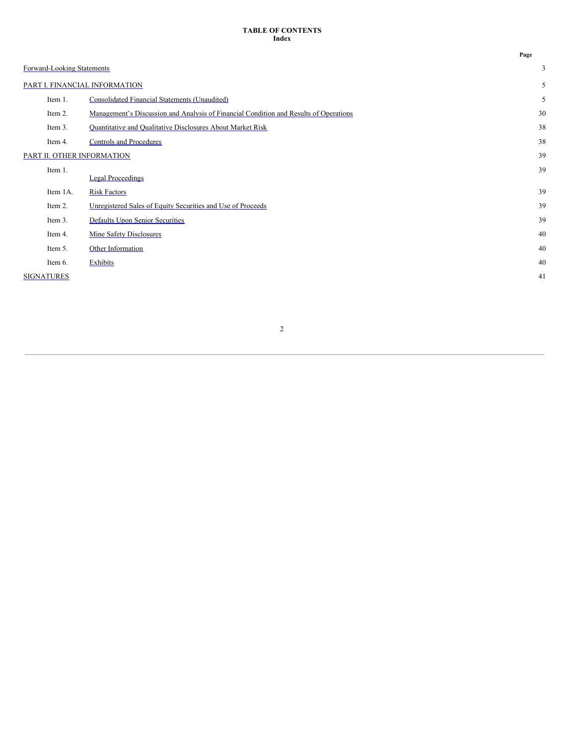**TABLE OF CONTENTS**
**Index**

| | | Page |
|---|---|---|
| Forward-Looking Statements | | 3 |
| PART I. FINANCIAL INFORMATION | | 5 |
| Item 1. | Consolidated Financial Statements (Unaudited) | 5 |
| Item 2. | Management's Discussion and Analysis of Financial Condition and Results of Operations | 30 |
| Item 3. | Quantitative and Qualitative Disclosures About Market Risk | 38 |
| Item 4. | Controls and Procedures | 38 |
| PART II. OTHER INFORMATION | | 39 |
| Item 1. | Legal Proceedings | 39 |
| Item 1A. | Risk Factors | 39 |
| Item 2. | Unregistered Sales of Equity Securities and Use of Proceeds | 39 |
| Item 3. | Defaults Upon Senior Securities | 39 |
| Item 4. | Mine Safety Disclosures | 40 |
| Item 5. | Other Information | 40 |
| Item 6. | Exhibits | 40 |
| SIGNATURES | | 41 |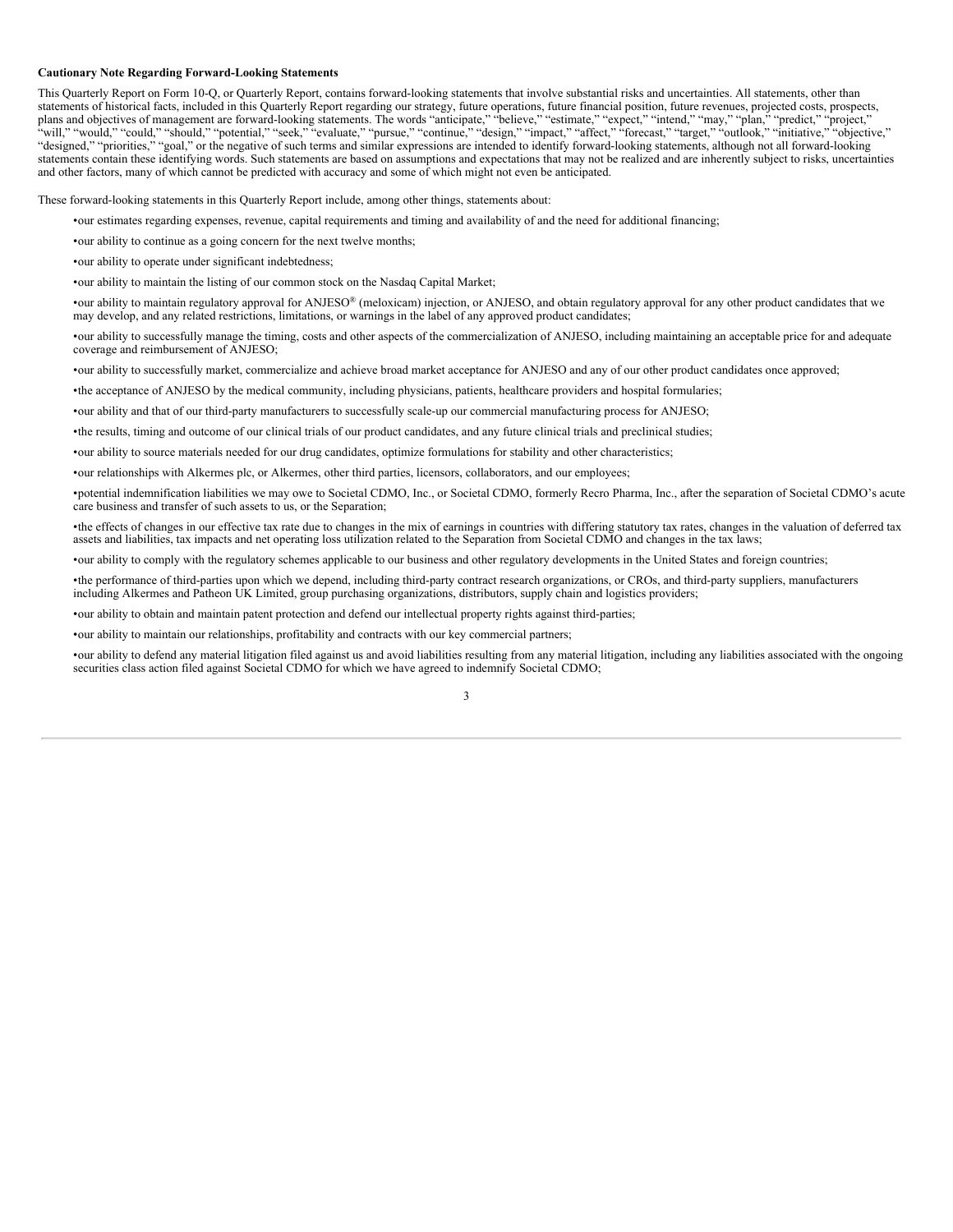**Cautionary Note Regarding Forward-Looking Statements**

This Quarterly Report on Form 10-Q, or Quarterly Report, contains forward-looking statements that involve substantial risks and uncertainties. All statements, other than statements of historical facts, included in this Quarterly Report regarding our strategy, future operations, future financial position, future revenues, projected costs, prospects, plans and objectives of management are forward-looking statements. The words "anticipate," "believe," "estimate," "expect," "intend," "may," "plan," "predict," "project," "will," "would," "could," "should," "potential," "seek," "evaluate," "pursue," "continue," "design," "impact," "affect," "forecast," "target," "outlook," "initiative," "objective," "designed," "priorities," "goal," or the negative of such terms and similar expressions are intended to identify forward-looking statements, although not all forward-looking statements contain these identifying words. Such statements are based on assumptions and expectations that may not be realized and are inherently subject to risks, uncertainties and other factors, many of which cannot be predicted with accuracy and some of which might not even be anticipated.

These forward-looking statements in this Quarterly Report include, among other things, statements about:

- our estimates regarding expenses, revenue, capital requirements and timing and availability of and the need for additional financing;
- our ability to continue as a going concern for the next twelve months;
- our ability to operate under significant indebtedness;
- our ability to maintain the listing of our common stock on the Nasdaq Capital Market;
- our ability to maintain regulatory approval for ANJESO® (meloxicam) injection, or ANJESO, and obtain regulatory approval for any other product candidates that we may develop, and any related restrictions, limitations, or warnings in the label of any approved product candidates;
- our ability to successfully manage the timing, costs and other aspects of the commercialization of ANJESO, including maintaining an acceptable price for and adequate coverage and reimbursement of ANJESO;
- our ability to successfully market, commercialize and achieve broad market acceptance for ANJESO and any of our other product candidates once approved;
- the acceptance of ANJESO by the medical community, including physicians, patients, healthcare providers and hospital formularies;
- our ability and that of our third-party manufacturers to successfully scale-up our commercial manufacturing process for ANJESO;
- the results, timing and outcome of our clinical trials of our product candidates, and any future clinical trials and preclinical studies;
- our ability to source materials needed for our drug candidates, optimize formulations for stability and other characteristics;
- our relationships with Alkermes plc, or Alkermes, other third parties, licensors, collaborators, and our employees;
- potential indemnification liabilities we may owe to Societal CDMO, Inc., or Societal CDMO, formerly Recro Pharma, Inc., after the separation of Societal CDMO's acute care business and transfer of such assets to us, or the Separation;
- the effects of changes in our effective tax rate due to changes in the mix of earnings in countries with differing statutory tax rates, changes in the valuation of deferred tax assets and liabilities, tax impacts and net operating loss utilization related to the Separation from Societal CDMO and changes in the tax laws;
- our ability to comply with the regulatory schemes applicable to our business and other regulatory developments in the United States and foreign countries;
- the performance of third-parties upon which we depend, including third-party contract research organizations, or CROs, and third-party suppliers, manufacturers including Alkermes and Patheon UK Limited, group purchasing organizations, distributors, supply chain and logistics providers;
- our ability to obtain and maintain patent protection and defend our intellectual property rights against third-parties;
- our ability to maintain our relationships, profitability and contracts with our key commercial partners;
- our ability to defend any material litigation filed against us and avoid liabilities resulting from any material litigation, including any liabilities associated with the ongoing securities class action filed against Societal CDMO for which we have agreed to indemnify Societal CDMO;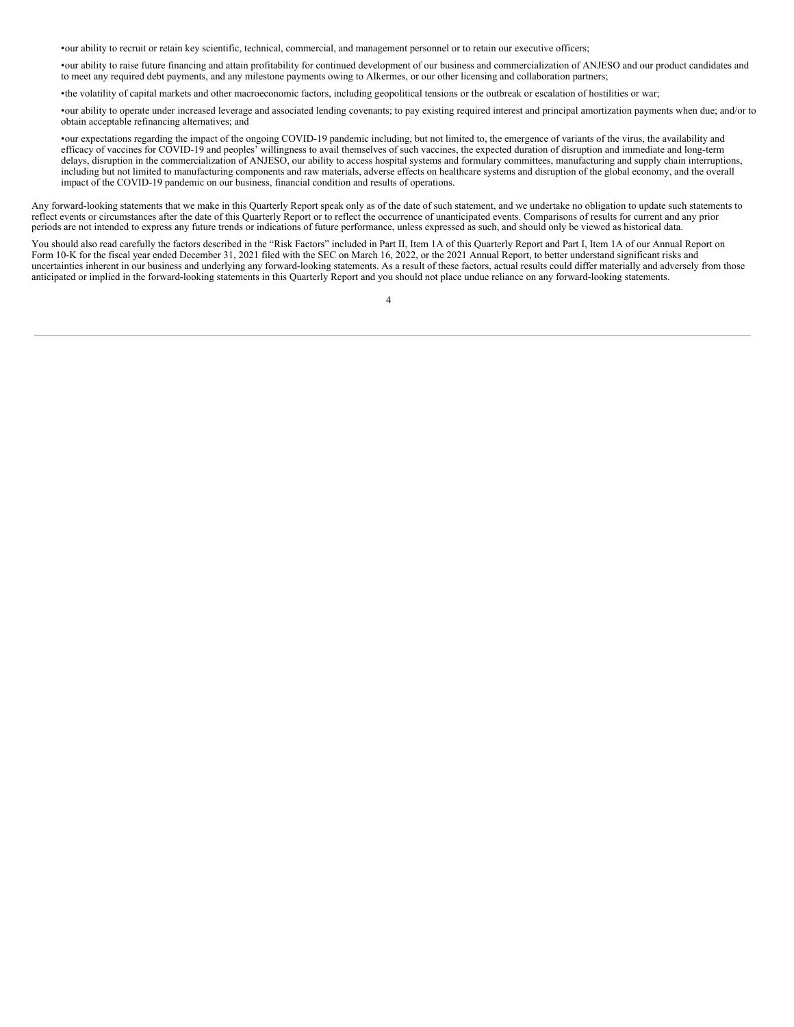- our ability to recruit or retain key scientific, technical, commercial, and management personnel or to retain our executive officers;
- our ability to raise future financing and attain profitability for continued development of our business and commercialization of ANJESO and our product candidates and to meet any required debt payments, and any milestone payments owing to Alkermes, or our other licensing and collaboration partners;
- the volatility of capital markets and other macroeconomic factors, including geopolitical tensions or the outbreak or escalation of hostilities or war;
- our ability to operate under increased leverage and associated lending covenants; to pay existing required interest and principal amortization payments when due; and/or to obtain acceptable refinancing alternatives; and
- our expectations regarding the impact of the ongoing COVID-19 pandemic including, but not limited to, the emergence of variants of the virus, the availability and efficacy of vaccines for COVID-19 and peoples' willingness to avail themselves of such vaccines, the expected duration of disruption and immediate and long-term delays, disruption in the commercialization of ANJESO, our ability to access hospital systems and formulary committees, manufacturing and supply chain interruptions, including but not limited to manufacturing components and raw materials, adverse effects on healthcare systems and disruption of the global economy, and the overall impact of the COVID-19 pandemic on our business, financial condition and results of operations.

Any forward-looking statements that we make in this Quarterly Report speak only as of the date of such statement, and we undertake no obligation to update such statements to reflect events or circumstances after the date of this Quarterly Report or to reflect the occurrence of unanticipated events. Comparisons of results for current and any prior periods are not intended to express any future trends or indications of future performance, unless expressed as such, and should only be viewed as historical data.

You should also read carefully the factors described in the "Risk Factors" included in Part II, Item 1A of this Quarterly Report and Part I, Item 1A of our Annual Report on Form 10-K for the fiscal year ended December 31, 2021 filed with the SEC on March 16, 2022, or the 2021 Annual Report, to better understand significant risks and uncertainties inherent in our business and underlying any forward-looking statements. As a result of these factors, actual results could differ materially and adversely from those anticipated or implied in the forward-looking statements in this Quarterly Report and you should not place undue reliance on any forward-looking statements.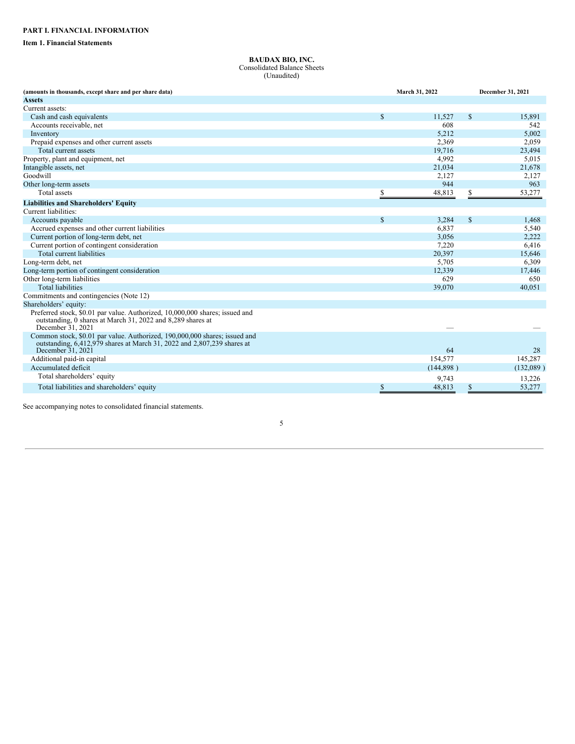**PART I. FINANCIAL INFORMATION**

**Item 1. Financial Statements**

**BAUDAX BIO, INC.**
Consolidated Balance Sheets
(Unaudited)

| (amounts in thousands, except share and per share data) | March 31, 2022 | December 31, 2021 |
|---|---|---|
| **Assets** | | |
| Current assets: | | |
| Cash and cash equivalents | $ 11,527 | $ 15,891 |
| Accounts receivable, net | 608 | 542 |
| Inventory | 5,212 | 5,002 |
| Prepaid expenses and other current assets | 2,369 | 2,059 |
| Total current assets | 19,716 | 23,494 |
| Property, plant and equipment, net | 4,992 | 5,015 |
| Intangible assets, net | 21,034 | 21,678 |
| Goodwill | 2,127 | 2,127 |
| Other long-term assets | 944 | 963 |
| Total assets | $ 48,813 | $ 53,277 |
| **Liabilities and Shareholders' Equity** | | |
| Current liabilities: | | |
| Accounts payable | $ 3,284 | $ 1,468 |
| Accrued expenses and other current liabilities | 6,837 | 5,540 |
| Current portion of long-term debt, net | 3,056 | 2,222 |
| Current portion of contingent consideration | 7,220 | 6,416 |
| Total current liabilities | 20,397 | 15,646 |
| Long-term debt, net | 5,705 | 6,309 |
| Long-term portion of contingent consideration | 12,339 | 17,446 |
| Other long-term liabilities | 629 | 650 |
| Total liabilities | 39,070 | 40,051 |
| Commitments and contingencies (Note 12) | | |
| Shareholders' equity: | | |
| Preferred stock, $0.01 par value. Authorized, 10,000,000 shares; issued and outstanding, 0 shares at March 31, 2022 and 8,289 shares at December 31, 2021 | — | — |
| Common stock, $0.01 par value. Authorized, 190,000,000 shares; issued and outstanding, 6,412,979 shares at March 31, 2022 and 2,807,239 shares at December 31, 2021 | 64 | 28 |
| Additional paid-in capital | 154,577 | 145,287 |
| Accumulated deficit | (144,898 ) | (132,089 ) |
| Total shareholders' equity | 9,743 | 13,226 |
| Total liabilities and shareholders' equity | $ 48,813 | $ 53,277 |

See accompanying notes to consolidated financial statements.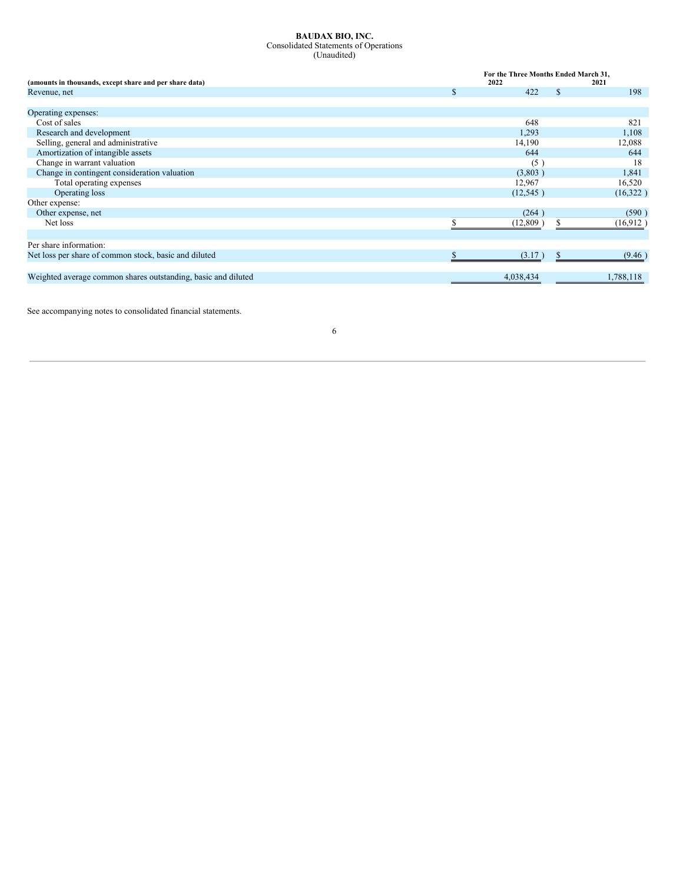**BAUDAX BIO, INC.**
Consolidated Statements of Operations
(Unaudited)

| (amounts in thousands, except share and per share data) | For the Three Months Ended March 31, 2022 | 2021 |
|---|---|---|
| Revenue, net | $ 422 | $ 198 |
| Operating expenses: | | |
| Cost of sales | 648 | 821 |
| Research and development | 1,293 | 1,108 |
| Selling, general and administrative | 14,190 | 12,088 |
| Amortization of intangible assets | 644 | 644 |
| Change in warrant valuation | (5 ) | 18 |
| Change in contingent consideration valuation | (3,803 ) | 1,841 |
| Total operating expenses | 12,967 | 16,520 |
| Operating loss | (12,545 ) | (16,322 ) |
| Other expense: | | |
| Other expense, net | (264 ) | (590 ) |
| Net loss | $ (12,809 ) | $ (16,912 ) |
| Per share information: | | |
| Net loss per share of common stock, basic and diluted | $ (3.17 ) | $ (9.46 ) |
| Weighted average common shares outstanding, basic and diluted | 4,038,434 | 1,788,118 |

See accompanying notes to consolidated financial statements.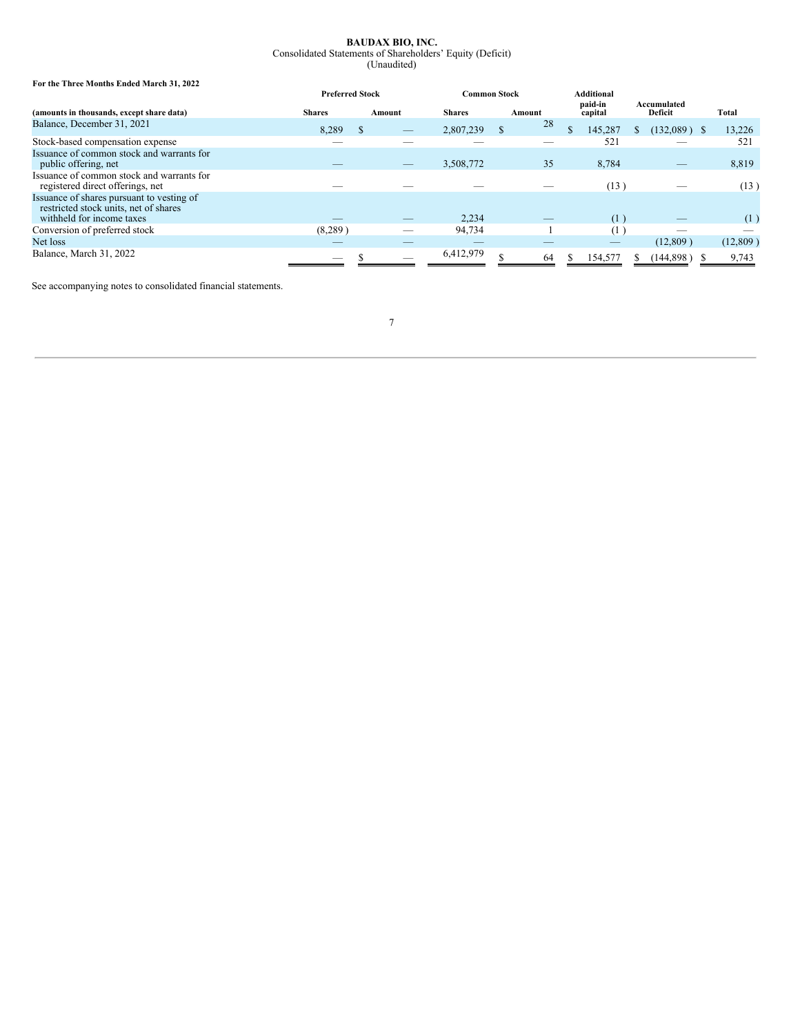**BAUDAX BIO, INC.**
Consolidated Statements of Shareholders' Equity (Deficit)
(Unaudited)

**For the Three Months Ended March 31, 2022**

| (amounts in thousands, except share data) | Preferred Stock Shares | Preferred Stock Amount | Common Stock Shares | Common Stock Amount | Additional paid-in capital | Accumulated Deficit | Total |
|---|---|---|---|---|---|---|---|
| Balance, December 31, 2021 | 8,289 | $ — | 2,807,239 | $ 28 | $ 145,287 | $ (132,089) | $ 13,226 |
| Stock-based compensation expense | — | — | — | — | 521 | — | 521 |
| Issuance of common stock and warrants for public offering, net | — | — | 3,508,772 | 35 | 8,784 | — | 8,819 |
| Issuance of common stock and warrants for registered direct offerings, net | — | — | — | — | (13) | — | (13) |
| Issuance of shares pursuant to vesting of restricted stock units, net of shares withheld for income taxes | — | — | 2,234 | — | (1) | — | (1) |
| Conversion of preferred stock | (8,289) | — | 94,734 | 1 | (1) | — | — |
| Net loss | — | — | — | — | — | (12,809) | (12,809) |
| Balance, March 31, 2022 | — | $ — | 6,412,979 | $ 64 | $ 154,577 | $ (144,898) | $ 9,743 |

See accompanying notes to consolidated financial statements.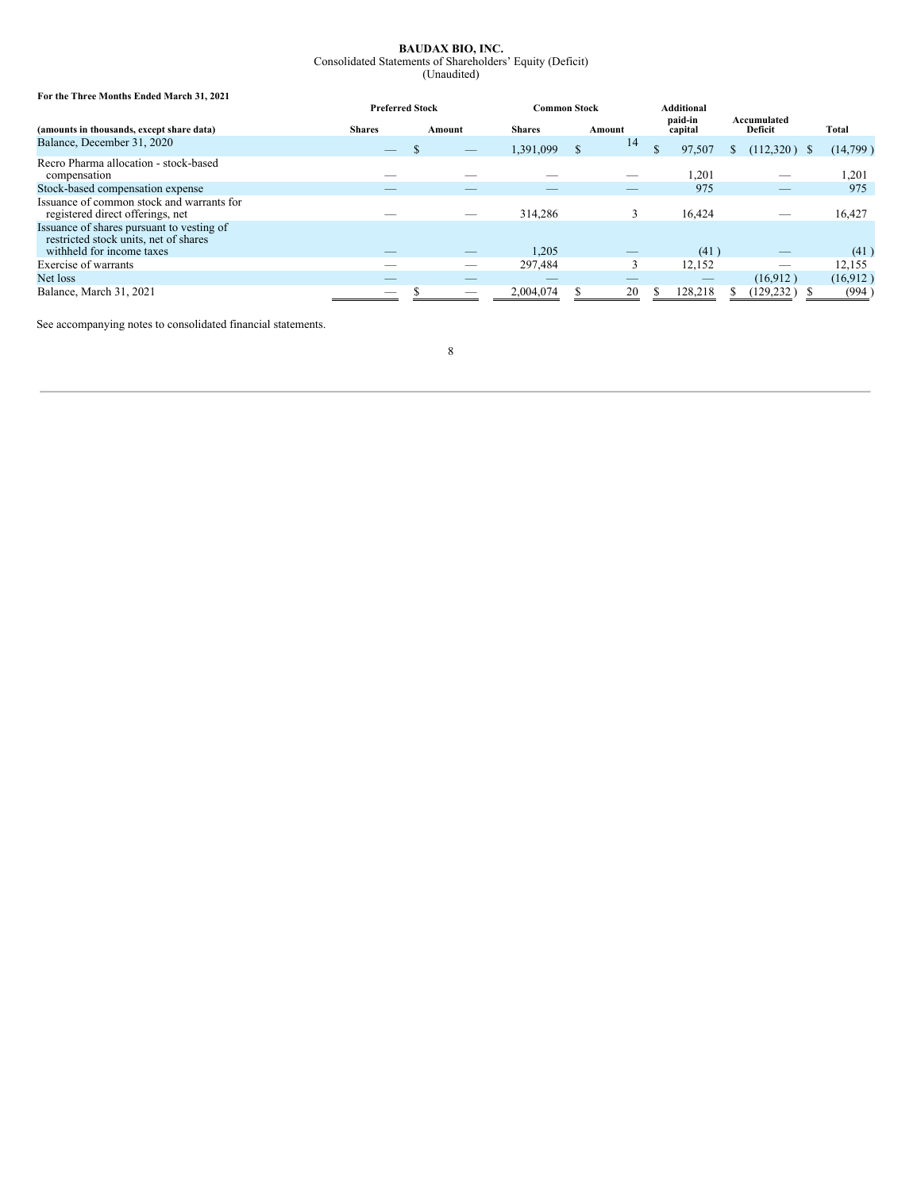**BAUDAX BIO, INC.**
Consolidated Statements of Shareholders' Equity (Deficit)
(Unaudited)

**For the Three Months Ended March 31, 2021**

| | Preferred Stock | | Common Stock | | Additional | | |
|---|---|---|---|---|---|---|---|
| **(amounts in thousands, except share data)** | **Shares** | **Amount** | **Shares** | **Amount** | **paid-in capital** | **Accumulated Deficit** | **Total** |
| Balance, December 31, 2020 | — | $ — | 1,391,099 | $ 14 | $ 97,507 | $ (112,320) | $ (14,799) |
| Recro Pharma allocation - stock-based compensation | — | — | — | — | 1,201 | — | 1,201 |
| Stock-based compensation expense | — | — | — | — | 975 | — | 975 |
| Issuance of common stock and warrants for registered direct offerings, net | — | — | 314,286 | 3 | 16,424 | — | 16,427 |
| Issuance of shares pursuant to vesting of restricted stock units, net of shares withheld for income taxes | — | — | 1,205 | — | (41) | — | (41) |
| Exercise of warrants | — | — | 297,484 | 3 | 12,152 | — | 12,155 |
| Net loss | — | — | — | — | — | (16,912) | (16,912) |
| Balance, March 31, 2021 | — | $ — | 2,004,074 | $ 20 | $ 128,218 | $ (129,232) | $ (994) |

See accompanying notes to consolidated financial statements.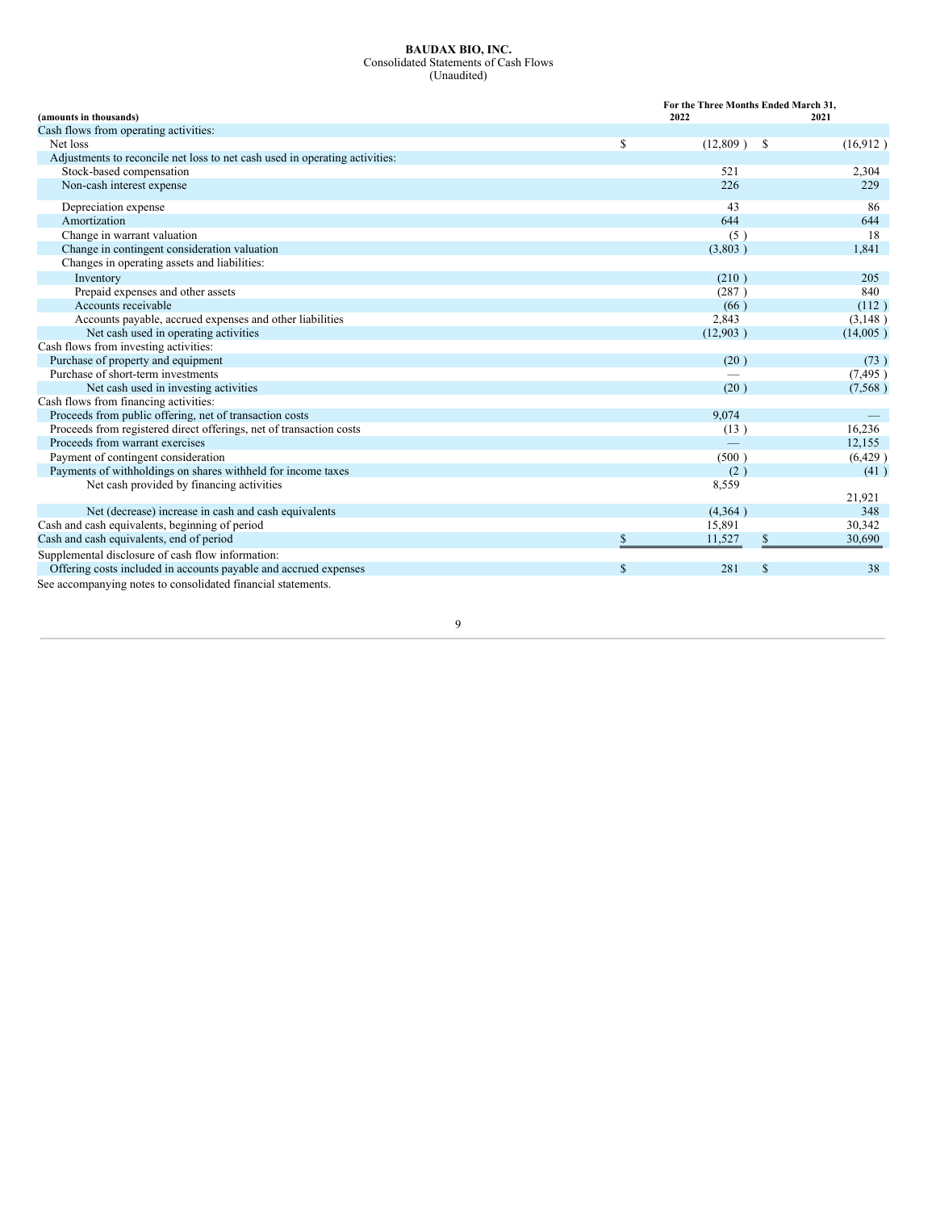**BAUDAX BIO, INC.**
Consolidated Statements of Cash Flows
(Unaudited)

| (amounts in thousands) | For the Three Months Ended March 31, 2022 | 2021 |
|---|---|---|
| Cash flows from operating activities: | | |
| Net loss | $ (12,809 ) | $ (16,912 ) |
| Adjustments to reconcile net loss to net cash used in operating activities: | | |
| Stock-based compensation | 521 | 2,304 |
| Non-cash interest expense | 226 | 229 |
| Depreciation expense | 43 | 86 |
| Amortization | 644 | 644 |
| Change in warrant valuation | (5 ) | 18 |
| Change in contingent consideration valuation | (3,803 ) | 1,841 |
| Changes in operating assets and liabilities: | | |
| Inventory | (210 ) | 205 |
| Prepaid expenses and other assets | (287 ) | 840 |
| Accounts receivable | (66 ) | (112 ) |
| Accounts payable, accrued expenses and other liabilities | 2,843 | (3,148 ) |
| Net cash used in operating activities | (12,903 ) | (14,005 ) |
| Cash flows from investing activities: | | |
| Purchase of property and equipment | (20 ) | (73 ) |
| Purchase of short-term investments | — | (7,495 ) |
| Net cash used in investing activities | (20 ) | (7,568 ) |
| Cash flows from financing activities: | | |
| Proceeds from public offering, net of transaction costs | 9,074 | — |
| Proceeds from registered direct offerings, net of transaction costs | (13 ) | 16,236 |
| Proceeds from warrant exercises | — | 12,155 |
| Payment of contingent consideration | (500 ) | (6,429 ) |
| Payments of withholdings on shares withheld for income taxes | (2 ) | (41 ) |
| Net cash provided by financing activities | 8,559 | 21,921 |
| Net (decrease) increase in cash and cash equivalents | (4,364 ) | 348 |
| Cash and cash equivalents, beginning of period | 15,891 | 30,342 |
| Cash and cash equivalents, end of period | $ 11,527 | $ 30,690 |
| Supplemental disclosure of cash flow information: | | |
| Offering costs included in accounts payable and accrued expenses | $ 281 | $ 38 |

See accompanying notes to consolidated financial statements.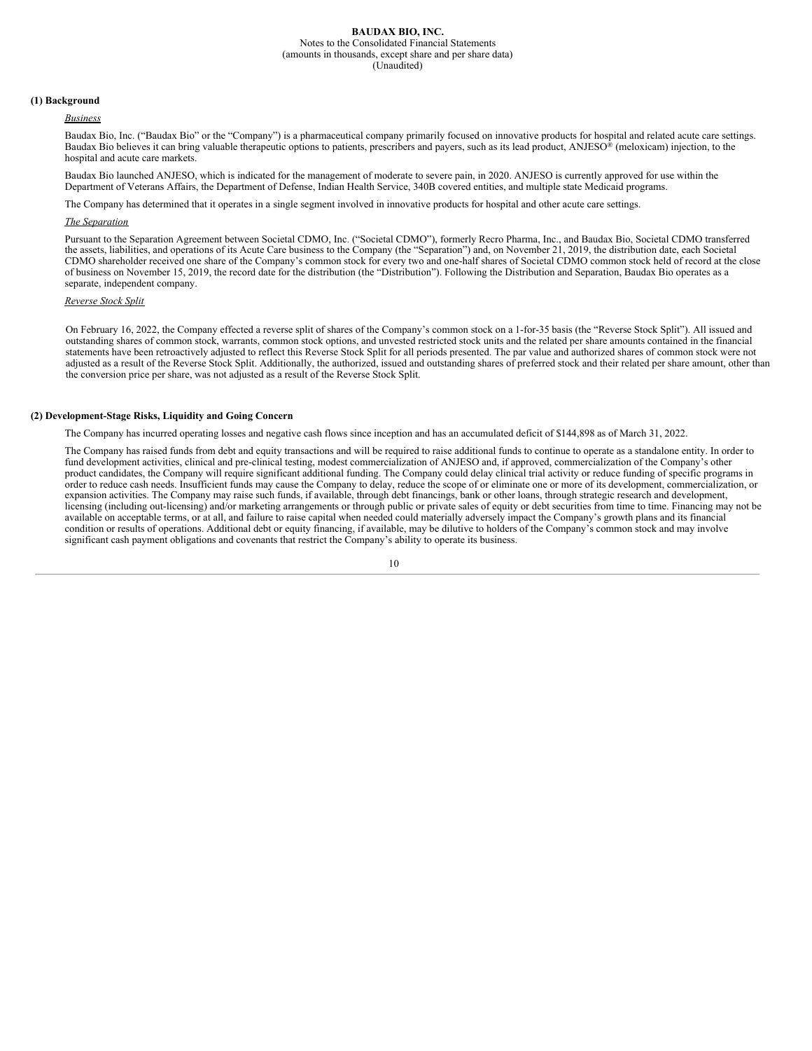**BAUDAX BIO, INC.**
Notes to the Consolidated Financial Statements
(amounts in thousands, except share and per share data)
(Unaudited)

## (1) Background

*Business*

Baudax Bio, Inc. ("Baudax Bio" or the "Company") is a pharmaceutical company primarily focused on innovative products for hospital and related acute care settings. Baudax Bio believes it can bring valuable therapeutic options to patients, prescribers and payers, such as its lead product, ANJESO® (meloxicam) injection, to the hospital and acute care markets.

Baudax Bio launched ANJESO, which is indicated for the management of moderate to severe pain, in 2020. ANJESO is currently approved for use within the Department of Veterans Affairs, the Department of Defense, Indian Health Service, 340B covered entities, and multiple state Medicaid programs.

The Company has determined that it operates in a single segment involved in innovative products for hospital and other acute care settings.

*The Separation*

Pursuant to the Separation Agreement between Societal CDMO, Inc. ("Societal CDMO"), formerly Recro Pharma, Inc., and Baudax Bio, Societal CDMO transferred the assets, liabilities, and operations of its Acute Care business to the Company (the "Separation") and, on November 21, 2019, the distribution date, each Societal CDMO shareholder received one share of the Company's common stock for every two and one-half shares of Societal CDMO common stock held of record at the close of business on November 15, 2019, the record date for the distribution (the "Distribution"). Following the Distribution and Separation, Baudax Bio operates as a separate, independent company.

*Reverse Stock Split*

On February 16, 2022, the Company effected a reverse split of shares of the Company's common stock on a 1-for-35 basis (the "Reverse Stock Split"). All issued and outstanding shares of common stock, warrants, common stock options, and unvested restricted stock units and the related per share amounts contained in the financial statements have been retroactively adjusted to reflect this Reverse Stock Split for all periods presented. The par value and authorized shares of common stock were not adjusted as a result of the Reverse Stock Split. Additionally, the authorized, issued and outstanding shares of preferred stock and their related per share amount, other than the conversion price per share, was not adjusted as a result of the Reverse Stock Split.

## (2) Development-Stage Risks, Liquidity and Going Concern

The Company has incurred operating losses and negative cash flows since inception and has an accumulated deficit of $144,898 as of March 31, 2022.

The Company has raised funds from debt and equity transactions and will be required to raise additional funds to continue to operate as a standalone entity. In order to fund development activities, clinical and pre-clinical testing, modest commercialization of ANJESO and, if approved, commercialization of the Company's other product candidates, the Company will require significant additional funding. The Company could delay clinical trial activity or reduce funding of specific programs in order to reduce cash needs. Insufficient funds may cause the Company to delay, reduce the scope of or eliminate one or more of its development, commercialization, or expansion activities. The Company may raise such funds, if available, through debt financings, bank or other loans, through strategic research and development, licensing (including out-licensing) and/or marketing arrangements or through public or private sales of equity or debt securities from time to time. Financing may not be available on acceptable terms, or at all, and failure to raise capital when needed could materially adversely impact the Company's growth plans and its financial condition or results of operations. Additional debt or equity financing, if available, may be dilutive to holders of the Company's common stock and may involve significant cash payment obligations and covenants that restrict the Company's ability to operate its business.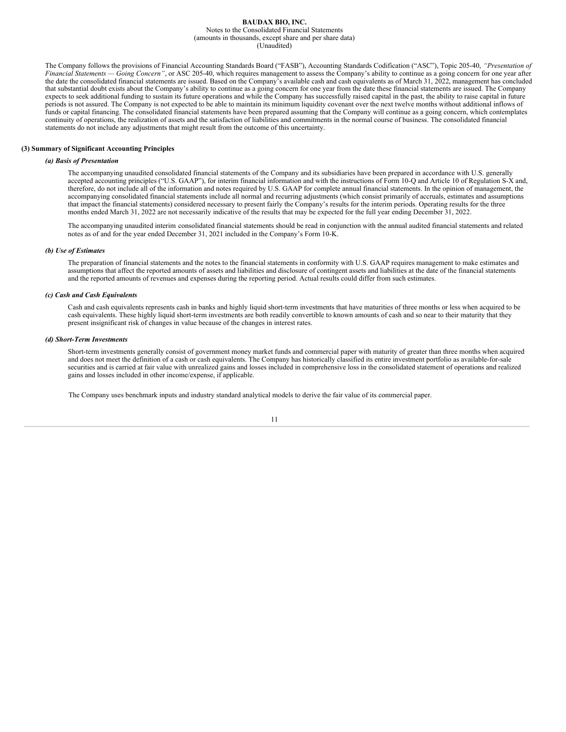The Company follows the provisions of Financial Accounting Standards Board ("FASB"), Accounting Standards Codification ("ASC"), Topic 205-40, *"Presentation of Financial Statements — Going Concern"*, or ASC 205-40, which requires management to assess the Company's ability to continue as a going concern for one year after the date the consolidated financial statements are issued. Based on the Company's available cash and cash equivalents as of March 31, 2022, management has concluded that substantial doubt exists about the Company's ability to continue as a going concern for one year from the date these financial statements are issued. The Company expects to seek additional funding to sustain its future operations and while the Company has successfully raised capital in the past, the ability to raise capital in future periods is not assured. The Company is not expected to be able to maintain its minimum liquidity covenant over the next twelve months without additional inflows of funds or capital financing. The consolidated financial statements have been prepared assuming that the Company will continue as a going concern, which contemplates continuity of operations, the realization of assets and the satisfaction of liabilities and commitments in the normal course of business. The consolidated financial statements do not include any adjustments that might result from the outcome of this uncertainty.

## (3) Summary of Significant Accounting Principles

### *(a) Basis of Presentation*

The accompanying unaudited consolidated financial statements of the Company and its subsidiaries have been prepared in accordance with U.S. generally accepted accounting principles ("U.S. GAAP"), for interim financial information and with the instructions of Form 10-Q and Article 10 of Regulation S-X and, therefore, do not include all of the information and notes required by U.S. GAAP for complete annual financial statements. In the opinion of management, the accompanying consolidated financial statements include all normal and recurring adjustments (which consist primarily of accruals, estimates and assumptions that impact the financial statements) considered necessary to present fairly the Company's results for the interim periods. Operating results for the three months ended March 31, 2022 are not necessarily indicative of the results that may be expected for the full year ending December 31, 2022.

The accompanying unaudited interim consolidated financial statements should be read in conjunction with the annual audited financial statements and related notes as of and for the year ended December 31, 2021 included in the Company's Form 10-K.

### *(b) Use of Estimates*

The preparation of financial statements and the notes to the financial statements in conformity with U.S. GAAP requires management to make estimates and assumptions that affect the reported amounts of assets and liabilities and disclosure of contingent assets and liabilities at the date of the financial statements and the reported amounts of revenues and expenses during the reporting period. Actual results could differ from such estimates.

### *(c) Cash and Cash Equivalents*

Cash and cash equivalents represents cash in banks and highly liquid short-term investments that have maturities of three months or less when acquired to be cash equivalents. These highly liquid short-term investments are both readily convertible to known amounts of cash and so near to their maturity that they present insignificant risk of changes in value because of the changes in interest rates.

### *(d) Short-Term Investments*

Short-term investments generally consist of government money market funds and commercial paper with maturity of greater than three months when acquired and does not meet the definition of a cash or cash equivalents. The Company has historically classified its entire investment portfolio as available-for-sale securities and is carried at fair value with unrealized gains and losses included in comprehensive loss in the consolidated statement of operations and realized gains and losses included in other income/expense, if applicable.

The Company uses benchmark inputs and industry standard analytical models to derive the fair value of its commercial paper.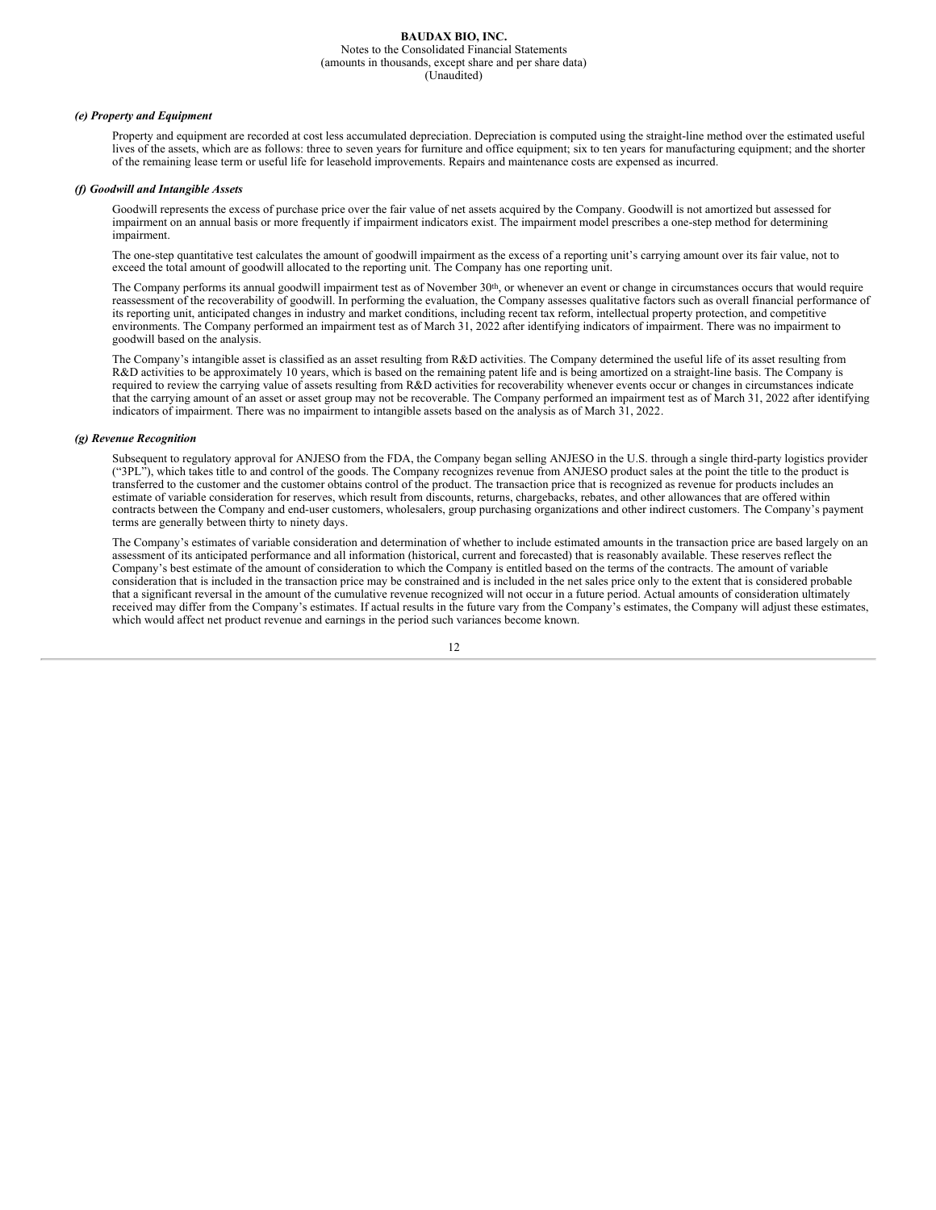#### *(e) Property and Equipment*

Property and equipment are recorded at cost less accumulated depreciation. Depreciation is computed using the straight-line method over the estimated useful lives of the assets, which are as follows: three to seven years for furniture and office equipment; six to ten years for manufacturing equipment; and the shorter of the remaining lease term or useful life for leasehold improvements. Repairs and maintenance costs are expensed as incurred.

#### *(f) Goodwill and Intangible Assets*

Goodwill represents the excess of purchase price over the fair value of net assets acquired by the Company. Goodwill is not amortized but assessed for impairment on an annual basis or more frequently if impairment indicators exist. The impairment model prescribes a one-step method for determining impairment.

The one-step quantitative test calculates the amount of goodwill impairment as the excess of a reporting unit's carrying amount over its fair value, not to exceed the total amount of goodwill allocated to the reporting unit. The Company has one reporting unit.

The Company performs its annual goodwill impairment test as of November 30th, or whenever an event or change in circumstances occurs that would require reassessment of the recoverability of goodwill. In performing the evaluation, the Company assesses qualitative factors such as overall financial performance of its reporting unit, anticipated changes in industry and market conditions, including recent tax reform, intellectual property protection, and competitive environments. The Company performed an impairment test as of March 31, 2022 after identifying indicators of impairment. There was no impairment to goodwill based on the analysis.

The Company's intangible asset is classified as an asset resulting from R&D activities. The Company determined the useful life of its asset resulting from R&D activities to be approximately 10 years, which is based on the remaining patent life and is being amortized on a straight-line basis. The Company is required to review the carrying value of assets resulting from R&D activities for recoverability whenever events occur or changes in circumstances indicate that the carrying amount of an asset or asset group may not be recoverable. The Company performed an impairment test as of March 31, 2022 after identifying indicators of impairment. There was no impairment to intangible assets based on the analysis as of March 31, 2022.

#### *(g) Revenue Recognition*

Subsequent to regulatory approval for ANJESO from the FDA, the Company began selling ANJESO in the U.S. through a single third-party logistics provider ("3PL"), which takes title to and control of the goods. The Company recognizes revenue from ANJESO product sales at the point the title to the product is transferred to the customer and the customer obtains control of the product. The transaction price that is recognized as revenue for products includes an estimate of variable consideration for reserves, which result from discounts, returns, chargebacks, rebates, and other allowances that are offered within contracts between the Company and end-user customers, wholesalers, group purchasing organizations and other indirect customers. The Company's payment terms are generally between thirty to ninety days.

The Company's estimates of variable consideration and determination of whether to include estimated amounts in the transaction price are based largely on an assessment of its anticipated performance and all information (historical, current and forecasted) that is reasonably available. These reserves reflect the Company's best estimate of the amount of consideration to which the Company is entitled based on the terms of the contracts. The amount of variable consideration that is included in the transaction price may be constrained and is included in the net sales price only to the extent that is considered probable that a significant reversal in the amount of the cumulative revenue recognized will not occur in a future period. Actual amounts of consideration ultimately received may differ from the Company's estimates. If actual results in the future vary from the Company's estimates, the Company will adjust these estimates, which would affect net product revenue and earnings in the period such variances become known.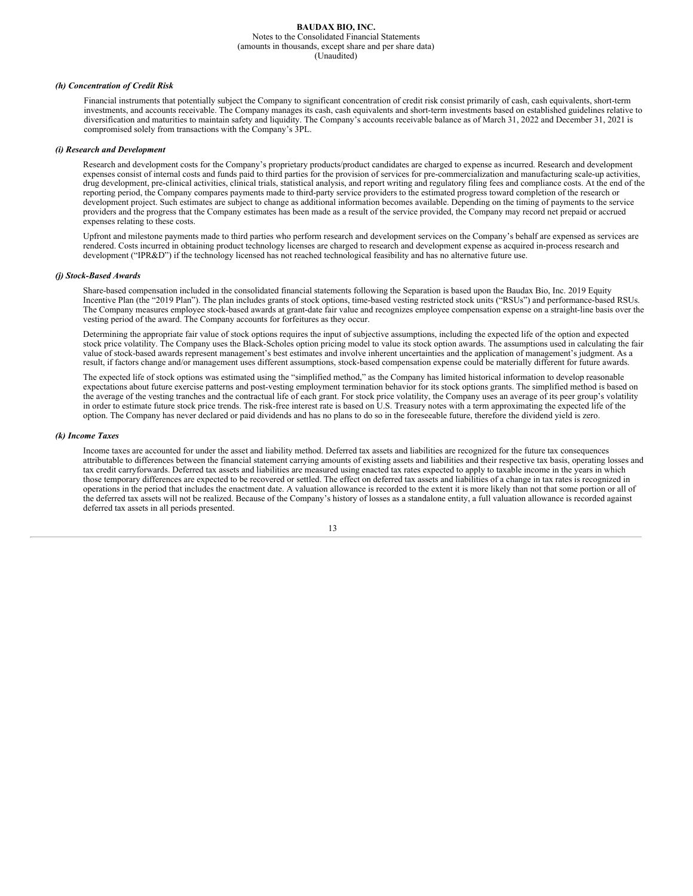#### *(h) Concentration of Credit Risk*

Financial instruments that potentially subject the Company to significant concentration of credit risk consist primarily of cash, cash equivalents, short-term investments, and accounts receivable. The Company manages its cash, cash equivalents and short-term investments based on established guidelines relative to diversification and maturities to maintain safety and liquidity. The Company's accounts receivable balance as of March 31, 2022 and December 31, 2021 is compromised solely from transactions with the Company's 3PL.

#### *(i) Research and Development*

Research and development costs for the Company's proprietary products/product candidates are charged to expense as incurred. Research and development expenses consist of internal costs and funds paid to third parties for the provision of services for pre-commercialization and manufacturing scale-up activities, drug development, pre-clinical activities, clinical trials, statistical analysis, and report writing and regulatory filing fees and compliance costs. At the end of the reporting period, the Company compares payments made to third-party service providers to the estimated progress toward completion of the research or development project. Such estimates are subject to change as additional information becomes available. Depending on the timing of payments to the service providers and the progress that the Company estimates has been made as a result of the service provided, the Company may record net prepaid or accrued expenses relating to these costs.

Upfront and milestone payments made to third parties who perform research and development services on the Company's behalf are expensed as services are rendered. Costs incurred in obtaining product technology licenses are charged to research and development expense as acquired in-process research and development ("IPR&D") if the technology licensed has not reached technological feasibility and has no alternative future use.

#### *(j) Stock-Based Awards*

Share-based compensation included in the consolidated financial statements following the Separation is based upon the Baudax Bio, Inc. 2019 Equity Incentive Plan (the "2019 Plan"). The plan includes grants of stock options, time-based vesting restricted stock units ("RSUs") and performance-based RSUs. The Company measures employee stock-based awards at grant-date fair value and recognizes employee compensation expense on a straight-line basis over the vesting period of the award. The Company accounts for forfeitures as they occur.

Determining the appropriate fair value of stock options requires the input of subjective assumptions, including the expected life of the option and expected stock price volatility. The Company uses the Black-Scholes option pricing model to value its stock option awards. The assumptions used in calculating the fair value of stock-based awards represent management's best estimates and involve inherent uncertainties and the application of management's judgment. As a result, if factors change and/or management uses different assumptions, stock-based compensation expense could be materially different for future awards.

The expected life of stock options was estimated using the "simplified method," as the Company has limited historical information to develop reasonable expectations about future exercise patterns and post-vesting employment termination behavior for its stock options grants. The simplified method is based on the average of the vesting tranches and the contractual life of each grant. For stock price volatility, the Company uses an average of its peer group's volatility in order to estimate future stock price trends. The risk-free interest rate is based on U.S. Treasury notes with a term approximating the expected life of the option. The Company has never declared or paid dividends and has no plans to do so in the foreseeable future, therefore the dividend yield is zero.

#### *(k) Income Taxes*

Income taxes are accounted for under the asset and liability method. Deferred tax assets and liabilities are recognized for the future tax consequences attributable to differences between the financial statement carrying amounts of existing assets and liabilities and their respective tax basis, operating losses and tax credit carryforwards. Deferred tax assets and liabilities are measured using enacted tax rates expected to apply to taxable income in the years in which those temporary differences are expected to be recovered or settled. The effect on deferred tax assets and liabilities of a change in tax rates is recognized in operations in the period that includes the enactment date. A valuation allowance is recorded to the extent it is more likely than not that some portion or all of the deferred tax assets will not be realized. Because of the Company's history of losses as a standalone entity, a full valuation allowance is recorded against deferred tax assets in all periods presented.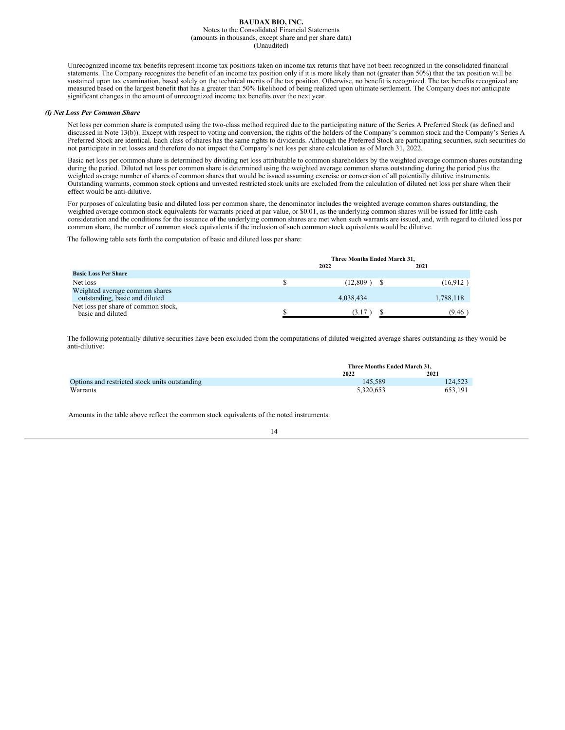Unrecognized income tax benefits represent income tax positions taken on income tax returns that have not been recognized in the consolidated financial statements. The Company recognizes the benefit of an income tax position only if it is more likely than not (greater than 50%) that the tax position will be sustained upon tax examination, based solely on the technical merits of the tax position. Otherwise, no benefit is recognized. The tax benefits recognized are measured based on the largest benefit that has a greater than 50% likelihood of being realized upon ultimate settlement. The Company does not anticipate significant changes in the amount of unrecognized income tax benefits over the next year.

***(l) Net Loss Per Common Share***

Net loss per common share is computed using the two-class method required due to the participating nature of the Series A Preferred Stock (as defined and discussed in Note 13(b)). Except with respect to voting and conversion, the rights of the holders of the Company's common stock and the Company's Series A Preferred Stock are identical. Each class of shares has the same rights to dividends. Although the Preferred Stock are participating securities, such securities do not participate in net losses and therefore do not impact the Company's net loss per share calculation as of March 31, 2022.

Basic net loss per common share is determined by dividing net loss attributable to common shareholders by the weighted average common shares outstanding during the period. Diluted net loss per common share is determined using the weighted average common shares outstanding during the period plus the weighted average number of shares of common shares that would be issued assuming exercise or conversion of all potentially dilutive instruments. Outstanding warrants, common stock options and unvested restricted stock units are excluded from the calculation of diluted net loss per share when their effect would be anti-dilutive.

For purposes of calculating basic and diluted loss per common share, the denominator includes the weighted average common shares outstanding, the weighted average common stock equivalents for warrants priced at par value, or $0.01, as the underlying common shares will be issued for little cash consideration and the conditions for the issuance of the underlying common shares are met when such warrants are issued, and, with regard to diluted loss per common share, the number of common stock equivalents if the inclusion of such common stock equivalents would be dilutive.

The following table sets forth the computation of basic and diluted loss per share:

| | Three Months Ended March 31, | |
|---|---|---|
| | 2022 | 2021 |
| **Basic Loss Per Share** | | |
| Net loss | $ (12,809) | $ (16,912) |
| Weighted average common shares outstanding, basic and diluted | 4,038,434 | 1,788,118 |
| Net loss per share of common stock, basic and diluted | $ (3.17) | $ (9.46) |

The following potentially dilutive securities have been excluded from the computations of diluted weighted average shares outstanding as they would be anti-dilutive:

| | Three Months Ended March 31, | |
|---|---|---|
| | 2022 | 2021 |
| Options and restricted stock units outstanding | 145,589 | 124,523 |
| Warrants | 5,320,653 | 653,191 |

Amounts in the table above reflect the common stock equivalents of the noted instruments.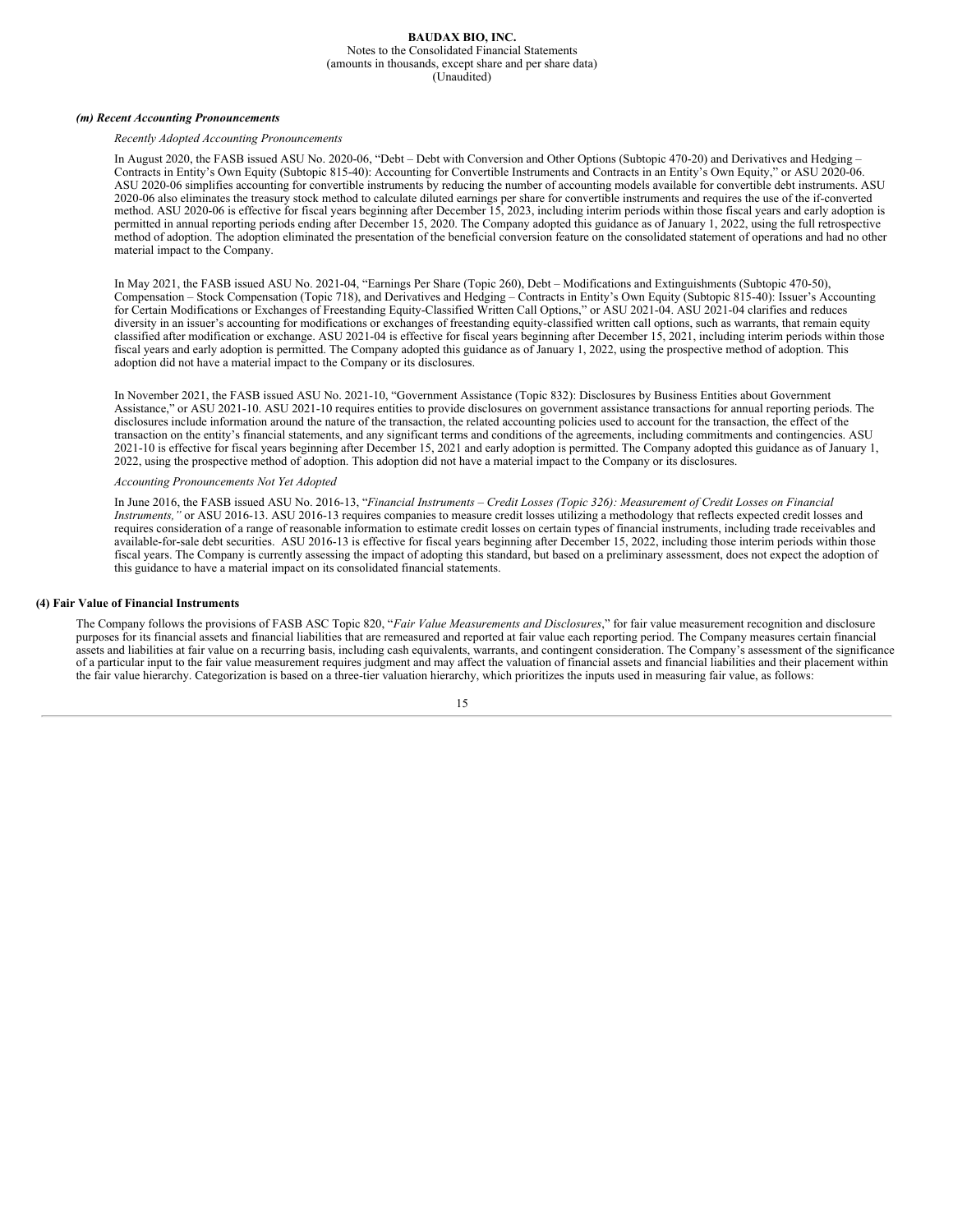***(m) Recent Accounting Pronouncements***

*Recently Adopted Accounting Pronouncements*

In August 2020, the FASB issued ASU No. 2020-06, "Debt – Debt with Conversion and Other Options (Subtopic 470-20) and Derivatives and Hedging – Contracts in Entity's Own Equity (Subtopic 815-40): Accounting for Convertible Instruments and Contracts in an Entity's Own Equity," or ASU 2020-06. ASU 2020-06 simplifies accounting for convertible instruments by reducing the number of accounting models available for convertible debt instruments. ASU 2020-06 also eliminates the treasury stock method to calculate diluted earnings per share for convertible instruments and requires the use of the if-converted method. ASU 2020-06 is effective for fiscal years beginning after December 15, 2023, including interim periods within those fiscal years and early adoption is permitted in annual reporting periods ending after December 15, 2020. The Company adopted this guidance as of January 1, 2022, using the full retrospective method of adoption. The adoption eliminated the presentation of the beneficial conversion feature on the consolidated statement of operations and had no other material impact to the Company.

In May 2021, the FASB issued ASU No. 2021-04, "Earnings Per Share (Topic 260), Debt – Modifications and Extinguishments (Subtopic 470-50), Compensation – Stock Compensation (Topic 718), and Derivatives and Hedging – Contracts in Entity's Own Equity (Subtopic 815-40): Issuer's Accounting for Certain Modifications or Exchanges of Freestanding Equity-Classified Written Call Options," or ASU 2021-04. ASU 2021-04 clarifies and reduces diversity in an issuer's accounting for modifications or exchanges of freestanding equity-classified written call options, such as warrants, that remain equity classified after modification or exchange. ASU 2021-04 is effective for fiscal years beginning after December 15, 2021, including interim periods within those fiscal years and early adoption is permitted. The Company adopted this guidance as of January 1, 2022, using the prospective method of adoption. This adoption did not have a material impact to the Company or its disclosures.

In November 2021, the FASB issued ASU No. 2021-10, "Government Assistance (Topic 832): Disclosures by Business Entities about Government Assistance," or ASU 2021-10. ASU 2021-10 requires entities to provide disclosures on government assistance transactions for annual reporting periods. The disclosures include information around the nature of the transaction, the related accounting policies used to account for the transaction, the effect of the transaction on the entity's financial statements, and any significant terms and conditions of the agreements, including commitments and contingencies. ASU 2021-10 is effective for fiscal years beginning after December 15, 2021 and early adoption is permitted. The Company adopted this guidance as of January 1, 2022, using the prospective method of adoption. This adoption did not have a material impact to the Company or its disclosures.

*Accounting Pronouncements Not Yet Adopted*

In June 2016, the FASB issued ASU No. 2016-13, "*Financial Instruments – Credit Losses (Topic 326): Measurement of Credit Losses on Financial Instruments,"* or ASU 2016-13. ASU 2016-13 requires companies to measure credit losses utilizing a methodology that reflects expected credit losses and requires consideration of a range of reasonable information to estimate credit losses on certain types of financial instruments, including trade receivables and available-for-sale debt securities. ASU 2016-13 is effective for fiscal years beginning after December 15, 2022, including those interim periods within those fiscal years. The Company is currently assessing the impact of adopting this standard, but based on a preliminary assessment, does not expect the adoption of this guidance to have a material impact on its consolidated financial statements.

## (4) Fair Value of Financial Instruments

The Company follows the provisions of FASB ASC Topic 820, "*Fair Value Measurements and Disclosures*," for fair value measurement recognition and disclosure purposes for its financial assets and financial liabilities that are remeasured and reported at fair value each reporting period. The Company measures certain financial assets and liabilities at fair value on a recurring basis, including cash equivalents, warrants, and contingent consideration. The Company's assessment of the significance of a particular input to the fair value measurement requires judgment and may affect the valuation of financial assets and financial liabilities and their placement within the fair value hierarchy. Categorization is based on a three-tier valuation hierarchy, which prioritizes the inputs used in measuring fair value, as follows: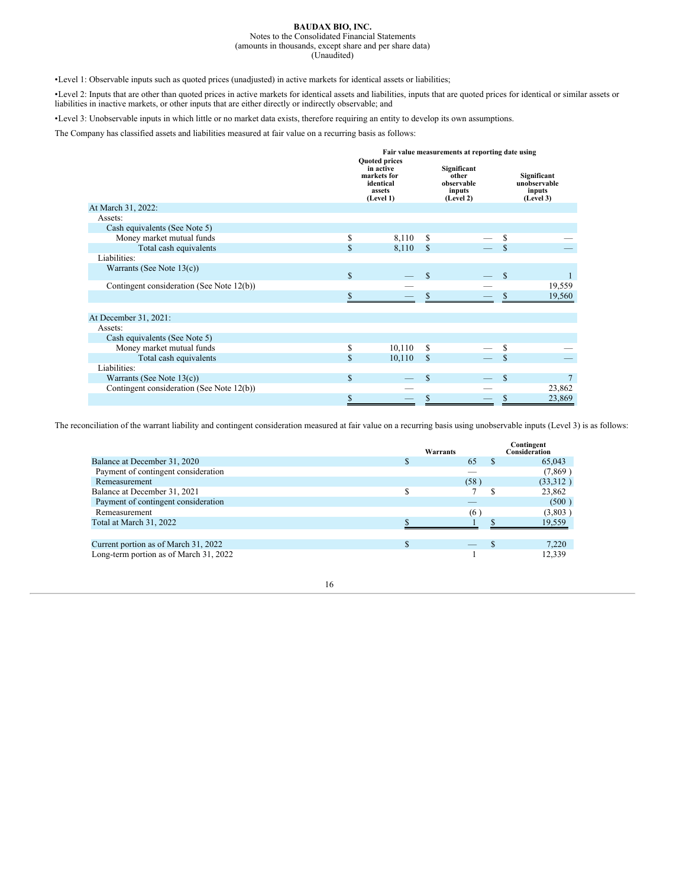•Level 1: Observable inputs such as quoted prices (unadjusted) in active markets for identical assets or liabilities;

•Level 2: Inputs that are other than quoted prices in active markets for identical assets and liabilities, inputs that are quoted prices for identical or similar assets or liabilities in inactive markets, or other inputs that are either directly or indirectly observable; and

•Level 3: Unobservable inputs in which little or no market data exists, therefore requiring an entity to develop its own assumptions.

The Company has classified assets and liabilities measured at fair value on a recurring basis as follows:

| | Fair value measurements at reporting date using | | |
|---|---|---|---|
| | Quoted prices in active markets for identical assets (Level 1) | Significant other observable inputs (Level 2) | Significant unobservable inputs (Level 3) |
| At March 31, 2022: | | | |
| Assets: | | | |
| Cash equivalents (See Note 5) | | | |
| Money market mutual funds | $ 8,110 | $ — | $ — |
| Total cash equivalents | $ 8,110 | $ — | $ — |
| Liabilities: | | | |
| Warrants (See Note 13(c)) | $ — | $ — | $ 1 |
| Contingent consideration (See Note 12(b)) | — | — | 19,559 |
| | $ — | $ — | $ 19,560 |
| At December 31, 2021: | | | |
| Assets: | | | |
| Cash equivalents (See Note 5) | | | |
| Money market mutual funds | $ 10,110 | $ — | $ — |
| Total cash equivalents | $ 10,110 | $ — | $ — |
| Liabilities: | | | |
| Warrants (See Note 13(c)) | $ — | $ — | $ 7 |
| Contingent consideration (See Note 12(b)) | — | — | 23,862 |
| | $ — | $ — | $ 23,869 |

The reconciliation of the warrant liability and contingent consideration measured at fair value on a recurring basis using unobservable inputs (Level 3) is as follows:

| | Warrants | Contingent Consideration |
|---|---|---|
| Balance at December 31, 2020 | $ 65 | $ 65,043 |
| Payment of contingent consideration | — | (7,869) |
| Remeasurement | (58) | (33,312) |
| Balance at December 31, 2021 | $ 7 | $ 23,862 |
| Payment of contingent consideration | — | (500) |
| Remeasurement | (6) | (3,803) |
| Total at March 31, 2022 | $ 1 | $ 19,559 |
| | | |
| Current portion as of March 31, 2022 | $ — | $ 7,220 |
| Long-term portion as of March 31, 2022 | 1 | 12,339 |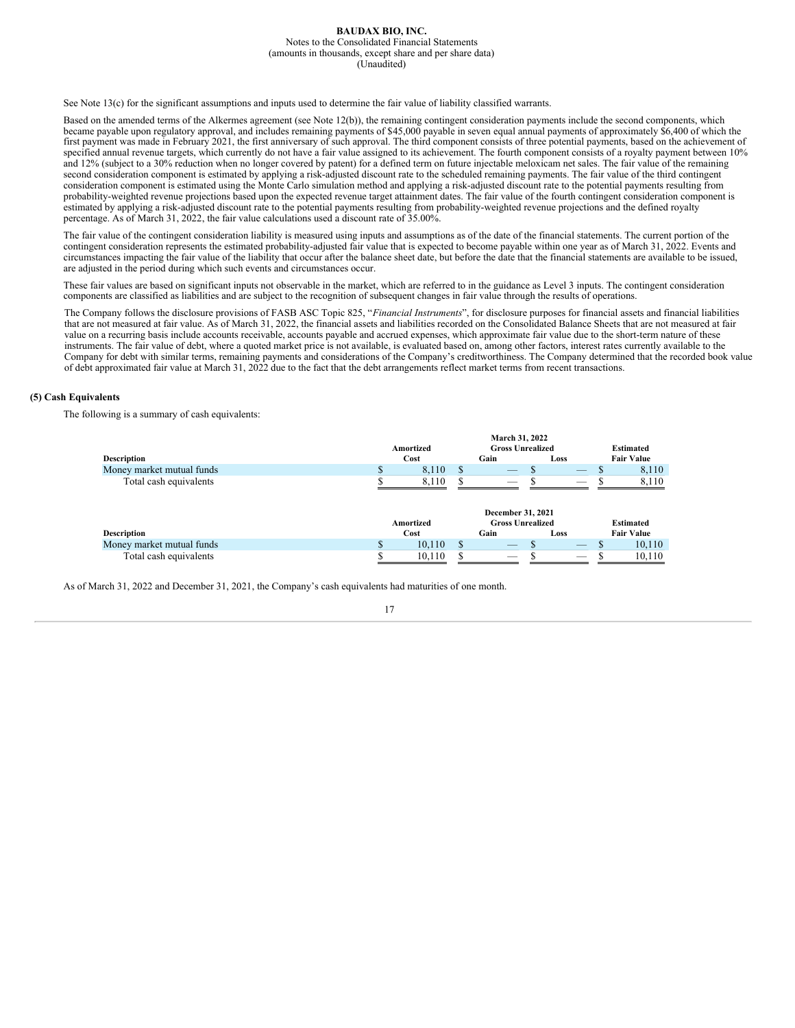See Note 13(c) for the significant assumptions and inputs used to determine the fair value of liability classified warrants.

Based on the amended terms of the Alkermes agreement (see Note 12(b)), the remaining contingent consideration payments include the second components, which became payable upon regulatory approval, and includes remaining payments of $45,000 payable in seven equal annual payments of approximately $6,400 of which the first payment was made in February 2021, the first anniversary of such approval. The third component consists of three potential payments, based on the achievement of specified annual revenue targets, which currently do not have a fair value assigned to its achievement. The fourth component consists of a royalty payment between 10% and 12% (subject to a 30% reduction when no longer covered by patent) for a defined term on future injectable meloxicam net sales. The fair value of the remaining second consideration component is estimated by applying a risk-adjusted discount rate to the scheduled remaining payments. The fair value of the third contingent consideration component is estimated using the Monte Carlo simulation method and applying a risk-adjusted discount rate to the potential payments resulting from probability-weighted revenue projections based upon the expected revenue target attainment dates. The fair value of the fourth contingent consideration component is estimated by applying a risk-adjusted discount rate to the potential payments resulting from probability-weighted revenue projections and the defined royalty percentage. As of March 31, 2022, the fair value calculations used a discount rate of 35.00%.

The fair value of the contingent consideration liability is measured using inputs and assumptions as of the date of the financial statements. The current portion of the contingent consideration represents the estimated probability-adjusted fair value that is expected to become payable within one year as of March 31, 2022. Events and circumstances impacting the fair value of the liability that occur after the balance sheet date, but before the date that the financial statements are available to be issued, are adjusted in the period during which such events and circumstances occur.

These fair values are based on significant inputs not observable in the market, which are referred to in the guidance as Level 3 inputs. The contingent consideration components are classified as liabilities and are subject to the recognition of subsequent changes in fair value through the results of operations.

The Company follows the disclosure provisions of FASB ASC Topic 825, "*Financial Instruments*", for disclosure purposes for financial assets and financial liabilities that are not measured at fair value. As of March 31, 2022, the financial assets and liabilities recorded on the Consolidated Balance Sheets that are not measured at fair value on a recurring basis include accounts receivable, accounts payable and accrued expenses, which approximate fair value due to the short-term nature of these instruments. The fair value of debt, where a quoted market price is not available, is evaluated based on, among other factors, interest rates currently available to the Company for debt with similar terms, remaining payments and considerations of the Company's creditworthiness. The Company determined that the recorded book value of debt approximated fair value at March 31, 2022 due to the fact that the debt arrangements reflect market terms from recent transactions.

## (5) Cash Equivalents

The following is a summary of cash equivalents:

| | March 31, 2022 | | | |
|---|---|---|---|---|
| | Amortized | Gross Unrealized | | Estimated |
| **Description** | **Cost** | **Gain** | **Loss** | **Fair Value** |
| Money market mutual funds | $ 8,110 | $ — | $ — | $ 8,110 |
| Total cash equivalents | $ 8,110 | $ — | $ — | $ 8,110 |

| | December 31, 2021 | | | |
|---|---|---|---|---|
| | Amortized | Gross Unrealized | | Estimated |
| **Description** | **Cost** | **Gain** | **Loss** | **Fair Value** |
| Money market mutual funds | $ 10,110 | $ — | $ — | $ 10,110 |
| Total cash equivalents | $ 10,110 | $ — | $ — | $ 10,110 |

As of March 31, 2022 and December 31, 2021, the Company's cash equivalents had maturities of one month.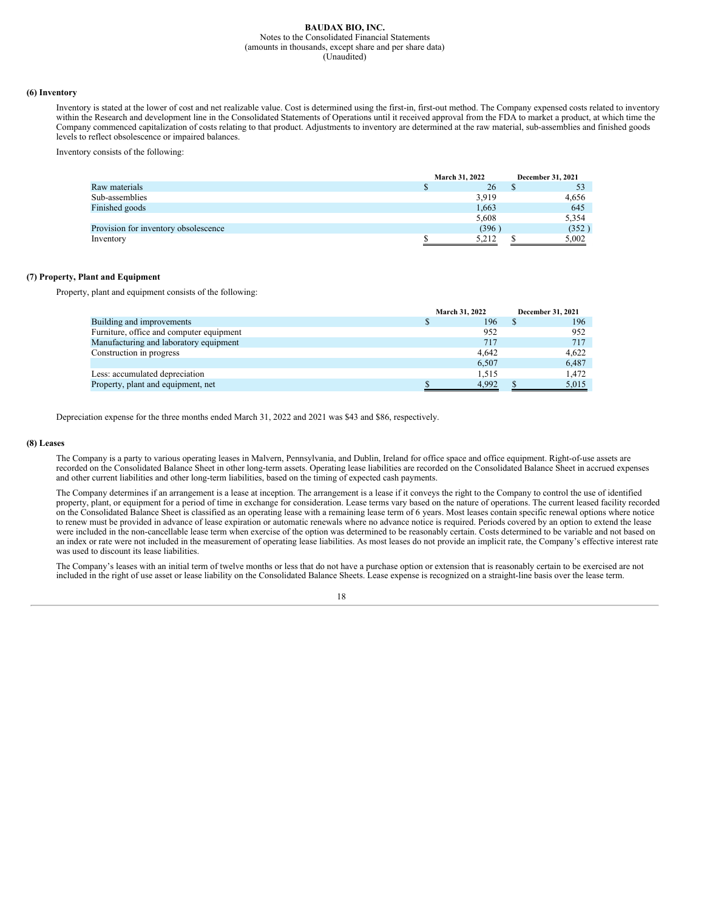### (6) Inventory

Inventory is stated at the lower of cost and net realizable value. Cost is determined using the first-in, first-out method. The Company expensed costs related to inventory within the Research and development line in the Consolidated Statements of Operations until it received approval from the FDA to market a product, at which time the Company commenced capitalization of costs relating to that product. Adjustments to inventory are determined at the raw material, sub-assemblies and finished goods levels to reflect obsolescence or impaired balances.

Inventory consists of the following:

| | March 31, 2022 | December 31, 2021 |
|---|---|---|
| Raw materials | $ 26 | $ 53 |
| Sub-assemblies | 3,919 | 4,656 |
| Finished goods | 1,663 | 645 |
| | 5,608 | 5,354 |
| Provision for inventory obsolescence | (396 ) | (352 ) |
| Inventory | $ 5,212 | $ 5,002 |

### (7) Property, Plant and Equipment

Property, plant and equipment consists of the following:

| | March 31, 2022 | December 31, 2021 |
|---|---|---|
| Building and improvements | $ 196 | $ 196 |
| Furniture, office and computer equipment | 952 | 952 |
| Manufacturing and laboratory equipment | 717 | 717 |
| Construction in progress | 4,642 | 4,622 |
| | 6,507 | 6,487 |
| Less: accumulated depreciation | 1,515 | 1,472 |
| Property, plant and equipment, net | $ 4,992 | $ 5,015 |

Depreciation expense for the three months ended March 31, 2022 and 2021 was $43 and $86, respectively.

### (8) Leases

The Company is a party to various operating leases in Malvern, Pennsylvania, and Dublin, Ireland for office space and office equipment. Right-of-use assets are recorded on the Consolidated Balance Sheet in other long-term assets. Operating lease liabilities are recorded on the Consolidated Balance Sheet in accrued expenses and other current liabilities and other long-term liabilities, based on the timing of expected cash payments.

The Company determines if an arrangement is a lease at inception. The arrangement is a lease if it conveys the right to the Company to control the use of identified property, plant, or equipment for a period of time in exchange for consideration. Lease terms vary based on the nature of operations. The current leased facility recorded on the Consolidated Balance Sheet is classified as an operating lease with a remaining lease term of 6 years. Most leases contain specific renewal options where notice to renew must be provided in advance of lease expiration or automatic renewals where no advance notice is required. Periods covered by an option to extend the lease were included in the non-cancellable lease term when exercise of the option was determined to be reasonably certain. Costs determined to be variable and not based on an index or rate were not included in the measurement of operating lease liabilities. As most leases do not provide an implicit rate, the Company's effective interest rate was used to discount its lease liabilities.

The Company's leases with an initial term of twelve months or less that do not have a purchase option or extension that is reasonably certain to be exercised are not included in the right of use asset or lease liability on the Consolidated Balance Sheets. Lease expense is recognized on a straight-line basis over the lease term.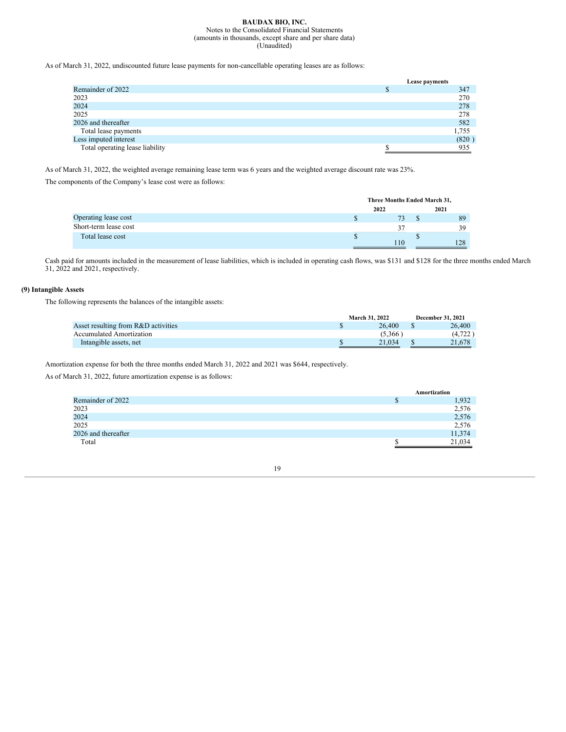As of March 31, 2022, undiscounted future lease payments for non-cancellable operating leases are as follows:

| | Lease payments |
|---|---|
| Remainder of 2022 | $ 347 |
| 2023 | 270 |
| 2024 | 278 |
| 2025 | 278 |
| 2026 and thereafter | 582 |
| Total lease payments | 1,755 |
| Less imputed interest | (820 ) |
| Total operating lease liability | $ 935 |

As of March 31, 2022, the weighted average remaining lease term was 6 years and the weighted average discount rate was 23%.

The components of the Company's lease cost were as follows:

| | Three Months Ended March 31, | |
|---|---|---|
| | 2022 | 2021 |
| Operating lease cost | $ 73 | $ 89 |
| Short-term lease cost | 37 | 39 |
| Total lease cost | $ 110 | $ 128 |

Cash paid for amounts included in the measurement of lease liabilities, which is included in operating cash flows, was $131 and $128 for the three months ended March 31, 2022 and 2021, respectively.

### (9) Intangible Assets

The following represents the balances of the intangible assets:

| | March 31, 2022 | December 31, 2021 |
|---|---|---|
| Asset resulting from R&D activities | $ 26,400 | $ 26,400 |
| Accumulated Amortization | (5,366 ) | (4,722 ) |
| Intangible assets, net | $ 21,034 | $ 21,678 |

Amortization expense for both the three months ended March 31, 2022 and 2021 was $644, respectively.

As of March 31, 2022, future amortization expense is as follows:

| | Amortization |
|---|---|
| Remainder of 2022 | $ 1,932 |
| 2023 | 2,576 |
| 2024 | 2,576 |
| 2025 | 2,576 |
| 2026 and thereafter | 11,374 |
| Total | $ 21,034 |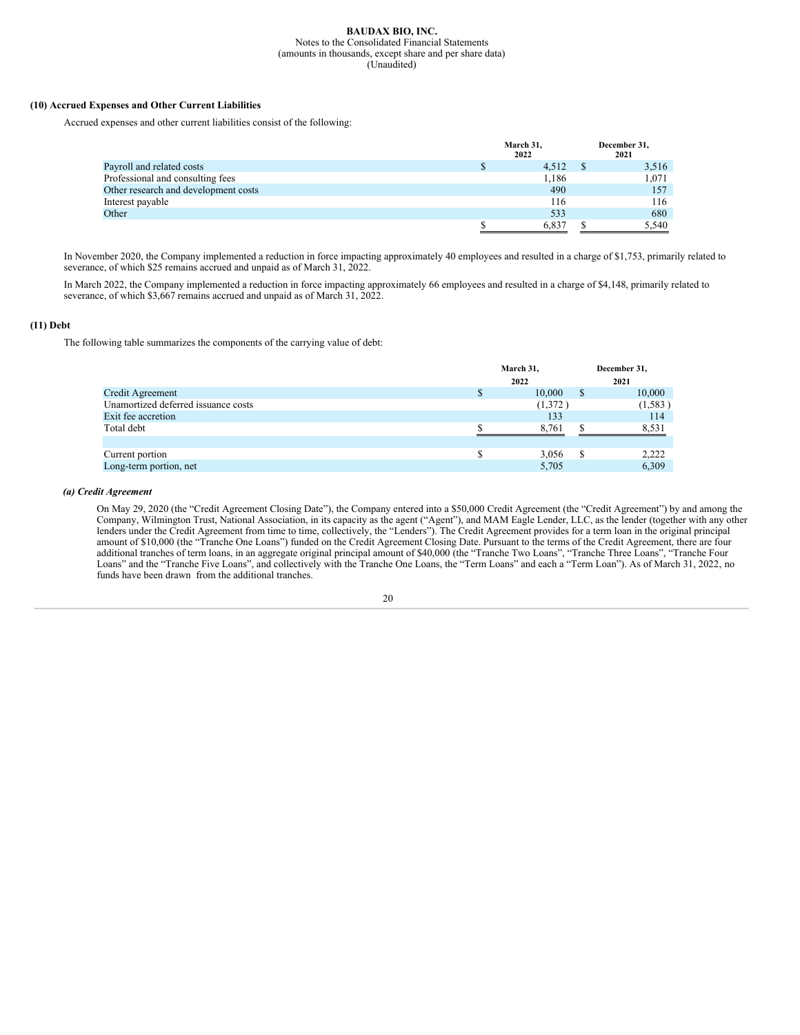BAUDAX BIO, INC.
Notes to the Consolidated Financial Statements
(amounts in thousands, except share and per share data)
(Unaudited)

**(10) Accrued Expenses and Other Current Liabilities**

Accrued expenses and other current liabilities consist of the following:

| | March 31, 2022 | December 31, 2021 |
|---|---|---|
| Payroll and related costs | $ 4,512 | $ 3,516 |
| Professional and consulting fees | 1,186 | 1,071 |
| Other research and development costs | 490 | 157 |
| Interest payable | 116 | 116 |
| Other | 533 | 680 |
| | $ 6,837 | $ 5,540 |

In November 2020, the Company implemented a reduction in force impacting approximately 40 employees and resulted in a charge of $1,753, primarily related to severance, of which $25 remains accrued and unpaid as of March 31, 2022.

In March 2022, the Company implemented a reduction in force impacting approximately 66 employees and resulted in a charge of $4,148, primarily related to severance, of which $3,667 remains accrued and unpaid as of March 31, 2022.

**(11) Debt**

The following table summarizes the components of the carrying value of debt:

| | March 31, 2022 | December 31, 2021 |
|---|---|---|
| Credit Agreement | $ 10,000 | $ 10,000 |
| Unamortized deferred issuance costs | (1,372) | (1,583) |
| Exit fee accretion | 133 | 114 |
| Total debt | $ 8,761 | $ 8,531 |
| | | |
| Current portion | $ 3,056 | $ 2,222 |
| Long-term portion, net | 5,705 | 6,309 |

***(a) Credit Agreement***

On May 29, 2020 (the "Credit Agreement Closing Date"), the Company entered into a $50,000 Credit Agreement (the "Credit Agreement") by and among the Company, Wilmington Trust, National Association, in its capacity as the agent ("Agent"), and MAM Eagle Lender, LLC, as the lender (together with any other lenders under the Credit Agreement from time to time, collectively, the "Lenders"). The Credit Agreement provides for a term loan in the original principal amount of $10,000 (the "Tranche One Loans") funded on the Credit Agreement Closing Date. Pursuant to the terms of the Credit Agreement, there are four additional tranches of term loans, in an aggregate original principal amount of $40,000 (the "Tranche Two Loans", "Tranche Three Loans", "Tranche Four Loans" and the "Tranche Five Loans", and collectively with the Tranche One Loans, the "Term Loans" and each a "Term Loan"). As of March 31, 2022, no funds have been drawn from the additional tranches.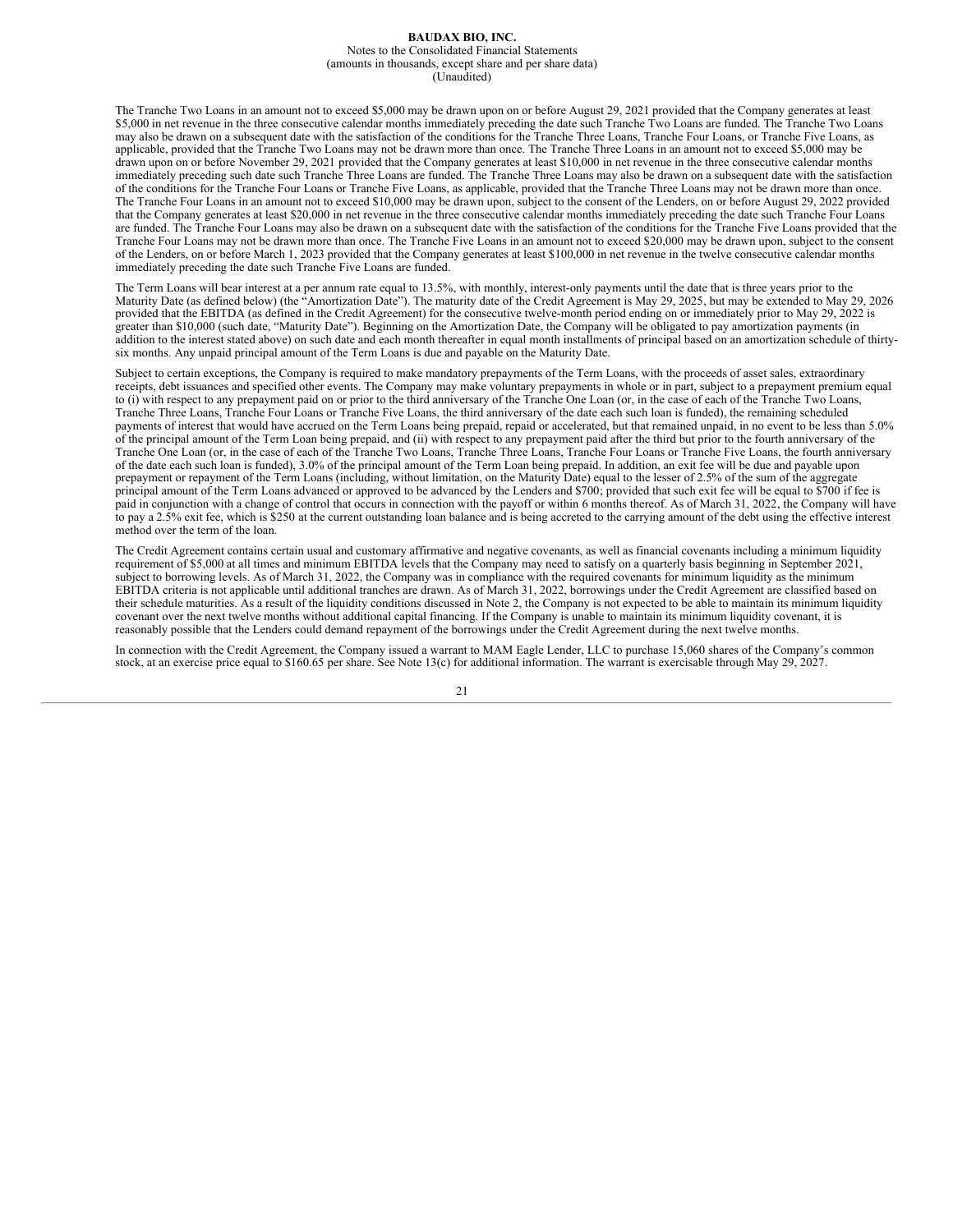The Tranche Two Loans in an amount not to exceed $5,000 may be drawn upon on or before August 29, 2021 provided that the Company generates at least $5,000 in net revenue in the three consecutive calendar months immediately preceding the date such Tranche Two Loans are funded. The Tranche Two Loans may also be drawn on a subsequent date with the satisfaction of the conditions for the Tranche Three Loans, Tranche Four Loans, or Tranche Five Loans, as applicable, provided that the Tranche Two Loans may not be drawn more than once. The Tranche Three Loans in an amount not to exceed $5,000 may be drawn upon on or before November 29, 2021 provided that the Company generates at least $10,000 in net revenue in the three consecutive calendar months immediately preceding such date such Tranche Three Loans are funded. The Tranche Three Loans may also be drawn on a subsequent date with the satisfaction of the conditions for the Tranche Four Loans or Tranche Five Loans, as applicable, provided that the Tranche Three Loans may not be drawn more than once. The Tranche Four Loans in an amount not to exceed $10,000 may be drawn upon, subject to the consent of the Lenders, on or before August 29, 2022 provided that the Company generates at least $20,000 in net revenue in the three consecutive calendar months immediately preceding the date such Tranche Four Loans are funded. The Tranche Four Loans may also be drawn on a subsequent date with the satisfaction of the conditions for the Tranche Five Loans provided that the Tranche Four Loans may not be drawn more than once. The Tranche Five Loans in an amount not to exceed $20,000 may be drawn upon, subject to the consent of the Lenders, on or before March 1, 2023 provided that the Company generates at least $100,000 in net revenue in the twelve consecutive calendar months immediately preceding the date such Tranche Five Loans are funded.

The Term Loans will bear interest at a per annum rate equal to 13.5%, with monthly, interest-only payments until the date that is three years prior to the Maturity Date (as defined below) (the "Amortization Date"). The maturity date of the Credit Agreement is May 29, 2025, but may be extended to May 29, 2026 provided that the EBITDA (as defined in the Credit Agreement) for the consecutive twelve-month period ending on or immediately prior to May 29, 2022 is greater than $10,000 (such date, "Maturity Date"). Beginning on the Amortization Date, the Company will be obligated to pay amortization payments (in addition to the interest stated above) on such date and each month thereafter in equal month installments of principal based on an amortization schedule of thirty-six months. Any unpaid principal amount of the Term Loans is due and payable on the Maturity Date.

Subject to certain exceptions, the Company is required to make mandatory prepayments of the Term Loans, with the proceeds of asset sales, extraordinary receipts, debt issuances and specified other events. The Company may make voluntary prepayments in whole or in part, subject to a prepayment premium equal to (i) with respect to any prepayment paid on or prior to the third anniversary of the Tranche One Loan (or, in the case of each of the Tranche Two Loans, Tranche Three Loans, Tranche Four Loans or Tranche Five Loans, the third anniversary of the date each such loan is funded), the remaining scheduled payments of interest that would have accrued on the Term Loans being prepaid, repaid or accelerated, but that remained unpaid, in no event to be less than 5.0% of the principal amount of the Term Loan being prepaid, and (ii) with respect to any prepayment paid after the third but prior to the fourth anniversary of the Tranche One Loan (or, in the case of each of the Tranche Two Loans, Tranche Three Loans, Tranche Four Loans or Tranche Five Loans, the fourth anniversary of the date each such loan is funded), 3.0% of the principal amount of the Term Loan being prepaid. In addition, an exit fee will be due and payable upon prepayment or repayment of the Term Loans (including, without limitation, on the Maturity Date) equal to the lesser of 2.5% of the sum of the aggregate principal amount of the Term Loans advanced or approved to be advanced by the Lenders and $700; provided that such exit fee will be equal to $700 if fee is paid in conjunction with a change of control that occurs in connection with the payoff or within 6 months thereof. As of March 31, 2022, the Company will have to pay a 2.5% exit fee, which is $250 at the current outstanding loan balance and is being accreted to the carrying amount of the debt using the effective interest method over the term of the loan.

The Credit Agreement contains certain usual and customary affirmative and negative covenants, as well as financial covenants including a minimum liquidity requirement of $5,000 at all times and minimum EBITDA levels that the Company may need to satisfy on a quarterly basis beginning in September 2021, subject to borrowing levels. As of March 31, 2022, the Company was in compliance with the required covenants for minimum liquidity as the minimum EBITDA criteria is not applicable until additional tranches are drawn. As of March 31, 2022, borrowings under the Credit Agreement are classified based on their schedule maturities. As a result of the liquidity conditions discussed in Note 2, the Company is not expected to be able to maintain its minimum liquidity covenant over the next twelve months without additional capital financing. If the Company is unable to maintain its minimum liquidity covenant, it is reasonably possible that the Lenders could demand repayment of the borrowings under the Credit Agreement during the next twelve months.

In connection with the Credit Agreement, the Company issued a warrant to MAM Eagle Lender, LLC to purchase 15,060 shares of the Company's common stock, at an exercise price equal to $160.65 per share. See Note 13(c) for additional information. The warrant is exercisable through May 29, 2027.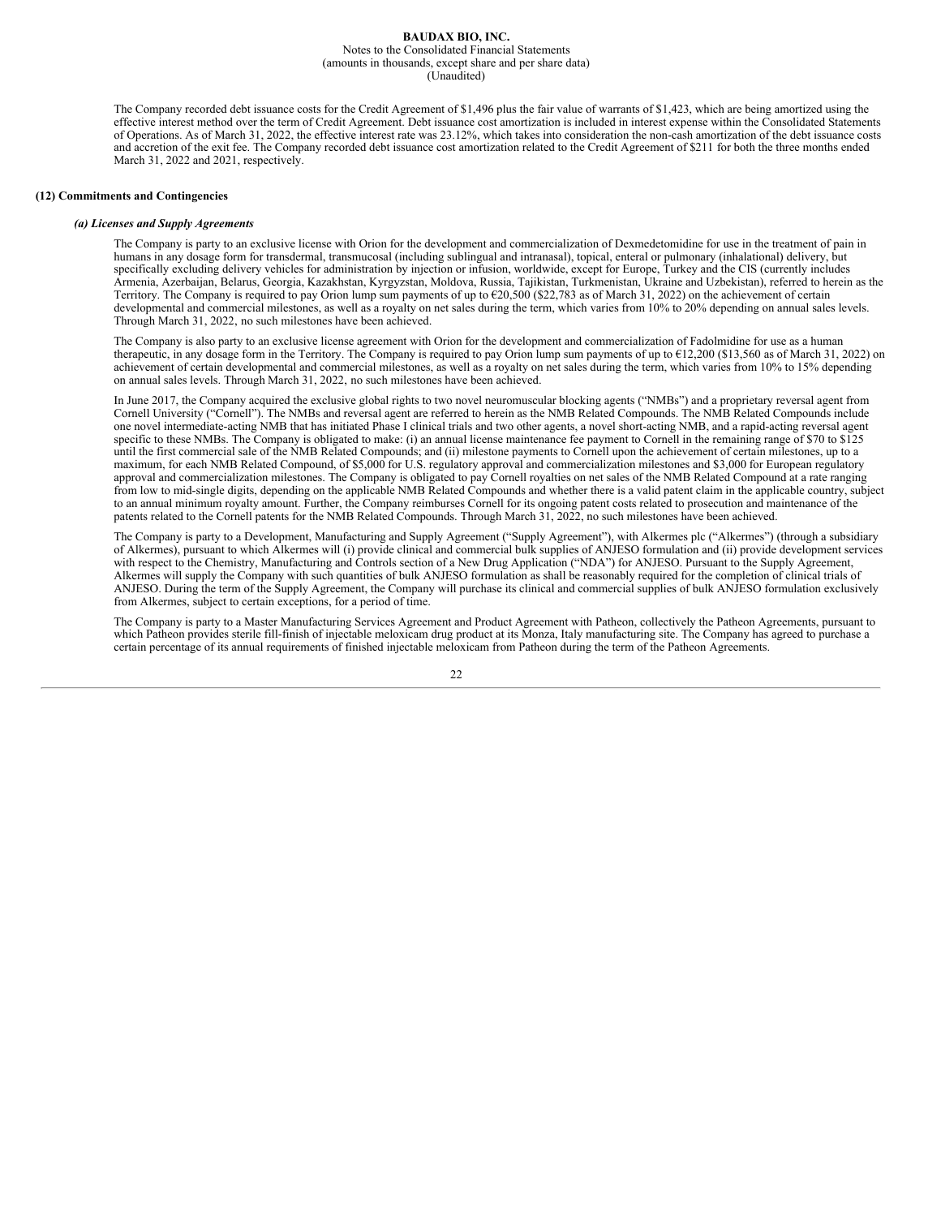The Company recorded debt issuance costs for the Credit Agreement of $1,496 plus the fair value of warrants of $1,423, which are being amortized using the effective interest method over the term of Credit Agreement. Debt issuance cost amortization is included in interest expense within the Consolidated Statements of Operations. As of March 31, 2022, the effective interest rate was 23.12%, which takes into consideration the non-cash amortization of the debt issuance costs and accretion of the exit fee. The Company recorded debt issuance cost amortization related to the Credit Agreement of $211 for both the three months ended March 31, 2022 and 2021, respectively.

## (12) Commitments and Contingencies

### *(a) Licenses and Supply Agreements*

The Company is party to an exclusive license with Orion for the development and commercialization of Dexmedetomidine for use in the treatment of pain in humans in any dosage form for transdermal, transmucosal (including sublingual and intranasal), topical, enteral or pulmonary (inhalational) delivery, but specifically excluding delivery vehicles for administration by injection or infusion, worldwide, except for Europe, Turkey and the CIS (currently includes Armenia, Azerbaijan, Belarus, Georgia, Kazakhstan, Kyrgyzstan, Moldova, Russia, Tajikistan, Turkmenistan, Ukraine and Uzbekistan), referred to herein as the Territory. The Company is required to pay Orion lump sum payments of up to €20,500 ($22,783 as of March 31, 2022) on the achievement of certain developmental and commercial milestones, as well as a royalty on net sales during the term, which varies from 10% to 20% depending on annual sales levels. Through March 31, 2022, no such milestones have been achieved.

The Company is also party to an exclusive license agreement with Orion for the development and commercialization of Fadolmidine for use as a human therapeutic, in any dosage form in the Territory. The Company is required to pay Orion lump sum payments of up to €12,200 ($13,560 as of March 31, 2022) on achievement of certain developmental and commercial milestones, as well as a royalty on net sales during the term, which varies from 10% to 15% depending on annual sales levels. Through March 31, 2022, no such milestones have been achieved.

In June 2017, the Company acquired the exclusive global rights to two novel neuromuscular blocking agents ("NMBs") and a proprietary reversal agent from Cornell University ("Cornell"). The NMBs and reversal agent are referred to herein as the NMB Related Compounds. The NMB Related Compounds include one novel intermediate-acting NMB that has initiated Phase I clinical trials and two other agents, a novel short-acting NMB, and a rapid-acting reversal agent specific to these NMBs. The Company is obligated to make: (i) an annual license maintenance fee payment to Cornell in the remaining range of $70 to $125 until the first commercial sale of the NMB Related Compounds; and (ii) milestone payments to Cornell upon the achievement of certain milestones, up to a maximum, for each NMB Related Compound, of $5,000 for U.S. regulatory approval and commercialization milestones and $3,000 for European regulatory approval and commercialization milestones. The Company is obligated to pay Cornell royalties on net sales of the NMB Related Compound at a rate ranging from low to mid-single digits, depending on the applicable NMB Related Compounds and whether there is a valid patent claim in the applicable country, subject to an annual minimum royalty amount. Further, the Company reimburses Cornell for its ongoing patent costs related to prosecution and maintenance of the patents related to the Cornell patents for the NMB Related Compounds. Through March 31, 2022, no such milestones have been achieved.

The Company is party to a Development, Manufacturing and Supply Agreement ("Supply Agreement"), with Alkermes plc ("Alkermes") (through a subsidiary of Alkermes), pursuant to which Alkermes will (i) provide clinical and commercial bulk supplies of ANJESO formulation and (ii) provide development services with respect to the Chemistry, Manufacturing and Controls section of a New Drug Application ("NDA") for ANJESO. Pursuant to the Supply Agreement, Alkermes will supply the Company with such quantities of bulk ANJESO formulation as shall be reasonably required for the completion of clinical trials of ANJESO. During the term of the Supply Agreement, the Company will purchase its clinical and commercial supplies of bulk ANJESO formulation exclusively from Alkermes, subject to certain exceptions, for a period of time.

The Company is party to a Master Manufacturing Services Agreement and Product Agreement with Patheon, collectively the Patheon Agreements, pursuant to which Patheon provides sterile fill-finish of injectable meloxicam drug product at its Monza, Italy manufacturing site. The Company has agreed to purchase a certain percentage of its annual requirements of finished injectable meloxicam from Patheon during the term of the Patheon Agreements.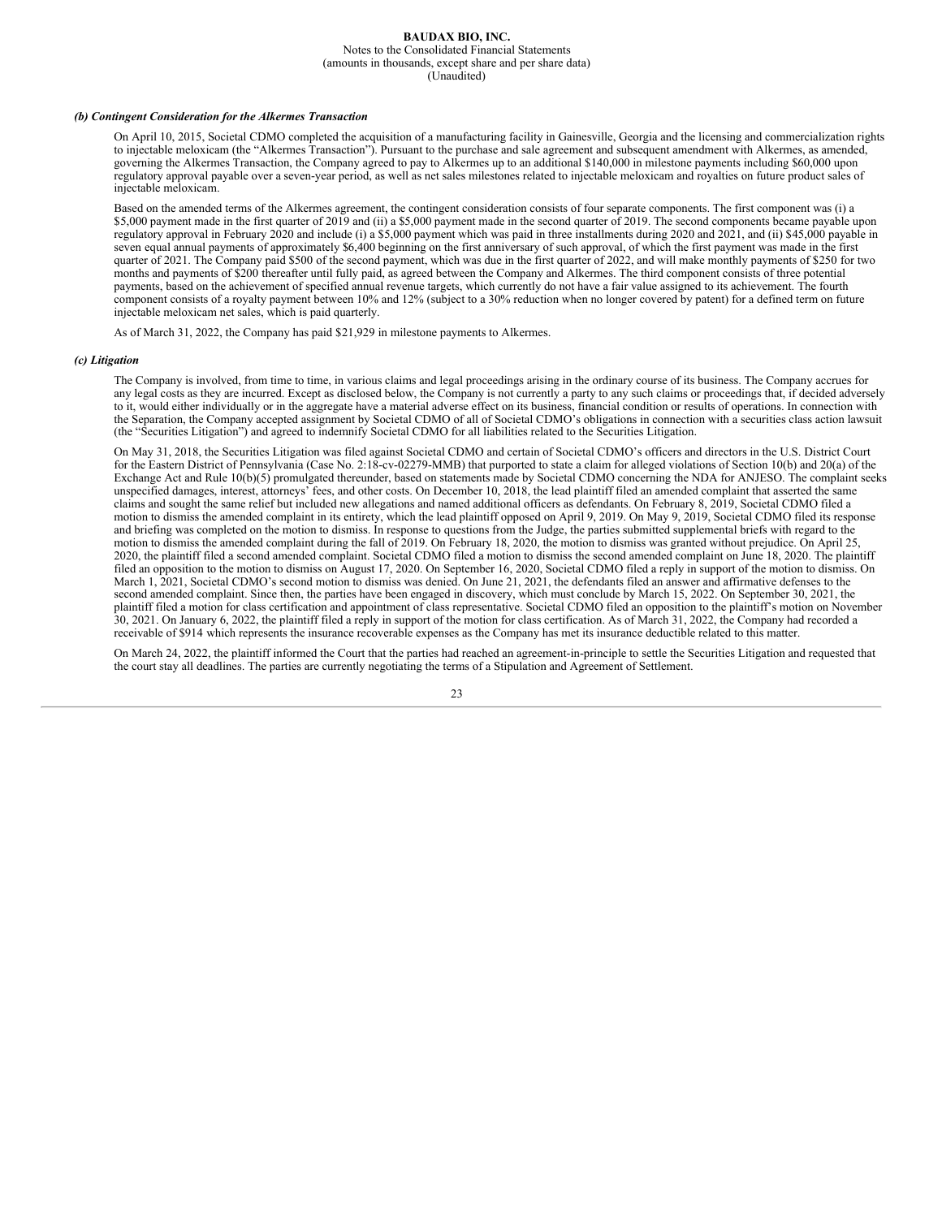### *(b) Contingent Consideration for the Alkermes Transaction*

On April 10, 2015, Societal CDMO completed the acquisition of a manufacturing facility in Gainesville, Georgia and the licensing and commercialization rights to injectable meloxicam (the "Alkermes Transaction"). Pursuant to the purchase and sale agreement and subsequent amendment with Alkermes, as amended, governing the Alkermes Transaction, the Company agreed to pay to Alkermes up to an additional $140,000 in milestone payments including $60,000 upon regulatory approval payable over a seven-year period, as well as net sales milestones related to injectable meloxicam and royalties on future product sales of injectable meloxicam.

Based on the amended terms of the Alkermes agreement, the contingent consideration consists of four separate components. The first component was (i) a $5,000 payment made in the first quarter of 2019 and (ii) a $5,000 payment made in the second quarter of 2019. The second components became payable upon regulatory approval in February 2020 and include (i) a $5,000 payment which was paid in three installments during 2020 and 2021, and (ii) $45,000 payable in seven equal annual payments of approximately $6,400 beginning on the first anniversary of such approval, of which the first payment was made in the first quarter of 2021. The Company paid $500 of the second payment, which was due in the first quarter of 2022, and will make monthly payments of $250 for two months and payments of $200 thereafter until fully paid, as agreed between the Company and Alkermes. The third component consists of three potential payments, based on the achievement of specified annual revenue targets, which currently do not have a fair value assigned to its achievement. The fourth component consists of a royalty payment between 10% and 12% (subject to a 30% reduction when no longer covered by patent) for a defined term on future injectable meloxicam net sales, which is paid quarterly.

As of March 31, 2022, the Company has paid $21,929 in milestone payments to Alkermes.

### *(c) Litigation*

The Company is involved, from time to time, in various claims and legal proceedings arising in the ordinary course of its business. The Company accrues for any legal costs as they are incurred. Except as disclosed below, the Company is not currently a party to any such claims or proceedings that, if decided adversely to it, would either individually or in the aggregate have a material adverse effect on its business, financial condition or results of operations. In connection with the Separation, the Company accepted assignment by Societal CDMO of all of Societal CDMO's obligations in connection with a securities class action lawsuit (the "Securities Litigation") and agreed to indemnify Societal CDMO for all liabilities related to the Securities Litigation.

On May 31, 2018, the Securities Litigation was filed against Societal CDMO and certain of Societal CDMO's officers and directors in the U.S. District Court for the Eastern District of Pennsylvania (Case No. 2:18-cv-02279-MMB) that purported to state a claim for alleged violations of Section 10(b) and 20(a) of the Exchange Act and Rule 10(b)(5) promulgated thereunder, based on statements made by Societal CDMO concerning the NDA for ANJESO. The complaint seeks unspecified damages, interest, attorneys' fees, and other costs. On December 10, 2018, the lead plaintiff filed an amended complaint that asserted the same claims and sought the same relief but included new allegations and named additional officers as defendants. On February 8, 2019, Societal CDMO filed a motion to dismiss the amended complaint in its entirety, which the lead plaintiff opposed on April 9, 2019. On May 9, 2019, Societal CDMO filed its response and briefing was completed on the motion to dismiss. In response to questions from the Judge, the parties submitted supplemental briefs with regard to the motion to dismiss the amended complaint during the fall of 2019. On February 18, 2020, the motion to dismiss was granted without prejudice. On April 25, 2020, the plaintiff filed a second amended complaint. Societal CDMO filed a motion to dismiss the second amended complaint on June 18, 2020. The plaintiff filed an opposition to the motion to dismiss on August 17, 2020. On September 16, 2020, Societal CDMO filed a reply in support of the motion to dismiss. On March 1, 2021, Societal CDMO's second motion to dismiss was denied. On June 21, 2021, the defendants filed an answer and affirmative defenses to the second amended complaint. Since then, the parties have been engaged in discovery, which must conclude by March 15, 2022. On September 30, 2021, the plaintiff filed a motion for class certification and appointment of class representative. Societal CDMO filed an opposition to the plaintiff's motion on November 30, 2021. On January 6, 2022, the plaintiff filed a reply in support of the motion for class certification. As of March 31, 2022, the Company had recorded a receivable of $914 which represents the insurance recoverable expenses as the Company has met its insurance deductible related to this matter.

On March 24, 2022, the plaintiff informed the Court that the parties had reached an agreement-in-principle to settle the Securities Litigation and requested that the court stay all deadlines. The parties are currently negotiating the terms of a Stipulation and Agreement of Settlement.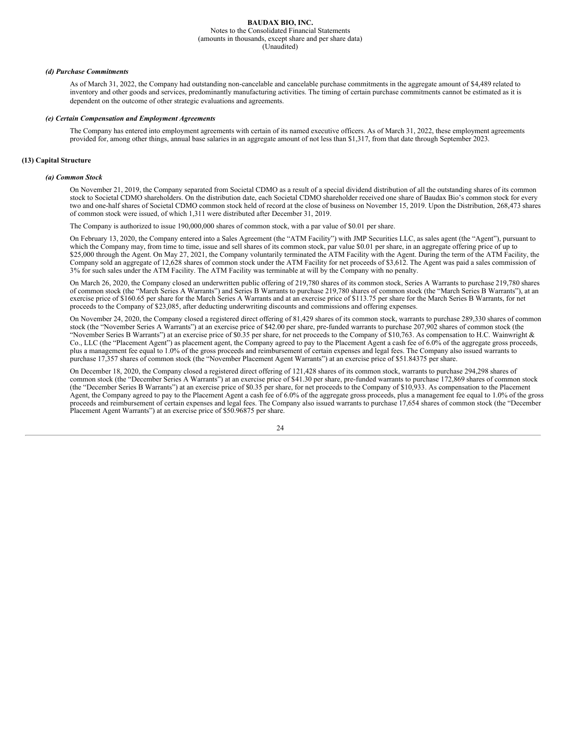#### *(d) Purchase Commitments*

As of March 31, 2022, the Company had outstanding non-cancelable and cancelable purchase commitments in the aggregate amount of $4,489 related to inventory and other goods and services, predominantly manufacturing activities. The timing of certain purchase commitments cannot be estimated as it is dependent on the outcome of other strategic evaluations and agreements.

#### *(e) Certain Compensation and Employment Agreements*

The Company has entered into employment agreements with certain of its named executive officers. As of March 31, 2022, these employment agreements provided for, among other things, annual base salaries in an aggregate amount of not less than $1,317, from that date through September 2023.

### (13) Capital Structure

#### *(a) Common Stock*

On November 21, 2019, the Company separated from Societal CDMO as a result of a special dividend distribution of all the outstanding shares of its common stock to Societal CDMO shareholders. On the distribution date, each Societal CDMO shareholder received one share of Baudax Bio's common stock for every two and one-half shares of Societal CDMO common stock held of record at the close of business on November 15, 2019. Upon the Distribution, 268,473 shares of common stock were issued, of which 1,311 were distributed after December 31, 2019.

The Company is authorized to issue 190,000,000 shares of common stock, with a par value of $0.01 per share.

On February 13, 2020, the Company entered into a Sales Agreement (the "ATM Facility") with JMP Securities LLC, as sales agent (the "Agent"), pursuant to which the Company may, from time to time, issue and sell shares of its common stock, par value $0.01 per share, in an aggregate offering price of up to $25,000 through the Agent. On May 27, 2021, the Company voluntarily terminated the ATM Facility with the Agent. During the term of the ATM Facility, the Company sold an aggregate of 12,628 shares of common stock under the ATM Facility for net proceeds of $3,612. The Agent was paid a sales commission of 3% for such sales under the ATM Facility. The ATM Facility was terminable at will by the Company with no penalty.

On March 26, 2020, the Company closed an underwritten public offering of 219,780 shares of its common stock, Series A Warrants to purchase 219,780 shares of common stock (the "March Series A Warrants") and Series B Warrants to purchase 219,780 shares of common stock (the "March Series B Warrants"), at an exercise price of $160.65 per share for the March Series A Warrants and at an exercise price of $113.75 per share for the March Series B Warrants, for net proceeds to the Company of $23,085, after deducting underwriting discounts and commissions and offering expenses.

On November 24, 2020, the Company closed a registered direct offering of 81,429 shares of its common stock, warrants to purchase 289,330 shares of common stock (the "November Series A Warrants") at an exercise price of $42.00 per share, pre-funded warrants to purchase 207,902 shares of common stock (the "November Series B Warrants") at an exercise price of $0.35 per share, for net proceeds to the Company of $10,763. As compensation to H.C. Wainwright & Co., LLC (the "Placement Agent") as placement agent, the Company agreed to pay to the Placement Agent a cash fee of 6.0% of the aggregate gross proceeds, plus a management fee equal to 1.0% of the gross proceeds and reimbursement of certain expenses and legal fees. The Company also issued warrants to purchase 17,357 shares of common stock (the "November Placement Agent Warrants") at an exercise price of $51.84375 per share.

On December 18, 2020, the Company closed a registered direct offering of 121,428 shares of its common stock, warrants to purchase 294,298 shares of common stock (the "December Series A Warrants") at an exercise price of $41.30 per share, pre-funded warrants to purchase 172,869 shares of common stock (the "December Series B Warrants") at an exercise price of $0.35 per share, for net proceeds to the Company of $10,933. As compensation to the Placement Agent, the Company agreed to pay to the Placement Agent a cash fee of 6.0% of the aggregate gross proceeds, plus a management fee equal to 1.0% of the gross proceeds and reimbursement of certain expenses and legal fees. The Company also issued warrants to purchase 17,654 shares of common stock (the "December Placement Agent Warrants") at an exercise price of $50.96875 per share.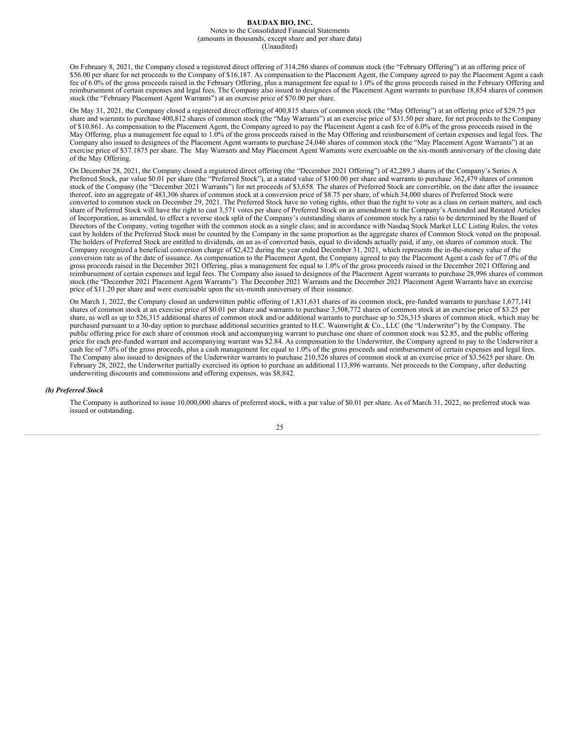On February 8, 2021, the Company closed a registered direct offering of 314,286 shares of common stock (the "February Offering") at an offering price of $56.00 per share for net proceeds to the Company of $16,187. As compensation to the Placement Agent, the Company agreed to pay the Placement Agent a cash fee of 6.0% of the gross proceeds raised in the February Offering, plus a management fee equal to 1.0% of the gross proceeds raised in the February Offering and reimbursement of certain expenses and legal fees. The Company also issued to designees of the Placement Agent warrants to purchase 18,854 shares of common stock (the "February Placement Agent Warrants") at an exercise price of $70.00 per share.

On May 31, 2021, the Company closed a registered direct offering of 400,815 shares of common stock (the "May Offering") at an offering price of $29.75 per share and warrants to purchase 400,812 shares of common stock (the "May Warrants") at an exercise price of $31.50 per share, for net proceeds to the Company of $10,861. As compensation to the Placement Agent, the Company agreed to pay the Placement Agent a cash fee of 6.0% of the gross proceeds raised in the May Offering, plus a management fee equal to 1.0% of the gross proceeds raised in the May Offering and reimbursement of certain expenses and legal fees. The Company also issued to designees of the Placement Agent warrants to purchase 24,046 shares of common stock (the "May Placement Agent Warrants") at an exercise price of $37.1875 per share. The May Warrants and May Placement Agent Warrants were exercisable on the six-month anniversary of the closing date of the May Offering.

On December 28, 2021, the Company closed a registered direct offering (the "December 2021 Offering") of 42,289.3 shares of the Company's Series A Preferred Stock, par value $0.01 per share (the "Preferred Stock"), at a stated value of $100.00 per share and warrants to purchase 362,479 shares of common stock of the Company (the "December 2021 Warrants") for net proceeds of $3,658. The shares of Preferred Stock are convertible, on the date after the issuance thereof, into an aggregate of 483,306 shares of common stock at a conversion price of $8.75 per share, of which 34,000 shares of Preferred Stock were converted to common stock on December 29, 2021. The Preferred Stock have no voting rights, other than the right to vote as a class on certain matters, and each share of Preferred Stock will have the right to cast 3,571 votes per share of Preferred Stock on an amendment to the Company's Amended and Restated Articles of Incorporation, as amended, to effect a reverse stock split of the Company's outstanding shares of common stock by a ratio to be determined by the Board of Directors of the Company, voting together with the common stock as a single class; and in accordance with Nasdaq Stock Market LLC Listing Rules, the votes cast by holders of the Preferred Stock must be counted by the Company in the same proportion as the aggregate shares of Common Stock voted on the proposal. The holders of Preferred Stock are entitled to dividends, on an as-if converted basis, equal to dividends actually paid, if any, on shares of common stock. The Company recognized a beneficial conversion charge of $2,422 during the year ended December 31, 2021, which represents the in-the-money value of the conversion rate as of the date of issuance. As compensation to the Placement Agent, the Company agreed to pay the Placement Agent a cash fee of 7.0% of the gross proceeds raised in the December 2021 Offering, plus a management fee equal to 1.0% of the gross proceeds raised in the December 2021 Offering and reimbursement of certain expenses and legal fees. The Company also issued to designees of the Placement Agent warrants to purchase 28,996 shares of common stock (the "December 2021 Placement Agent Warrants"). The December 2021 Warrants and the December 2021 Placement Agent Warrants have an exercise price of $11.20 per share and were exercisable upon the six-month anniversary of their issuance.

On March 1, 2022, the Company closed an underwritten public offering of 1,831,631 shares of its common stock, pre-funded warrants to purchase 1,677,141 shares of common stock at an exercise price of $0.01 per share and warrants to purchase 3,508,772 shares of common stock at an exercise price of $3.25 per share, as well as up to 526,315 additional shares of common stock and/or additional warrants to purchase up to 526,315 shares of common stock, which may be purchased pursuant to a 30-day option to purchase additional securities granted to H.C. Wainwright & Co., LLC (the "Underwriter") by the Company. The public offering price for each share of common stock and accompanying warrant to purchase one share of common stock was $2.85, and the public offering price for each pre-funded warrant and accompanying warrant was $2.84. As compensation to the Underwriter, the Company agreed to pay to the Underwriter a cash fee of 7.0% of the gross proceeds, plus a cash management fee equal to 1.0% of the gross proceeds and reimbursement of certain expenses and legal fees. The Company also issued to designees of the Underwriter warrants to purchase 210,526 shares of common stock at an exercise price of $3.5625 per share. On February 28, 2022, the Underwriter partially exercised its option to purchase an additional 113,896 warrants. Net proceeds to the Company, after deducting underwriting discounts and commissions and offering expenses, was $8,842.

### *(b) Preferred Stock*

The Company is authorized to issue 10,000,000 shares of preferred stock, with a par value of $0.01 per share. As of March 31, 2022, no preferred stock was issued or outstanding.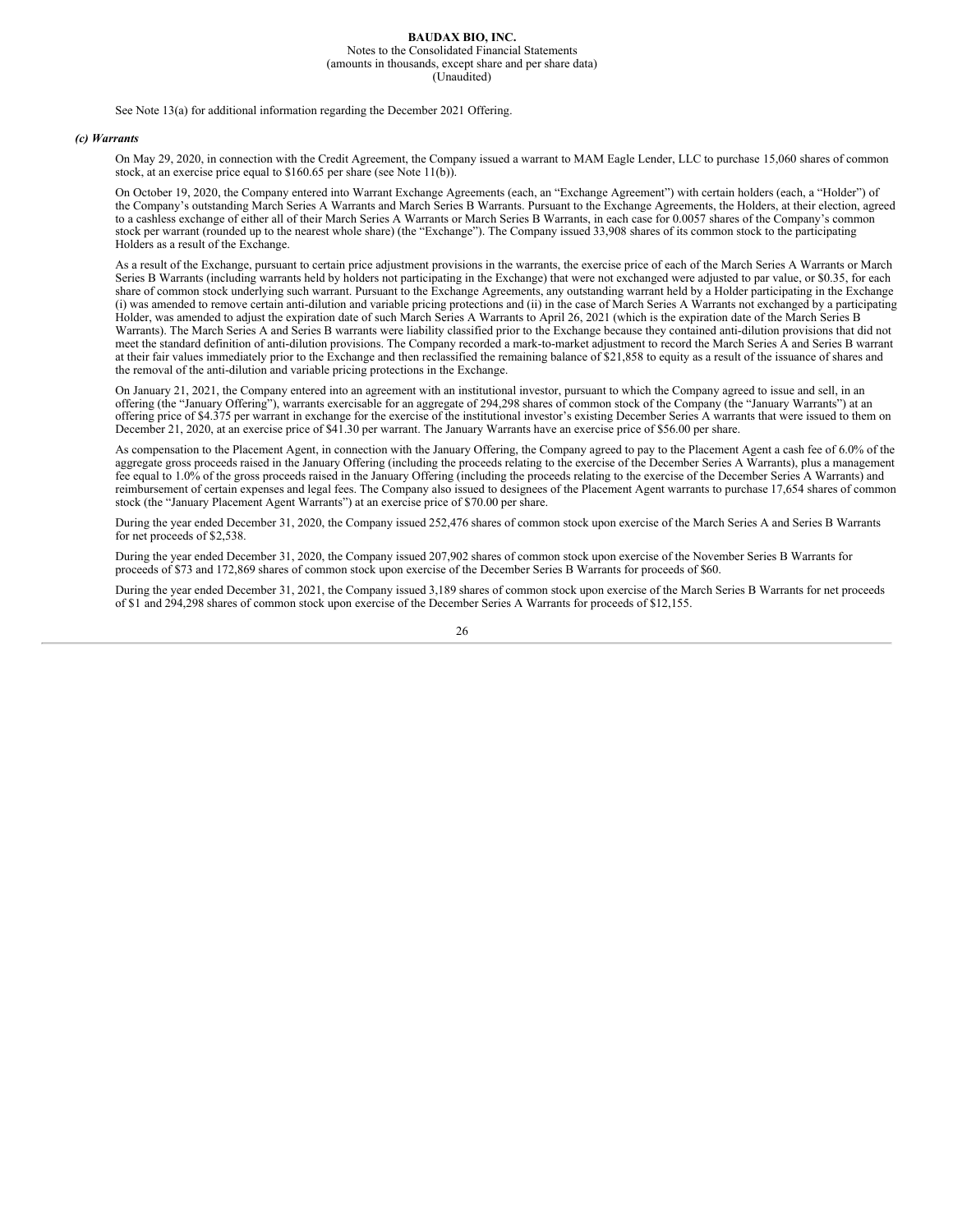See Note 13(a) for additional information regarding the December 2021 Offering.

### *(c) Warrants*

On May 29, 2020, in connection with the Credit Agreement, the Company issued a warrant to MAM Eagle Lender, LLC to purchase 15,060 shares of common stock, at an exercise price equal to $160.65 per share (see Note 11(b)).

On October 19, 2020, the Company entered into Warrant Exchange Agreements (each, an "Exchange Agreement") with certain holders (each, a "Holder") of the Company's outstanding March Series A Warrants and March Series B Warrants. Pursuant to the Exchange Agreements, the Holders, at their election, agreed to a cashless exchange of either all of their March Series A Warrants or March Series B Warrants, in each case for 0.0057 shares of the Company's common stock per warrant (rounded up to the nearest whole share) (the "Exchange"). The Company issued 33,908 shares of its common stock to the participating Holders as a result of the Exchange.

As a result of the Exchange, pursuant to certain price adjustment provisions in the warrants, the exercise price of each of the March Series A Warrants or March Series B Warrants (including warrants held by holders not participating in the Exchange) that were not exchanged were adjusted to par value, or $0.35, for each share of common stock underlying such warrant. Pursuant to the Exchange Agreements, any outstanding warrant held by a Holder participating in the Exchange (i) was amended to remove certain anti-dilution and variable pricing protections and (ii) in the case of March Series A Warrants not exchanged by a participating Holder, was amended to adjust the expiration date of such March Series A Warrants to April 26, 2021 (which is the expiration date of the March Series B Warrants). The March Series A and Series B warrants were liability classified prior to the Exchange because they contained anti-dilution provisions that did not meet the standard definition of anti-dilution provisions. The Company recorded a mark-to-market adjustment to record the March Series A and Series B warrant at their fair values immediately prior to the Exchange and then reclassified the remaining balance of $21,858 to equity as a result of the issuance of shares and the removal of the anti-dilution and variable pricing protections in the Exchange.

On January 21, 2021, the Company entered into an agreement with an institutional investor, pursuant to which the Company agreed to issue and sell, in an offering (the "January Offering"), warrants exercisable for an aggregate of 294,298 shares of common stock of the Company (the "January Warrants") at an offering price of $4.375 per warrant in exchange for the exercise of the institutional investor's existing December Series A warrants that were issued to them on December 21, 2020, at an exercise price of $41.30 per warrant. The January Warrants have an exercise price of $56.00 per share.

As compensation to the Placement Agent, in connection with the January Offering, the Company agreed to pay to the Placement Agent a cash fee of 6.0% of the aggregate gross proceeds raised in the January Offering (including the proceeds relating to the exercise of the December Series A Warrants), plus a management fee equal to 1.0% of the gross proceeds raised in the January Offering (including the proceeds relating to the exercise of the December Series A Warrants) and reimbursement of certain expenses and legal fees. The Company also issued to designees of the Placement Agent warrants to purchase 17,654 shares of common stock (the "January Placement Agent Warrants") at an exercise price of $70.00 per share.

During the year ended December 31, 2020, the Company issued 252,476 shares of common stock upon exercise of the March Series A and Series B Warrants for net proceeds of $2,538.

During the year ended December 31, 2020, the Company issued 207,902 shares of common stock upon exercise of the November Series B Warrants for proceeds of $73 and 172,869 shares of common stock upon exercise of the December Series B Warrants for proceeds of $60.

During the year ended December 31, 2021, the Company issued 3,189 shares of common stock upon exercise of the March Series B Warrants for net proceeds of $1 and 294,298 shares of common stock upon exercise of the December Series A Warrants for proceeds of $12,155.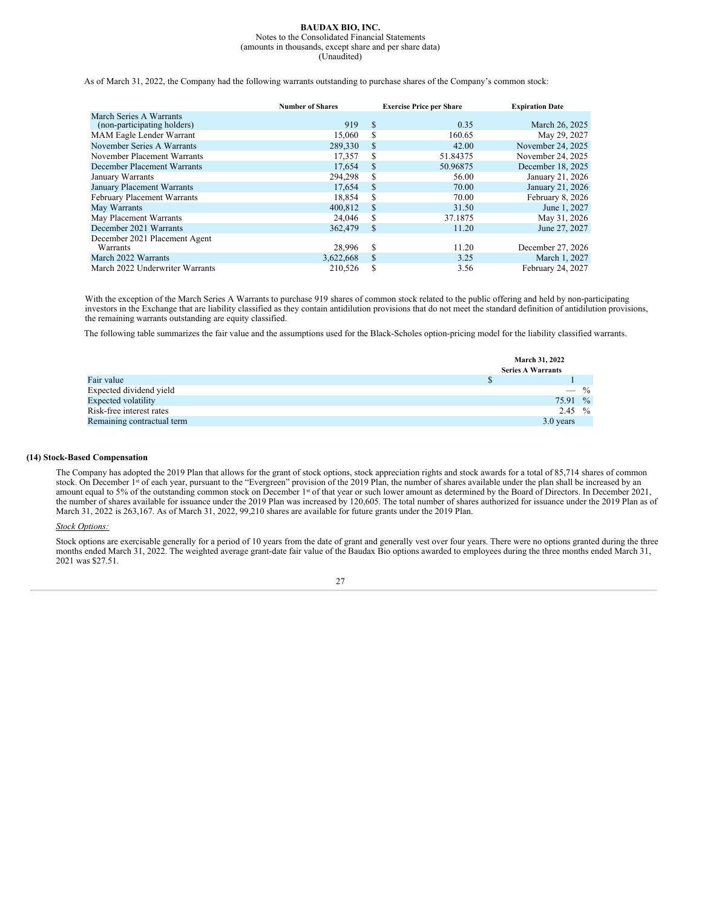As of March 31, 2022, the Company had the following warrants outstanding to purchase shares of the Company's common stock:

| | Number of Shares | Exercise Price per Share | Expiration Date |
|---|---|---|---|
| March Series A Warrants (non-participating holders) | 919 | $ 0.35 | March 26, 2025 |
| MAM Eagle Lender Warrant | 15,060 | $ 160.65 | May 29, 2027 |
| November Series A Warrants | 289,330 | $ 42.00 | November 24, 2025 |
| November Placement Warrants | 17,357 | $ 51.84375 | November 24, 2025 |
| December Placement Warrants | 17,654 | $ 50.96875 | December 18, 2025 |
| January Warrants | 294,298 | $ 56.00 | January 21, 2026 |
| January Placement Warrants | 17,654 | $ 70.00 | January 21, 2026 |
| February Placement Warrants | 18,854 | $ 70.00 | February 8, 2026 |
| May Warrants | 400,812 | $ 31.50 | June 1, 2027 |
| May Placement Warrants | 24,046 | $ 37.1875 | May 31, 2026 |
| December 2021 Warrants | 362,479 | $ 11.20 | June 27, 2027 |
| December 2021 Placement Agent Warrants | 28,996 | $ 11.20 | December 27, 2026 |
| March 2022 Warrants | 3,622,668 | $ 3.25 | March 1, 2027 |
| March 2022 Underwriter Warrants | 210,526 | $ 3.56 | February 24, 2027 |

With the exception of the March Series A Warrants to purchase 919 shares of common stock related to the public offering and held by non-participating investors in the Exchange that are liability classified as they contain antidilution provisions that do not meet the standard definition of antidilution provisions, the remaining warrants outstanding are equity classified.

The following table summarizes the fair value and the assumptions used for the Black-Scholes option-pricing model for the liability classified warrants.

| | March 31, 2022 Series A Warrants |
|---|---|
| Fair value | $ 1 |
| Expected dividend yield | — % |
| Expected volatility | 75.91 % |
| Risk-free interest rates | 2.45 % |
| Remaining contractual term | 3.0 years |

## (14) Stock-Based Compensation

The Company has adopted the 2019 Plan that allows for the grant of stock options, stock appreciation rights and stock awards for a total of 85,714 shares of common stock. On December 1st of each year, pursuant to the "Evergreen" provision of the 2019 Plan, the number of shares available under the plan shall be increased by an amount equal to 5% of the outstanding common stock on December 1st of that year or such lower amount as determined by the Board of Directors. In December 2021, the number of shares available for issuance under the 2019 Plan was increased by 120,605. The total number of shares authorized for issuance under the 2019 Plan as of March 31, 2022 is 263,167. As of March 31, 2022, 99,210 shares are available for future grants under the 2019 Plan.

*Stock Options:*

Stock options are exercisable generally for a period of 10 years from the date of grant and generally vest over four years. There were no options granted during the three months ended March 31, 2022. The weighted average grant-date fair value of the Baudax Bio options awarded to employees during the three months ended March 31, 2021 was $27.51.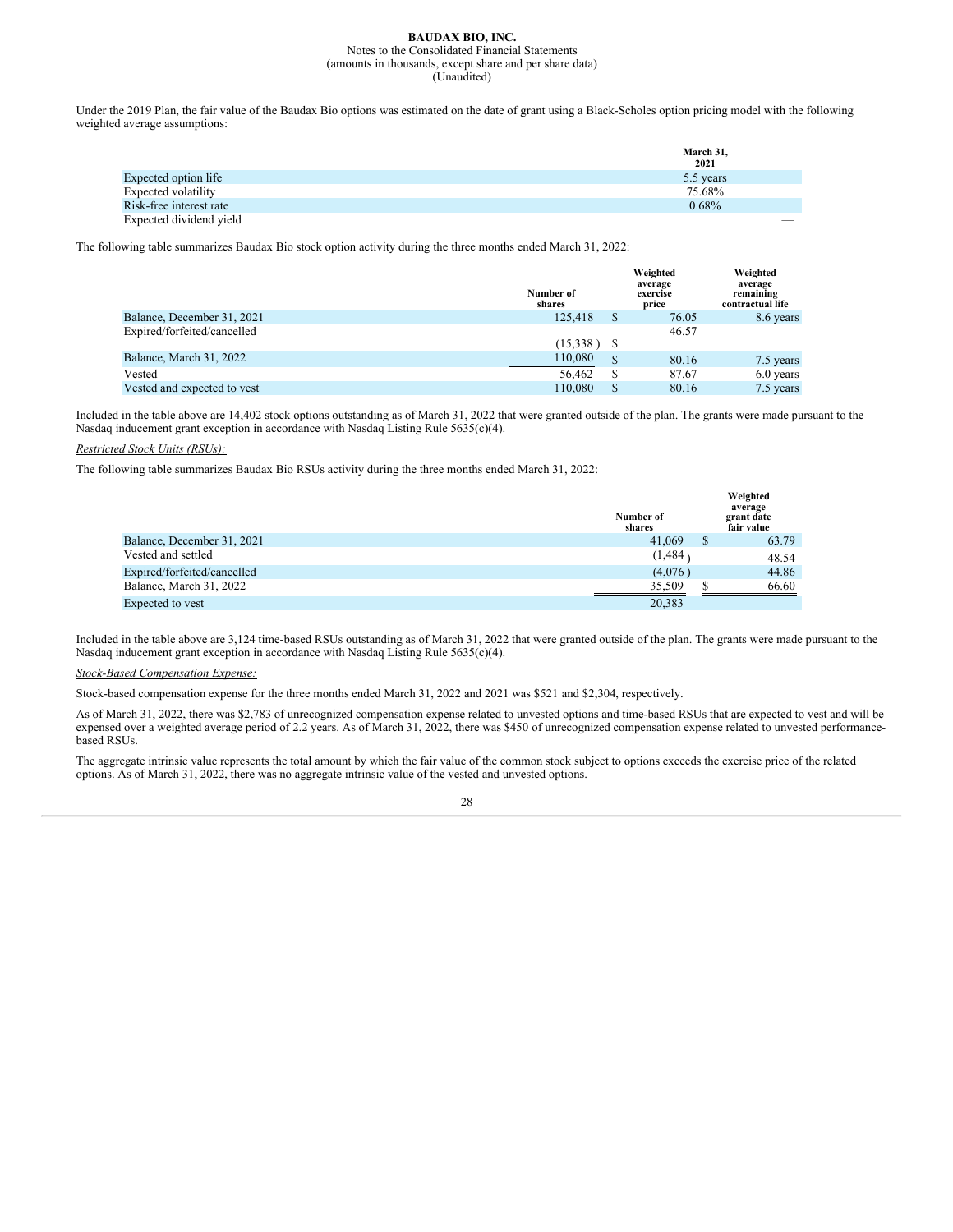**BAUDAX BIO, INC.**
Notes to the Consolidated Financial Statements
(amounts in thousands, except share and per share data)
(Unaudited)

Under the 2019 Plan, the fair value of the Baudax Bio options was estimated on the date of grant using a Black-Scholes option pricing model with the following weighted average assumptions:

| | March 31, 2021 |
|---|---|
| Expected option life | 5.5 years |
| Expected volatility | 75.68% |
| Risk-free interest rate | 0.68% |
| Expected dividend yield | — |

The following table summarizes Baudax Bio stock option activity during the three months ended March 31, 2022:

| | Number of shares | Weighted average exercise price | Weighted average remaining contractual life |
|---|---|---|---|
| Balance, December 31, 2021 | 125,418 | $ 76.05 | 8.6 years |
| Expired/forfeited/cancelled | (15,338 ) | $ 46.57 | |
| Balance, March 31, 2022 | 110,080 | $ 80.16 | 7.5 years |
| Vested | 56,462 | $ 87.67 | 6.0 years |
| Vested and expected to vest | 110,080 | $ 80.16 | 7.5 years |

Included in the table above are 14,402 stock options outstanding as of March 31, 2022 that were granted outside of the plan. The grants were made pursuant to the Nasdaq inducement grant exception in accordance with Nasdaq Listing Rule 5635(c)(4).

*Restricted Stock Units (RSUs):*

The following table summarizes Baudax Bio RSUs activity during the three months ended March 31, 2022:

| | Number of shares | Weighted average grant date fair value |
|---|---|---|
| Balance, December 31, 2021 | 41,069 | $ 63.79 |
| Vested and settled | (1,484 ) | 48.54 |
| Expired/forfeited/cancelled | (4,076 ) | 44.86 |
| Balance, March 31, 2022 | 35,509 | $ 66.60 |
| Expected to vest | 20,383 | |

Included in the table above are 3,124 time-based RSUs outstanding as of March 31, 2022 that were granted outside of the plan. The grants were made pursuant to the Nasdaq inducement grant exception in accordance with Nasdaq Listing Rule 5635(c)(4).

*Stock-Based Compensation Expense:*

Stock-based compensation expense for the three months ended March 31, 2022 and 2021 was $521 and $2,304, respectively.

As of March 31, 2022, there was $2,783 of unrecognized compensation expense related to unvested options and time-based RSUs that are expected to vest and will be expensed over a weighted average period of 2.2 years. As of March 31, 2022, there was $450 of unrecognized compensation expense related to unvested performance-based RSUs.

The aggregate intrinsic value represents the total amount by which the fair value of the common stock subject to options exceeds the exercise price of the related options. As of March 31, 2022, there was no aggregate intrinsic value of the vested and unvested options.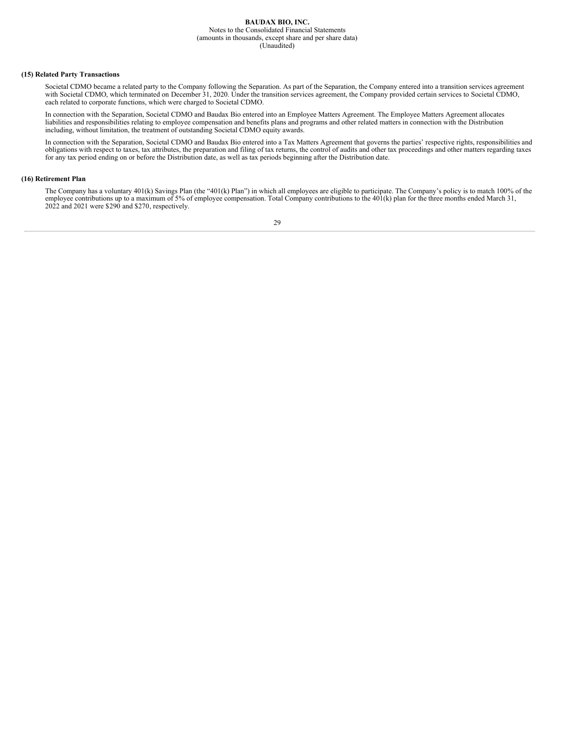### (15) Related Party Transactions

Societal CDMO became a related party to the Company following the Separation. As part of the Separation, the Company entered into a transition services agreement with Societal CDMO, which terminated on December 31, 2020. Under the transition services agreement, the Company provided certain services to Societal CDMO, each related to corporate functions, which were charged to Societal CDMO.

In connection with the Separation, Societal CDMO and Baudax Bio entered into an Employee Matters Agreement. The Employee Matters Agreement allocates liabilities and responsibilities relating to employee compensation and benefits plans and programs and other related matters in connection with the Distribution including, without limitation, the treatment of outstanding Societal CDMO equity awards.

In connection with the Separation, Societal CDMO and Baudax Bio entered into a Tax Matters Agreement that governs the parties' respective rights, responsibilities and obligations with respect to taxes, tax attributes, the preparation and filing of tax returns, the control of audits and other tax proceedings and other matters regarding taxes for any tax period ending on or before the Distribution date, as well as tax periods beginning after the Distribution date.

### (16) Retirement Plan

The Company has a voluntary 401(k) Savings Plan (the "401(k) Plan") in which all employees are eligible to participate. The Company's policy is to match 100% of the employee contributions up to a maximum of 5% of employee compensation. Total Company contributions to the 401(k) plan for the three months ended March 31, 2022 and 2021 were $290 and $270, respectively.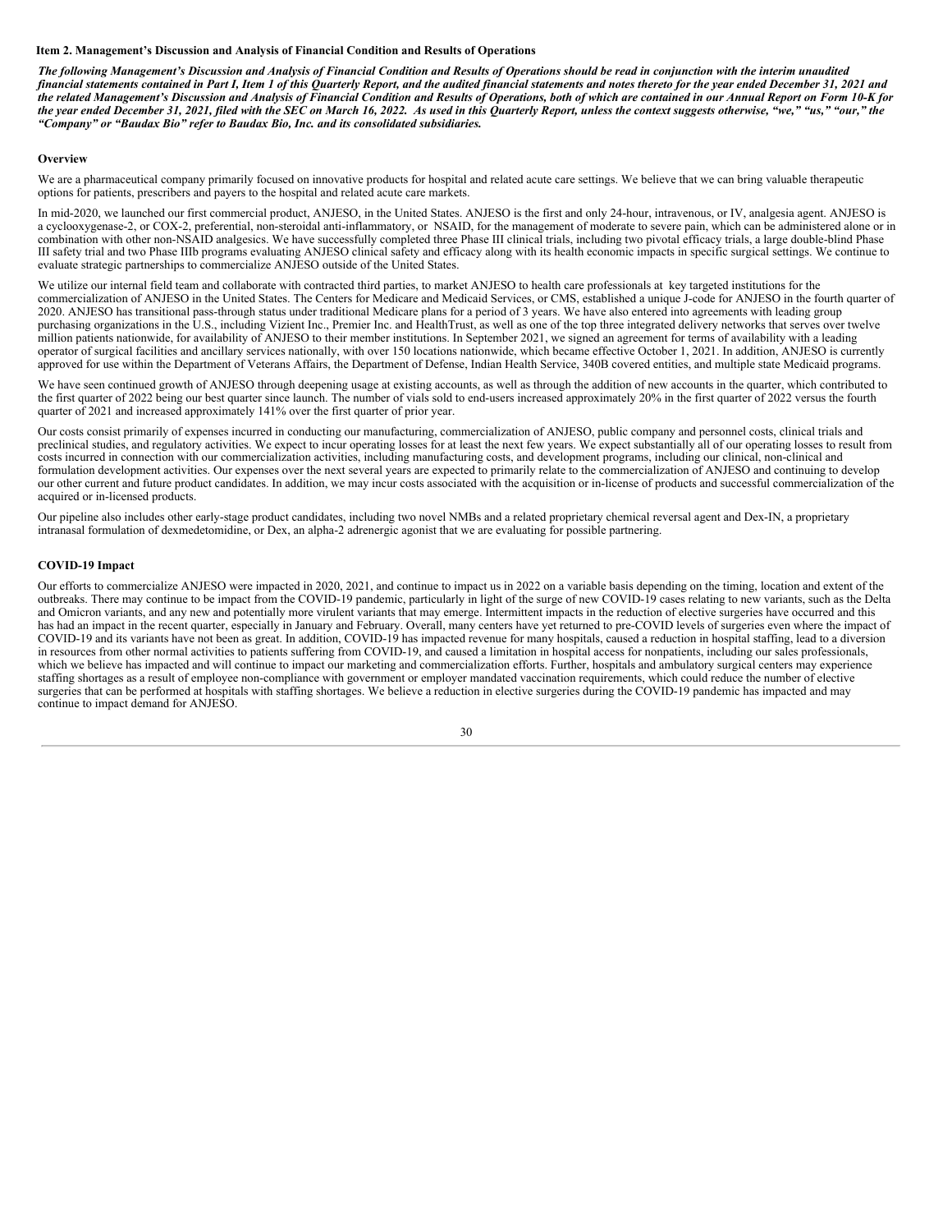**Item 2. Management's Discussion and Analysis of Financial Condition and Results of Operations**

***The following Management's Discussion and Analysis of Financial Condition and Results of Operations should be read in conjunction with the interim unaudited financial statements contained in Part I, Item 1 of this Quarterly Report, and the audited financial statements and notes thereto for the year ended December 31, 2021 and the related Management's Discussion and Analysis of Financial Condition and Results of Operations, both of which are contained in our Annual Report on Form 10-K for the year ended December 31, 2021, filed with the SEC on March 16, 2022. As used in this Quarterly Report, unless the context suggests otherwise, "we," "us," "our," the "Company" or "Baudax Bio" refer to Baudax Bio, Inc. and its consolidated subsidiaries.***

**Overview**

We are a pharmaceutical company primarily focused on innovative products for hospital and related acute care settings. We believe that we can bring valuable therapeutic options for patients, prescribers and payers to the hospital and related acute care markets.

In mid-2020, we launched our first commercial product, ANJESO, in the United States. ANJESO is the first and only 24-hour, intravenous, or IV, analgesia agent. ANJESO is a cyclooxygenase-2, or COX-2, preferential, non-steroidal anti-inflammatory, or NSAID, for the management of moderate to severe pain, which can be administered alone or in combination with other non-NSAID analgesics. We have successfully completed three Phase III clinical trials, including two pivotal efficacy trials, a large double-blind Phase III safety trial and two Phase IIIb programs evaluating ANJESO clinical safety and efficacy along with its health economic impacts in specific surgical settings. We continue to evaluate strategic partnerships to commercialize ANJESO outside of the United States.

We utilize our internal field team and collaborate with contracted third parties, to market ANJESO to health care professionals at key targeted institutions for the commercialization of ANJESO in the United States. The Centers for Medicare and Medicaid Services, or CMS, established a unique J-code for ANJESO in the fourth quarter of 2020. ANJESO has transitional pass-through status under traditional Medicare plans for a period of 3 years. We have also entered into agreements with leading group purchasing organizations in the U.S., including Vizient Inc., Premier Inc. and HealthTrust, as well as one of the top three integrated delivery networks that serves over twelve million patients nationwide, for availability of ANJESO to their member institutions. In September 2021, we signed an agreement for terms of availability with a leading operator of surgical facilities and ancillary services nationally, with over 150 locations nationwide, which became effective October 1, 2021. In addition, ANJESO is currently approved for use within the Department of Veterans Affairs, the Department of Defense, Indian Health Service, 340B covered entities, and multiple state Medicaid programs.

We have seen continued growth of ANJESO through deepening usage at existing accounts, as well as through the addition of new accounts in the quarter, which contributed to the first quarter of 2022 being our best quarter since launch. The number of vials sold to end-users increased approximately 20% in the first quarter of 2022 versus the fourth quarter of 2021 and increased approximately 141% over the first quarter of prior year.

Our costs consist primarily of expenses incurred in conducting our manufacturing, commercialization of ANJESO, public company and personnel costs, clinical trials and preclinical studies, and regulatory activities. We expect to incur operating losses for at least the next few years. We expect substantially all of our operating losses to result from costs incurred in connection with our commercialization activities, including manufacturing costs, and development programs, including our clinical, non-clinical and formulation development activities. Our expenses over the next several years are expected to primarily relate to the commercialization of ANJESO and continuing to develop our other current and future product candidates. In addition, we may incur costs associated with the acquisition or in-license of products and successful commercialization of the acquired or in-licensed products.

Our pipeline also includes other early-stage product candidates, including two novel NMBs and a related proprietary chemical reversal agent and Dex-IN, a proprietary intranasal formulation of dexmedetomidine, or Dex, an alpha-2 adrenergic agonist that we are evaluating for possible partnering.

**COVID-19 Impact**

Our efforts to commercialize ANJESO were impacted in 2020, 2021, and continue to impact us in 2022 on a variable basis depending on the timing, location and extent of the outbreaks. There may continue to be impact from the COVID-19 pandemic, particularly in light of the surge of new COVID-19 cases relating to new variants, such as the Delta and Omicron variants, and any new and potentially more virulent variants that may emerge. Intermittent impacts in the reduction of elective surgeries have occurred and this has had an impact in the recent quarter, especially in January and February. Overall, many centers have yet returned to pre-COVID levels of surgeries even where the impact of COVID-19 and its variants have not been as great. In addition, COVID-19 has impacted revenue for many hospitals, caused a reduction in hospital staffing, lead to a diversion in resources from other normal activities to patients suffering from COVID-19, and caused a limitation in hospital access for nonpatients, including our sales professionals, which we believe has impacted and will continue to impact our marketing and commercialization efforts. Further, hospitals and ambulatory surgical centers may experience staffing shortages as a result of employee non-compliance with government or employer mandated vaccination requirements, which could reduce the number of elective surgeries that can be performed at hospitals with staffing shortages. We believe a reduction in elective surgeries during the COVID-19 pandemic has impacted and may continue to impact demand for ANJESO.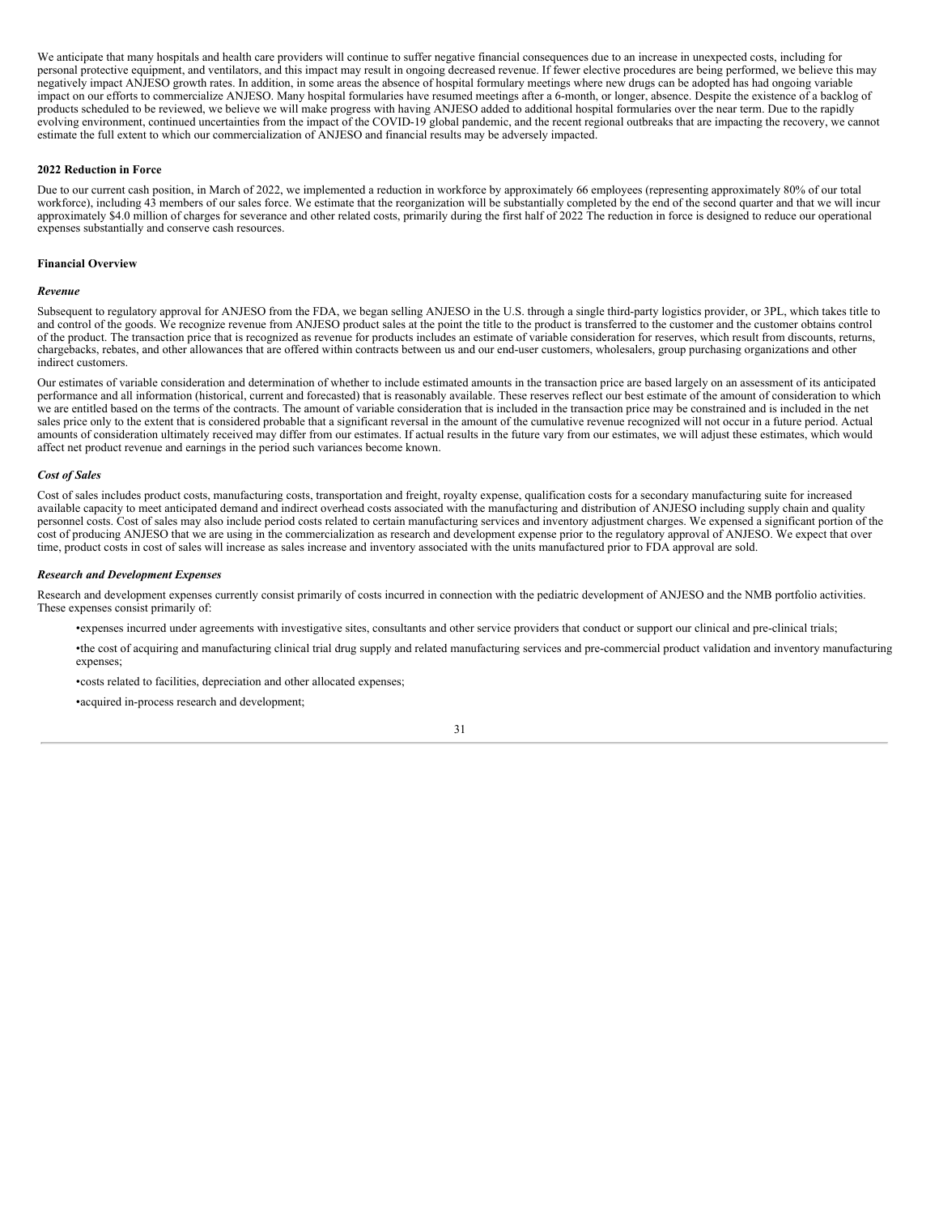We anticipate that many hospitals and health care providers will continue to suffer negative financial consequences due to an increase in unexpected costs, including for personal protective equipment, and ventilators, and this impact may result in ongoing decreased revenue. If fewer elective procedures are being performed, we believe this may negatively impact ANJESO growth rates. In addition, in some areas the absence of hospital formulary meetings where new drugs can be adopted has had ongoing variable impact on our efforts to commercialize ANJESO. Many hospital formularies have resumed meetings after a 6-month, or longer, absence. Despite the existence of a backlog of products scheduled to be reviewed, we believe we will make progress with having ANJESO added to additional hospital formularies over the near term. Due to the rapidly evolving environment, continued uncertainties from the impact of the COVID-19 global pandemic, and the recent regional outbreaks that are impacting the recovery, we cannot estimate the full extent to which our commercialization of ANJESO and financial results may be adversely impacted.

**2022 Reduction in Force**

Due to our current cash position, in March of 2022, we implemented a reduction in workforce by approximately 66 employees (representing approximately 80% of our total workforce), including 43 members of our sales force. We estimate that the reorganization will be substantially completed by the end of the second quarter and that we will incur approximately $4.0 million of charges for severance and other related costs, primarily during the first half of 2022 The reduction in force is designed to reduce our operational expenses substantially and conserve cash resources.

**Financial Overview**

***Revenue***

Subsequent to regulatory approval for ANJESO from the FDA, we began selling ANJESO in the U.S. through a single third-party logistics provider, or 3PL, which takes title to and control of the goods. We recognize revenue from ANJESO product sales at the point the title to the product is transferred to the customer and the customer obtains control of the product. The transaction price that is recognized as revenue for products includes an estimate of variable consideration for reserves, which result from discounts, returns, chargebacks, rebates, and other allowances that are offered within contracts between us and our end-user customers, wholesalers, group purchasing organizations and other indirect customers.

Our estimates of variable consideration and determination of whether to include estimated amounts in the transaction price are based largely on an assessment of its anticipated performance and all information (historical, current and forecasted) that is reasonably available. These reserves reflect our best estimate of the amount of consideration to which we are entitled based on the terms of the contracts. The amount of variable consideration that is included in the transaction price may be constrained and is included in the net sales price only to the extent that is considered probable that a significant reversal in the amount of the cumulative revenue recognized will not occur in a future period. Actual amounts of consideration ultimately received may differ from our estimates. If actual results in the future vary from our estimates, we will adjust these estimates, which would affect net product revenue and earnings in the period such variances become known.

***Cost of Sales***

Cost of sales includes product costs, manufacturing costs, transportation and freight, royalty expense, qualification costs for a secondary manufacturing suite for increased available capacity to meet anticipated demand and indirect overhead costs associated with the manufacturing and distribution of ANJESO including supply chain and quality personnel costs. Cost of sales may also include period costs related to certain manufacturing services and inventory adjustment charges. We expensed a significant portion of the cost of producing ANJESO that we are using in the commercialization as research and development expense prior to the regulatory approval of ANJESO. We expect that over time, product costs in cost of sales will increase as sales increase and inventory associated with the units manufactured prior to FDA approval are sold.

***Research and Development Expenses***

Research and development expenses currently consist primarily of costs incurred in connection with the pediatric development of ANJESO and the NMB portfolio activities. These expenses consist primarily of:

- expenses incurred under agreements with investigative sites, consultants and other service providers that conduct or support our clinical and pre-clinical trials;
- the cost of acquiring and manufacturing clinical trial drug supply and related manufacturing services and pre-commercial product validation and inventory manufacturing expenses;
- costs related to facilities, depreciation and other allocated expenses;
- acquired in-process research and development;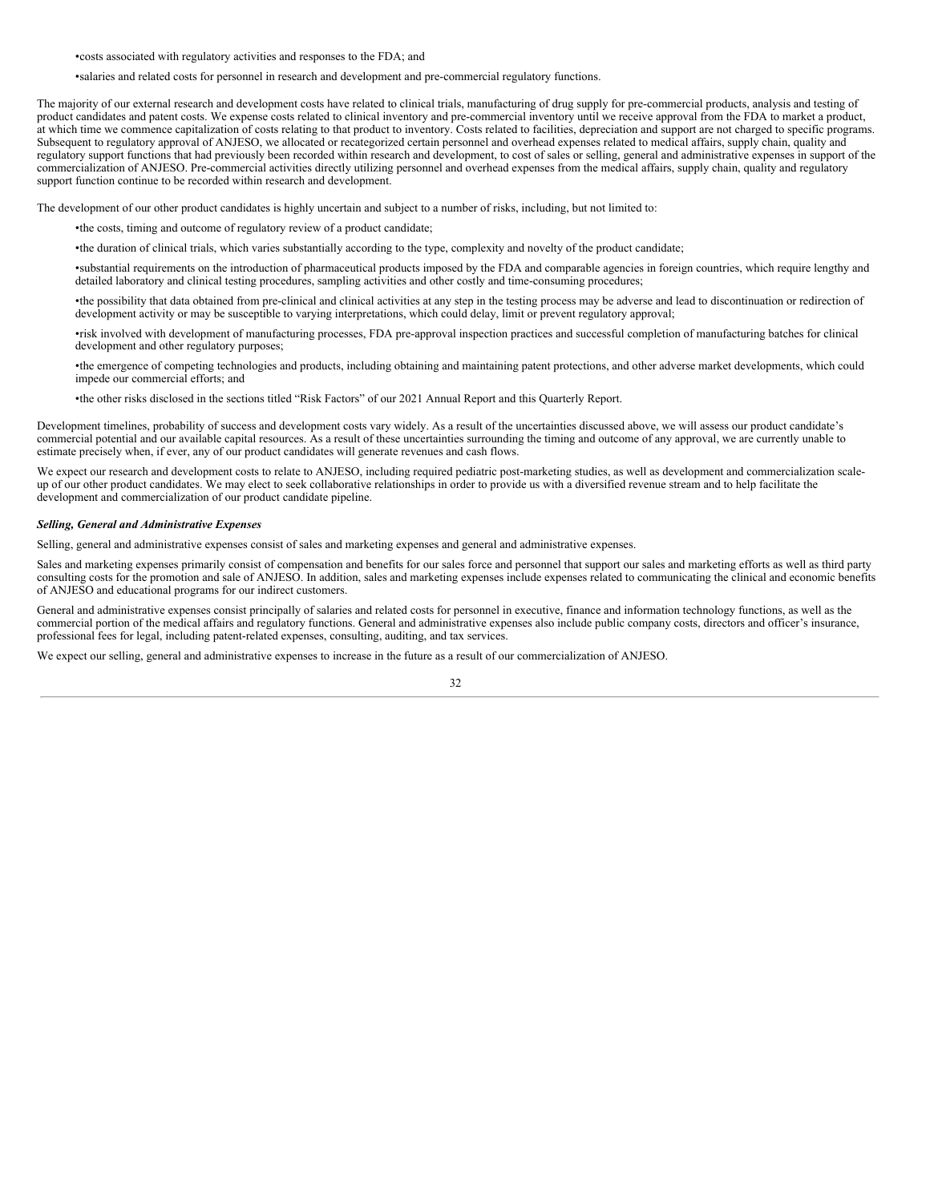- costs associated with regulatory activities and responses to the FDA; and
- salaries and related costs for personnel in research and development and pre-commercial regulatory functions.

The majority of our external research and development costs have related to clinical trials, manufacturing of drug supply for pre-commercial products, analysis and testing of product candidates and patent costs. We expense costs related to clinical inventory and pre-commercial inventory until we receive approval from the FDA to market a product, at which time we commence capitalization of costs relating to that product to inventory. Costs related to facilities, depreciation and support are not charged to specific programs. Subsequent to regulatory approval of ANJESO, we allocated or recategorized certain personnel and overhead expenses related to medical affairs, supply chain, quality and regulatory support functions that had previously been recorded within research and development, to cost of sales or selling, general and administrative expenses in support of the commercialization of ANJESO. Pre-commercial activities directly utilizing personnel and overhead expenses from the medical affairs, supply chain, quality and regulatory support function continue to be recorded within research and development.

The development of our other product candidates is highly uncertain and subject to a number of risks, including, but not limited to:

- the costs, timing and outcome of regulatory review of a product candidate;
- the duration of clinical trials, which varies substantially according to the type, complexity and novelty of the product candidate;
- substantial requirements on the introduction of pharmaceutical products imposed by the FDA and comparable agencies in foreign countries, which require lengthy and detailed laboratory and clinical testing procedures, sampling activities and other costly and time-consuming procedures;
- the possibility that data obtained from pre-clinical and clinical activities at any step in the testing process may be adverse and lead to discontinuation or redirection of development activity or may be susceptible to varying interpretations, which could delay, limit or prevent regulatory approval;
- risk involved with development of manufacturing processes, FDA pre-approval inspection practices and successful completion of manufacturing batches for clinical development and other regulatory purposes;
- the emergence of competing technologies and products, including obtaining and maintaining patent protections, and other adverse market developments, which could impede our commercial efforts; and
- the other risks disclosed in the sections titled "Risk Factors" of our 2021 Annual Report and this Quarterly Report.

Development timelines, probability of success and development costs vary widely. As a result of the uncertainties discussed above, we will assess our product candidate's commercial potential and our available capital resources. As a result of these uncertainties surrounding the timing and outcome of any approval, we are currently unable to estimate precisely when, if ever, any of our product candidates will generate revenues and cash flows.

We expect our research and development costs to relate to ANJESO, including required pediatric post-marketing studies, as well as development and commercialization scale-up of our other product candidates. We may elect to seek collaborative relationships in order to provide us with a diversified revenue stream and to help facilitate the development and commercialization of our product candidate pipeline.

***Selling, General and Administrative Expenses***

Selling, general and administrative expenses consist of sales and marketing expenses and general and administrative expenses.

Sales and marketing expenses primarily consist of compensation and benefits for our sales force and personnel that support our sales and marketing efforts as well as third party consulting costs for the promotion and sale of ANJESO. In addition, sales and marketing expenses include expenses related to communicating the clinical and economic benefits of ANJESO and educational programs for our indirect customers.

General and administrative expenses consist principally of salaries and related costs for personnel in executive, finance and information technology functions, as well as the commercial portion of the medical affairs and regulatory functions. General and administrative expenses also include public company costs, directors and officer's insurance, professional fees for legal, including patent-related expenses, consulting, auditing, and tax services.

We expect our selling, general and administrative expenses to increase in the future as a result of our commercialization of ANJESO.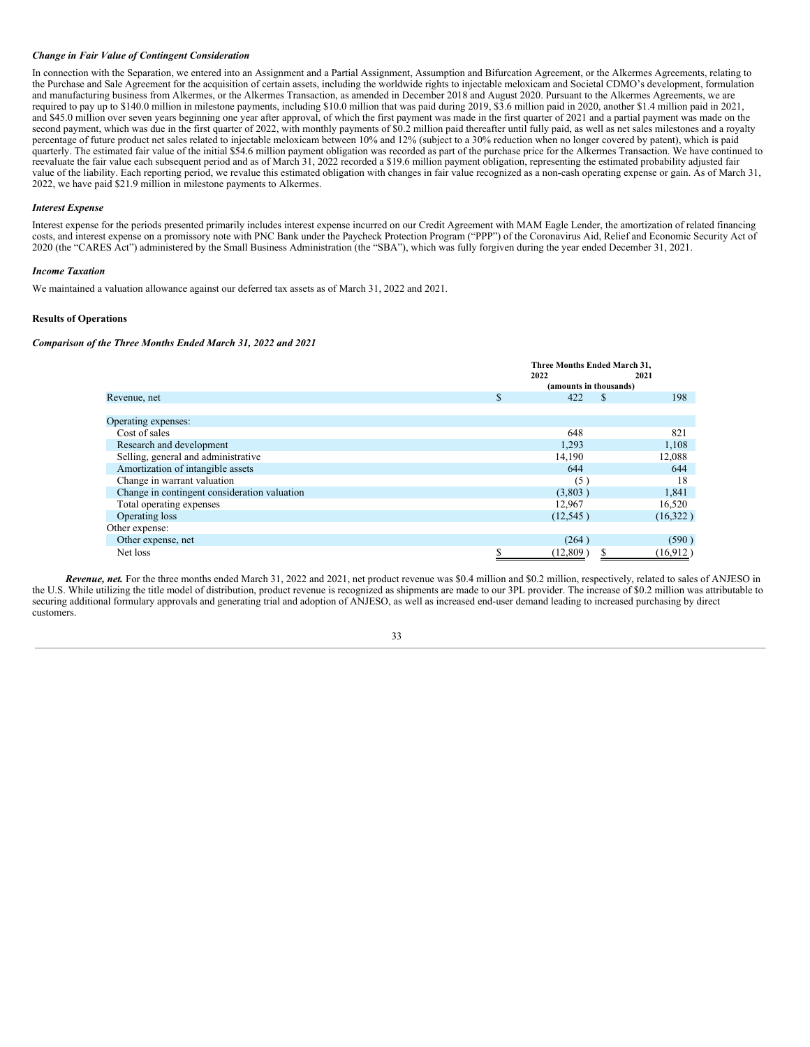### *Change in Fair Value of Contingent Consideration*

In connection with the Separation, we entered into an Assignment and a Partial Assignment, Assumption and Bifurcation Agreement, or the Alkermes Agreements, relating to the Purchase and Sale Agreement for the acquisition of certain assets, including the worldwide rights to injectable meloxicam and Societal CDMO's development, formulation and manufacturing business from Alkermes, or the Alkermes Transaction, as amended in December 2018 and August 2020. Pursuant to the Alkermes Agreements, we are required to pay up to $140.0 million in milestone payments, including $10.0 million that was paid during 2019, $3.6 million paid in 2020, another $1.4 million paid in 2021, and $45.0 million over seven years beginning one year after approval, of which the first payment was made in the first quarter of 2021 and a partial payment was made on the second payment, which was due in the first quarter of 2022, with monthly payments of $0.2 million paid thereafter until fully paid, as well as net sales milestones and a royalty percentage of future product net sales related to injectable meloxicam between 10% and 12% (subject to a 30% reduction when no longer covered by patent), which is paid quarterly. The estimated fair value of the initial $54.6 million payment obligation was recorded as part of the purchase price for the Alkermes Transaction. We have continued to reevaluate the fair value each subsequent period and as of March 31, 2022 recorded a $19.6 million payment obligation, representing the estimated probability adjusted fair value of the liability. Each reporting period, we revalue this estimated obligation with changes in fair value recognized as a non-cash operating expense or gain. As of March 31, 2022, we have paid $21.9 million in milestone payments to Alkermes.

### *Interest Expense*

Interest expense for the periods presented primarily includes interest expense incurred on our Credit Agreement with MAM Eagle Lender, the amortization of related financing costs, and interest expense on a promissory note with PNC Bank under the Paycheck Protection Program ("PPP") of the Coronavirus Aid, Relief and Economic Security Act of 2020 (the "CARES Act") administered by the Small Business Administration (the "SBA"), which was fully forgiven during the year ended December 31, 2021.

### *Income Taxation*

We maintained a valuation allowance against our deferred tax assets as of March 31, 2022 and 2021.

## Results of Operations

### *Comparison of the Three Months Ended March 31, 2022 and 2021*

| | Three Months Ended March 31, | |
|---|---|---|
| | 2022 | 2021 |
| | (amounts in thousands) | |
| Revenue, net | $ 422 | $ 198 |
| Operating expenses: | | |
| Cost of sales | 648 | 821 |
| Research and development | 1,293 | 1,108 |
| Selling, general and administrative | 14,190 | 12,088 |
| Amortization of intangible assets | 644 | 644 |
| Change in warrant valuation | (5) | 18 |
| Change in contingent consideration valuation | (3,803) | 1,841 |
| Total operating expenses | 12,967 | 16,520 |
| Operating loss | (12,545) | (16,322) |
| Other expense: | | |
| Other expense, net | (264) | (590) |
| Net loss | $ (12,809) | $ (16,912) |

***Revenue, net.*** For the three months ended March 31, 2022 and 2021, net product revenue was $0.4 million and $0.2 million, respectively, related to sales of ANJESO in the U.S. While utilizing the title model of distribution, product revenue is recognized as shipments are made to our 3PL provider. The increase of $0.2 million was attributable to securing additional formulary approvals and generating trial and adoption of ANJESO, as well as increased end-user demand leading to increased purchasing by direct customers.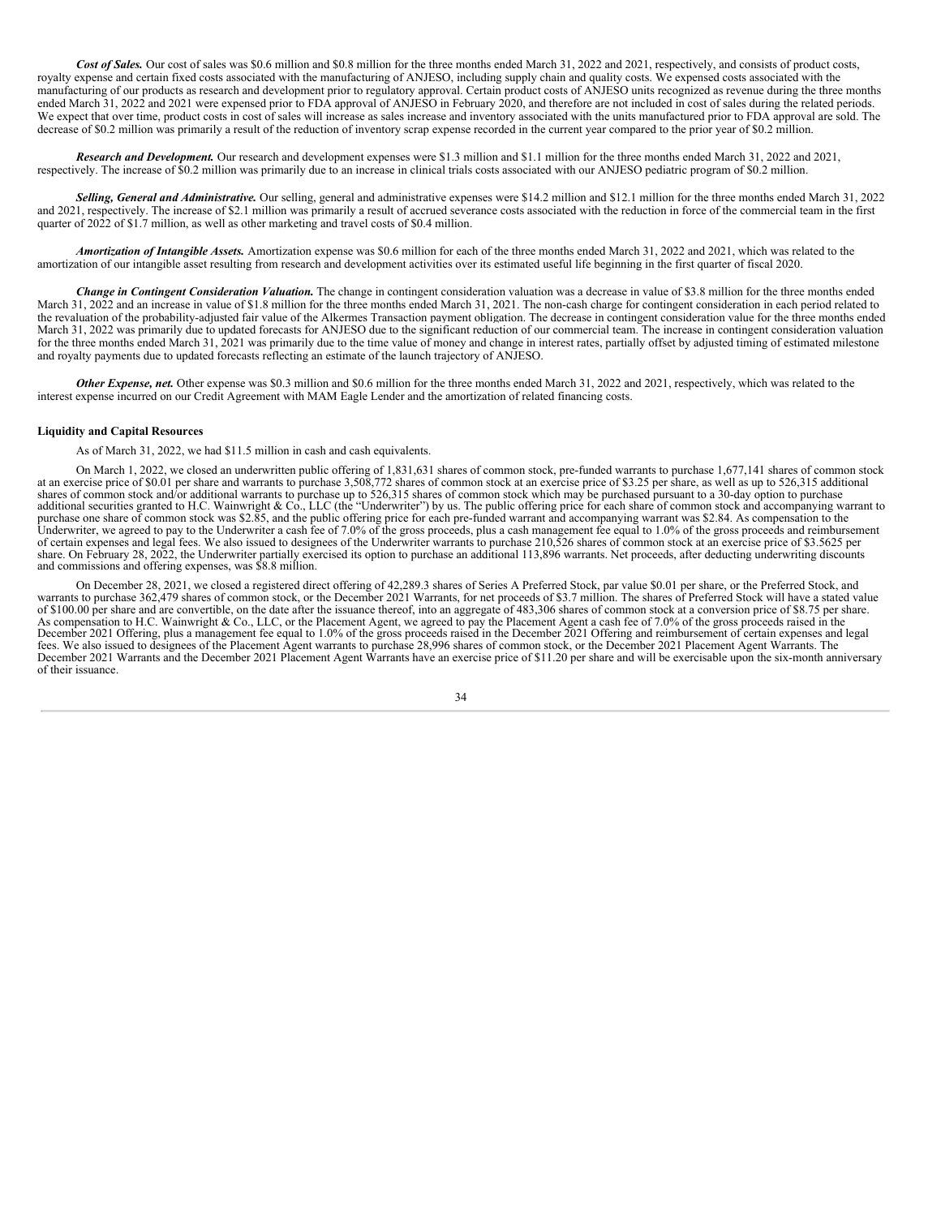***Cost of Sales.*** Our cost of sales was $0.6 million and $0.8 million for the three months ended March 31, 2022 and 2021, respectively, and consists of product costs, royalty expense and certain fixed costs associated with the manufacturing of ANJESO, including supply chain and quality costs. We expensed costs associated with the manufacturing of our products as research and development prior to regulatory approval. Certain product costs of ANJESO units recognized as revenue during the three months ended March 31, 2022 and 2021 were expensed prior to FDA approval of ANJESO in February 2020, and therefore are not included in cost of sales during the related periods. We expect that over time, product costs in cost of sales will increase as sales increase and inventory associated with the units manufactured prior to FDA approval are sold. The decrease of $0.2 million was primarily a result of the reduction of inventory scrap expense recorded in the current year compared to the prior year of $0.2 million.

***Research and Development.*** Our research and development expenses were $1.3 million and $1.1 million for the three months ended March 31, 2022 and 2021, respectively. The increase of $0.2 million was primarily due to an increase in clinical trials costs associated with our ANJESO pediatric program of $0.2 million.

***Selling, General and Administrative.*** Our selling, general and administrative expenses were $14.2 million and $12.1 million for the three months ended March 31, 2022 and 2021, respectively. The increase of $2.1 million was primarily a result of accrued severance costs associated with the reduction in force of the commercial team in the first quarter of 2022 of $1.7 million, as well as other marketing and travel costs of $0.4 million.

***Amortization of Intangible Assets.*** Amortization expense was $0.6 million for each of the three months ended March 31, 2022 and 2021, which was related to the amortization of our intangible asset resulting from research and development activities over its estimated useful life beginning in the first quarter of fiscal 2020.

***Change in Contingent Consideration Valuation.*** The change in contingent consideration valuation was a decrease in value of $3.8 million for the three months ended March 31, 2022 and an increase in value of $1.8 million for the three months ended March 31, 2021. The non-cash charge for contingent consideration in each period related to the revaluation of the probability-adjusted fair value of the Alkermes Transaction payment obligation. The decrease in contingent consideration value for the three months ended March 31, 2022 was primarily due to updated forecasts for ANJESO due to the significant reduction of our commercial team. The increase in contingent consideration valuation for the three months ended March 31, 2021 was primarily due to the time value of money and change in interest rates, partially offset by adjusted timing of estimated milestone and royalty payments due to updated forecasts reflecting an estimate of the launch trajectory of ANJESO.

***Other Expense, net.*** Other expense was $0.3 million and $0.6 million for the three months ended March 31, 2022 and 2021, respectively, which was related to the interest expense incurred on our Credit Agreement with MAM Eagle Lender and the amortization of related financing costs.

## Liquidity and Capital Resources

As of March 31, 2022, we had $11.5 million in cash and cash equivalents.

On March 1, 2022, we closed an underwritten public offering of 1,831,631 shares of common stock, pre-funded warrants to purchase 1,677,141 shares of common stock at an exercise price of $0.01 per share and warrants to purchase 3,508,772 shares of common stock at an exercise price of $3.25 per share, as well as up to 526,315 additional shares of common stock and/or additional warrants to purchase up to 526,315 shares of common stock which may be purchased pursuant to a 30-day option to purchase additional securities granted to H.C. Wainwright & Co., LLC (the "Underwriter") by us. The public offering price for each share of common stock and accompanying warrant to purchase one share of common stock was $2.85, and the public offering price for each pre-funded warrant and accompanying warrant was $2.84. As compensation to the Underwriter, we agreed to pay to the Underwriter a cash fee of 7.0% of the gross proceeds, plus a cash management fee equal to 1.0% of the gross proceeds and reimbursement of certain expenses and legal fees. We also issued to designees of the Underwriter warrants to purchase 210,526 shares of common stock at an exercise price of $3.5625 per share. On February 28, 2022, the Underwriter partially exercised its option to purchase an additional 113,896 warrants. Net proceeds, after deducting underwriting discounts and commissions and offering expenses, was $8.8 million.

On December 28, 2021, we closed a registered direct offering of 42,289.3 shares of Series A Preferred Stock, par value $0.01 per share, or the Preferred Stock, and warrants to purchase 362,479 shares of common stock, or the December 2021 Warrants, for net proceeds of $3.7 million. The shares of Preferred Stock will have a stated value of $100.00 per share and are convertible, on the date after the issuance thereof, into an aggregate of 483,306 shares of common stock at a conversion price of $8.75 per share. As compensation to H.C. Wainwright & Co., LLC, or the Placement Agent, we agreed to pay the Placement Agent a cash fee of 7.0% of the gross proceeds raised in the December 2021 Offering, plus a management fee equal to 1.0% of the gross proceeds raised in the December 2021 Offering and reimbursement of certain expenses and legal fees. We also issued to designees of the Placement Agent warrants to purchase 28,996 shares of common stock, or the December 2021 Placement Agent Warrants. The December 2021 Warrants and the December 2021 Placement Agent Warrants have an exercise price of $11.20 per share and will be exercisable upon the six-month anniversary of their issuance.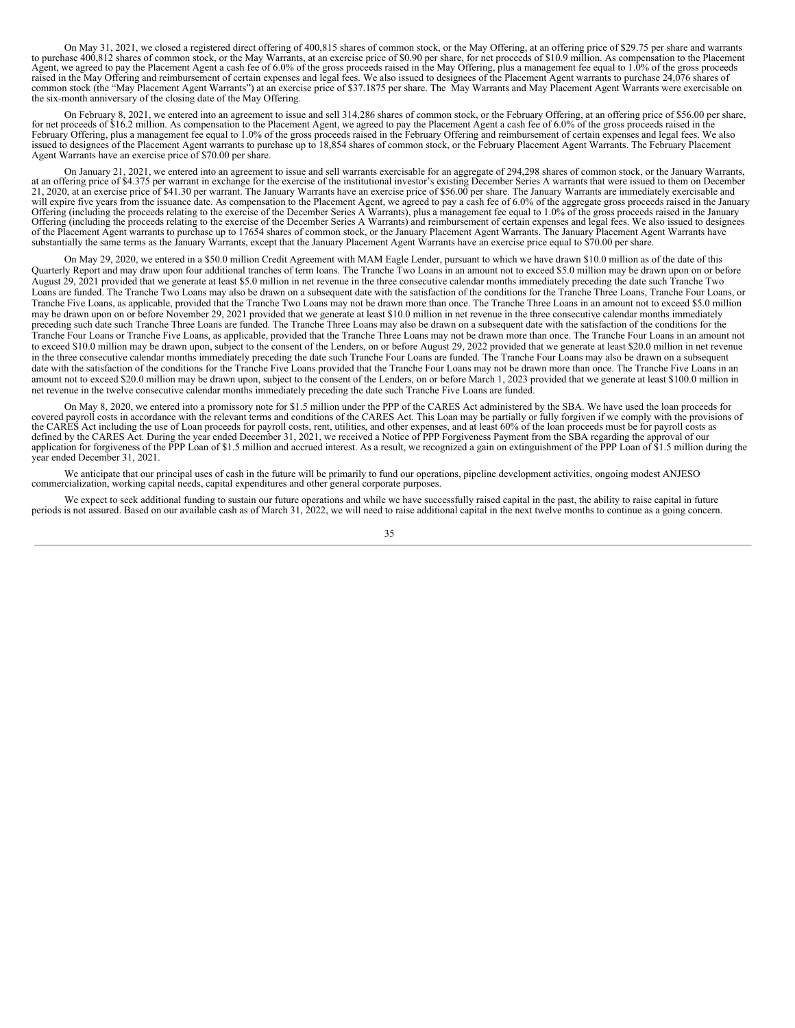On May 31, 2021, we closed a registered direct offering of 400,815 shares of common stock, or the May Offering, at an offering price of $29.75 per share and warrants to purchase 400,812 shares of common stock, or the May Warrants, at an exercise price of $0.90 per share, for net proceeds of $10.9 million. As compensation to the Placement Agent, we agreed to pay the Placement Agent a cash fee of 6.0% of the gross proceeds raised in the May Offering, plus a management fee equal to 1.0% of the gross proceeds raised in the May Offering and reimbursement of certain expenses and legal fees. We also issued to designees of the Placement Agent warrants to purchase 24,076 shares of common stock (the "May Placement Agent Warrants") at an exercise price of $37.1875 per share. The May Warrants and May Placement Agent Warrants were exercisable on the six-month anniversary of the closing date of the May Offering.

On February 8, 2021, we entered into an agreement to issue and sell 314,286 shares of common stock, or the February Offering, at an offering price of $56.00 per share, for net proceeds of $16.2 million. As compensation to the Placement Agent, we agreed to pay the Placement Agent a cash fee of 6.0% of the gross proceeds raised in the February Offering, plus a management fee equal to 1.0% of the gross proceeds raised in the February Offering and reimbursement of certain expenses and legal fees. We also issued to designees of the Placement Agent warrants to purchase up to 18,854 shares of common stock, or the February Placement Agent Warrants. The February Placement Agent Warrants have an exercise price of $70.00 per share.

On January 21, 2021, we entered into an agreement to issue and sell warrants exercisable for an aggregate of 294,298 shares of common stock, or the January Warrants, at an offering price of $4.375 per warrant in exchange for the exercise of the institutional investor's existing December Series A warrants that were issued to them on December 21, 2020, at an exercise price of $41.30 per warrant. The January Warrants have an exercise price of $56.00 per share. The January Warrants are immediately exercisable and will expire five years from the issuance date. As compensation to the Placement Agent, we agreed to pay a cash fee of 6.0% of the aggregate gross proceeds raised in the January Offering (including the proceeds relating to the exercise of the December Series A Warrants), plus a management fee equal to 1.0% of the gross proceeds raised in the January Offering (including the proceeds relating to the exercise of the December Series A Warrants) and reimbursement of certain expenses and legal fees. We also issued to designees of the Placement Agent warrants to purchase up to 17654 shares of common stock, or the January Placement Agent Warrants. The January Placement Agent Warrants have substantially the same terms as the January Warrants, except that the January Placement Agent Warrants have an exercise price equal to $70.00 per share.

On May 29, 2020, we entered in a $50.0 million Credit Agreement with MAM Eagle Lender, pursuant to which we have drawn $10.0 million as of the date of this Quarterly Report and may draw upon four additional tranches of term loans. The Tranche Two Loans in an amount not to exceed $5.0 million may be drawn upon on or before August 29, 2021 provided that we generate at least $5.0 million in net revenue in the three consecutive calendar months immediately preceding the date such Tranche Two Loans are funded. The Tranche Two Loans may also be drawn on a subsequent date with the satisfaction of the conditions for the Tranche Three Loans, Tranche Four Loans, or Tranche Five Loans, as applicable, provided that the Tranche Two Loans may not be drawn more than once. The Tranche Three Loans in an amount not to exceed $5.0 million may be drawn upon on or before November 29, 2021 provided that we generate at least $10.0 million in net revenue in the three consecutive calendar months immediately preceding such date such Tranche Three Loans are funded. The Tranche Three Loans may also be drawn on a subsequent date with the satisfaction of the conditions for the Tranche Four Loans or Tranche Five Loans, as applicable, provided that the Tranche Three Loans may not be drawn more than once. The Tranche Four Loans in an amount not to exceed $10.0 million may be drawn upon, subject to the consent of the Lenders, on or before August 29, 2022 provided that we generate at least $20.0 million in net revenue in the three consecutive calendar months immediately preceding the date such Tranche Four Loans are funded. The Tranche Four Loans may also be drawn on a subsequent date with the satisfaction of the conditions for the Tranche Five Loans provided that the Tranche Four Loans may not be drawn more than once. The Tranche Five Loans in an amount not to exceed $20.0 million may be drawn upon, subject to the consent of the Lenders, on or before March 1, 2023 provided that we generate at least $100.0 million in net revenue in the twelve consecutive calendar months immediately preceding the date such Tranche Five Loans are funded.

On May 8, 2020, we entered into a promissory note for $1.5 million under the PPP of the CARES Act administered by the SBA. We have used the loan proceeds for covered payroll costs in accordance with the relevant terms and conditions of the CARES Act. This Loan may be partially or fully forgiven if we comply with the provisions of the CARES Act including the use of Loan proceeds for payroll costs, rent, utilities, and other expenses, and at least 60% of the loan proceeds must be for payroll costs as defined by the CARES Act. During the year ended December 31, 2021, we received a Notice of PPP Forgiveness Payment from the SBA regarding the approval of our application for forgiveness of the PPP Loan of $1.5 million and accrued interest. As a result, we recognized a gain on extinguishment of the PPP Loan of $1.5 million during the year ended December 31, 2021.

We anticipate that our principal uses of cash in the future will be primarily to fund our operations, pipeline development activities, ongoing modest ANJESO commercialization, working capital needs, capital expenditures and other general corporate purposes.

We expect to seek additional funding to sustain our future operations and while we have successfully raised capital in the past, the ability to raise capital in future periods is not assured. Based on our available cash as of March 31, 2022, we will need to raise additional capital in the next twelve months to continue as a going concern.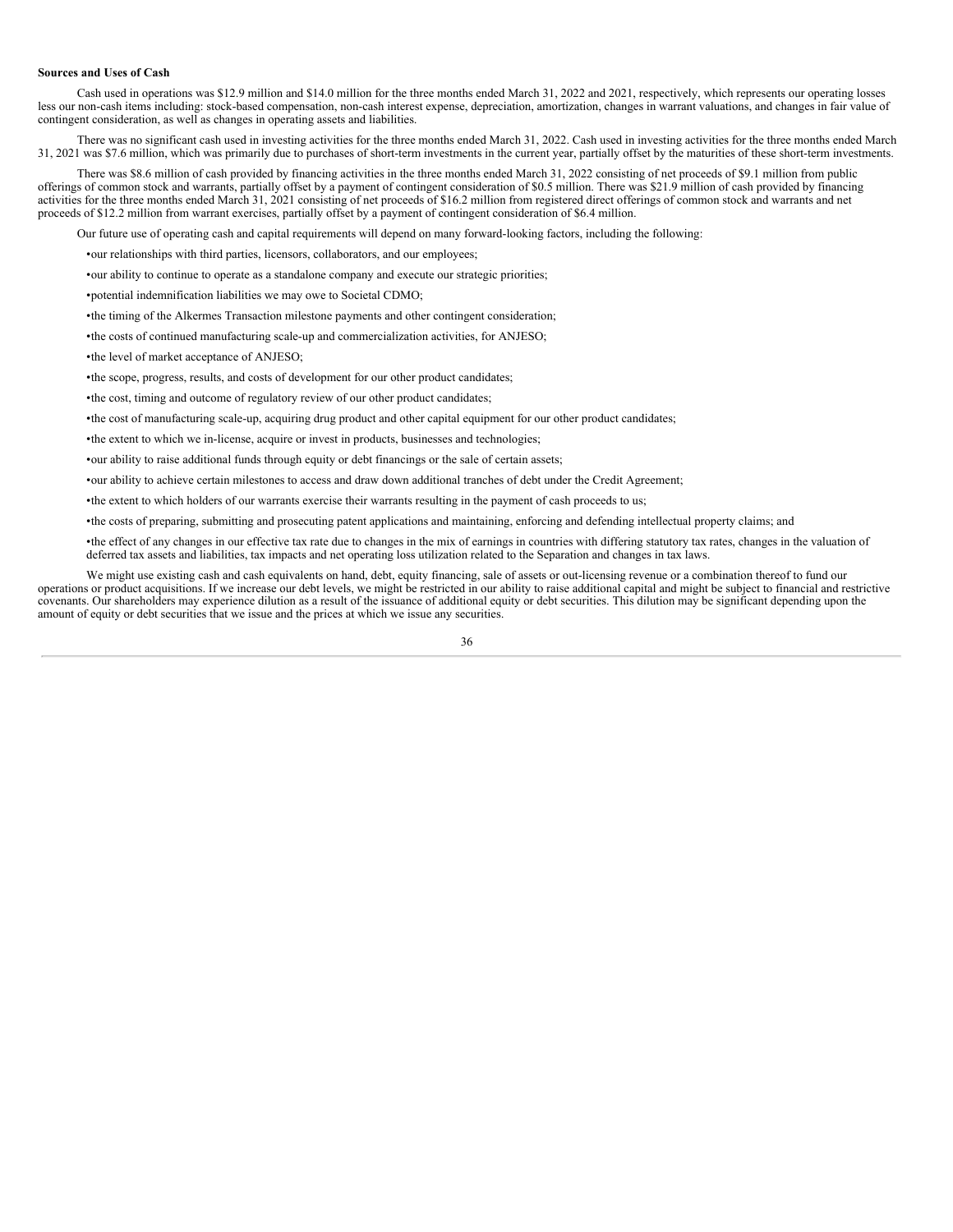**Sources and Uses of Cash**

Cash used in operations was $12.9 million and $14.0 million for the three months ended March 31, 2022 and 2021, respectively, which represents our operating losses less our non-cash items including: stock-based compensation, non-cash interest expense, depreciation, amortization, changes in warrant valuations, and changes in fair value of contingent consideration, as well as changes in operating assets and liabilities.

There was no significant cash used in investing activities for the three months ended March 31, 2022. Cash used in investing activities for the three months ended March 31, 2021 was $7.6 million, which was primarily due to purchases of short-term investments in the current year, partially offset by the maturities of these short-term investments.

There was $8.6 million of cash provided by financing activities in the three months ended March 31, 2022 consisting of net proceeds of $9.1 million from public offerings of common stock and warrants, partially offset by a payment of contingent consideration of $0.5 million. There was $21.9 million of cash provided by financing activities for the three months ended March 31, 2021 consisting of net proceeds of $16.2 million from registered direct offerings of common stock and warrants and net proceeds of $12.2 million from warrant exercises, partially offset by a payment of contingent consideration of $6.4 million.

Our future use of operating cash and capital requirements will depend on many forward-looking factors, including the following:

- our relationships with third parties, licensors, collaborators, and our employees;
- our ability to continue to operate as a standalone company and execute our strategic priorities;
- potential indemnification liabilities we may owe to Societal CDMO;
- the timing of the Alkermes Transaction milestone payments and other contingent consideration;
- the costs of continued manufacturing scale-up and commercialization activities, for ANJESO;
- the level of market acceptance of ANJESO;
- the scope, progress, results, and costs of development for our other product candidates;
- the cost, timing and outcome of regulatory review of our other product candidates;
- the cost of manufacturing scale-up, acquiring drug product and other capital equipment for our other product candidates;
- the extent to which we in-license, acquire or invest in products, businesses and technologies;
- our ability to raise additional funds through equity or debt financings or the sale of certain assets;
- our ability to achieve certain milestones to access and draw down additional tranches of debt under the Credit Agreement;
- the extent to which holders of our warrants exercise their warrants resulting in the payment of cash proceeds to us;
- the costs of preparing, submitting and prosecuting patent applications and maintaining, enforcing and defending intellectual property claims; and
- the effect of any changes in our effective tax rate due to changes in the mix of earnings in countries with differing statutory tax rates, changes in the valuation of deferred tax assets and liabilities, tax impacts and net operating loss utilization related to the Separation and changes in tax laws.

We might use existing cash and cash equivalents on hand, debt, equity financing, sale of assets or out-licensing revenue or a combination thereof to fund our operations or product acquisitions. If we increase our debt levels, we might be restricted in our ability to raise additional capital and might be subject to financial and restrictive covenants. Our shareholders may experience dilution as a result of the issuance of additional equity or debt securities. This dilution may be significant depending upon the amount of equity or debt securities that we issue and the prices at which we issue any securities.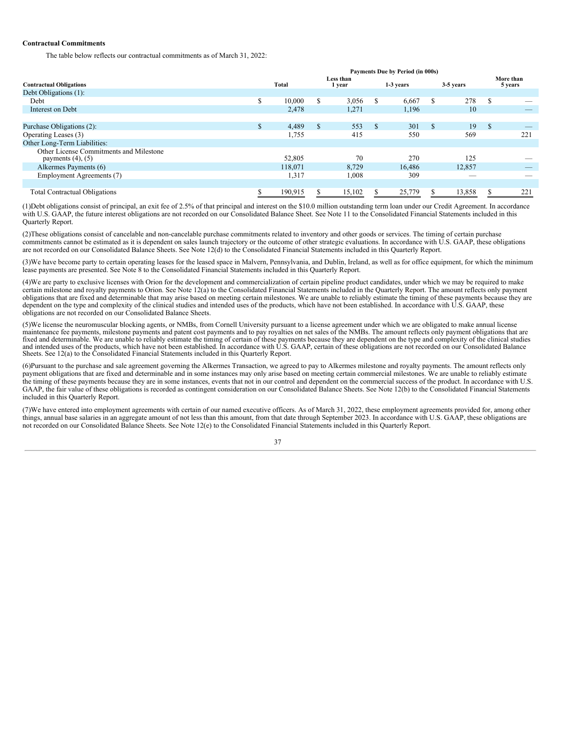**Contractual Commitments**

The table below reflects our contractual commitments as of March 31, 2022:

| | Payments Due by Period (in 000s) | | | | |
|---|---|---|---|---|---|
| **Contractual Obligations** | **Total** | **Less than 1 year** | **1-3 years** | **3-5 years** | **More than 5 years** |
| Debt Obligations (1): | | | | | |
| Debt | $ 10,000 | $ 3,056 | $ 6,667 | $ 278 | $ — |
| Interest on Debt | 2,478 | 1,271 | 1,196 | 10 | — |
| | | | | | |
| Purchase Obligations (2): | $ 4,489 | $ 553 | $ 301 | $ 19 | $ — |
| Operating Leases (3) | 1,755 | 415 | 550 | 569 | 221 |
| Other Long-Term Liabilities: | | | | | |
| Other License Commitments and Milestone payments (4), (5) | 52,805 | 70 | 270 | 125 | — |
| Alkermes Payments (6) | 118,071 | 8,729 | 16,486 | 12,857 | — |
| Employment Agreements (7) | 1,317 | 1,008 | 309 | — | — |
| | | | | | |
| Total Contractual Obligations | $ 190,915 | $ 15,102 | $ 25,779 | $ 13,858 | $ 221 |

(1)Debt obligations consist of principal, an exit fee of 2.5% of that principal and interest on the $10.0 million outstanding term loan under our Credit Agreement. In accordance with U.S. GAAP, the future interest obligations are not recorded on our Consolidated Balance Sheet. See Note 11 to the Consolidated Financial Statements included in this Quarterly Report.

(2)These obligations consist of cancelable and non-cancelable purchase commitments related to inventory and other goods or services. The timing of certain purchase commitments cannot be estimated as it is dependent on sales launch trajectory or the outcome of other strategic evaluations. In accordance with U.S. GAAP, these obligations are not recorded on our Consolidated Balance Sheets. See Note 12(d) to the Consolidated Financial Statements included in this Quarterly Report.

(3)We have become party to certain operating leases for the leased space in Malvern, Pennsylvania, and Dublin, Ireland, as well as for office equipment, for which the minimum lease payments are presented. See Note 8 to the Consolidated Financial Statements included in this Quarterly Report.

(4)We are party to exclusive licenses with Orion for the development and commercialization of certain pipeline product candidates, under which we may be required to make certain milestone and royalty payments to Orion. See Note 12(a) to the Consolidated Financial Statements included in the Quarterly Report. The amount reflects only payment obligations that are fixed and determinable that may arise based on meeting certain milestones. We are unable to reliably estimate the timing of these payments because they are dependent on the type and complexity of the clinical studies and intended uses of the products, which have not been established. In accordance with U.S. GAAP, these obligations are not recorded on our Consolidated Balance Sheets.

(5)We license the neuromuscular blocking agents, or NMBs, from Cornell University pursuant to a license agreement under which we are obligated to make annual license maintenance fee payments, milestone payments and patent cost payments and to pay royalties on net sales of the NMBs. The amount reflects only payment obligations that are fixed and determinable. We are unable to reliably estimate the timing of certain of these payments because they are dependent on the type and complexity of the clinical studies and intended uses of the products, which have not been established. In accordance with U.S. GAAP, certain of these obligations are not recorded on our Consolidated Balance Sheets. See 12(a) to the Consolidated Financial Statements included in this Quarterly Report.

(6)Pursuant to the purchase and sale agreement governing the Alkermes Transaction, we agreed to pay to Alkermes milestone and royalty payments. The amount reflects only payment obligations that are fixed and determinable and in some instances may only arise based on meeting certain commercial milestones. We are unable to reliably estimate the timing of these payments because they are in some instances, events that not in our control and dependent on the commercial success of the product. In accordance with U.S. GAAP, the fair value of these obligations is recorded as contingent consideration on our Consolidated Balance Sheets. See Note 12(b) to the Consolidated Financial Statements included in this Quarterly Report.

(7)We have entered into employment agreements with certain of our named executive officers. As of March 31, 2022, these employment agreements provided for, among other things, annual base salaries in an aggregate amount of not less than this amount, from that date through September 2023. In accordance with U.S. GAAP, these obligations are not recorded on our Consolidated Balance Sheets. See Note 12(e) to the Consolidated Financial Statements included in this Quarterly Report.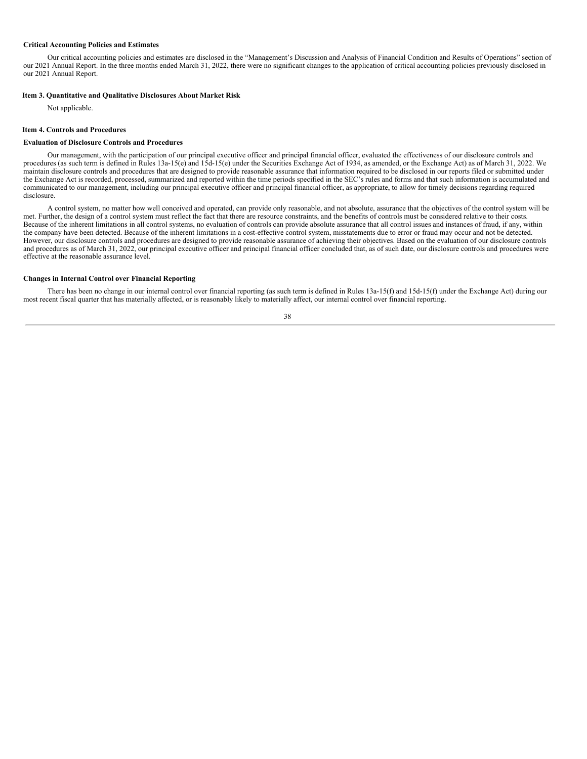### Critical Accounting Policies and Estimates

Our critical accounting policies and estimates are disclosed in the "Management's Discussion and Analysis of Financial Condition and Results of Operations" section of our 2021 Annual Report. In the three months ended March 31, 2022, there were no significant changes to the application of critical accounting policies previously disclosed in our 2021 Annual Report.

## Item 3. Quantitative and Qualitative Disclosures About Market Risk

Not applicable.

## Item 4. Controls and Procedures

### Evaluation of Disclosure Controls and Procedures

Our management, with the participation of our principal executive officer and principal financial officer, evaluated the effectiveness of our disclosure controls and procedures (as such term is defined in Rules 13a-15(e) and 15d-15(e) under the Securities Exchange Act of 1934, as amended, or the Exchange Act) as of March 31, 2022. We maintain disclosure controls and procedures that are designed to provide reasonable assurance that information required to be disclosed in our reports filed or submitted under the Exchange Act is recorded, processed, summarized and reported within the time periods specified in the SEC's rules and forms and that such information is accumulated and communicated to our management, including our principal executive officer and principal financial officer, as appropriate, to allow for timely decisions regarding required disclosure.

A control system, no matter how well conceived and operated, can provide only reasonable, and not absolute, assurance that the objectives of the control system will be met. Further, the design of a control system must reflect the fact that there are resource constraints, and the benefits of controls must be considered relative to their costs. Because of the inherent limitations in all control systems, no evaluation of controls can provide absolute assurance that all control issues and instances of fraud, if any, within the company have been detected. Because of the inherent limitations in a cost-effective control system, misstatements due to error or fraud may occur and not be detected. However, our disclosure controls and procedures are designed to provide reasonable assurance of achieving their objectives. Based on the evaluation of our disclosure controls and procedures as of March 31, 2022, our principal executive officer and principal financial officer concluded that, as of such date, our disclosure controls and procedures were effective at the reasonable assurance level.

### Changes in Internal Control over Financial Reporting

There has been no change in our internal control over financial reporting (as such term is defined in Rules 13a-15(f) and 15d-15(f) under the Exchange Act) during our most recent fiscal quarter that has materially affected, or is reasonably likely to materially affect, our internal control over financial reporting.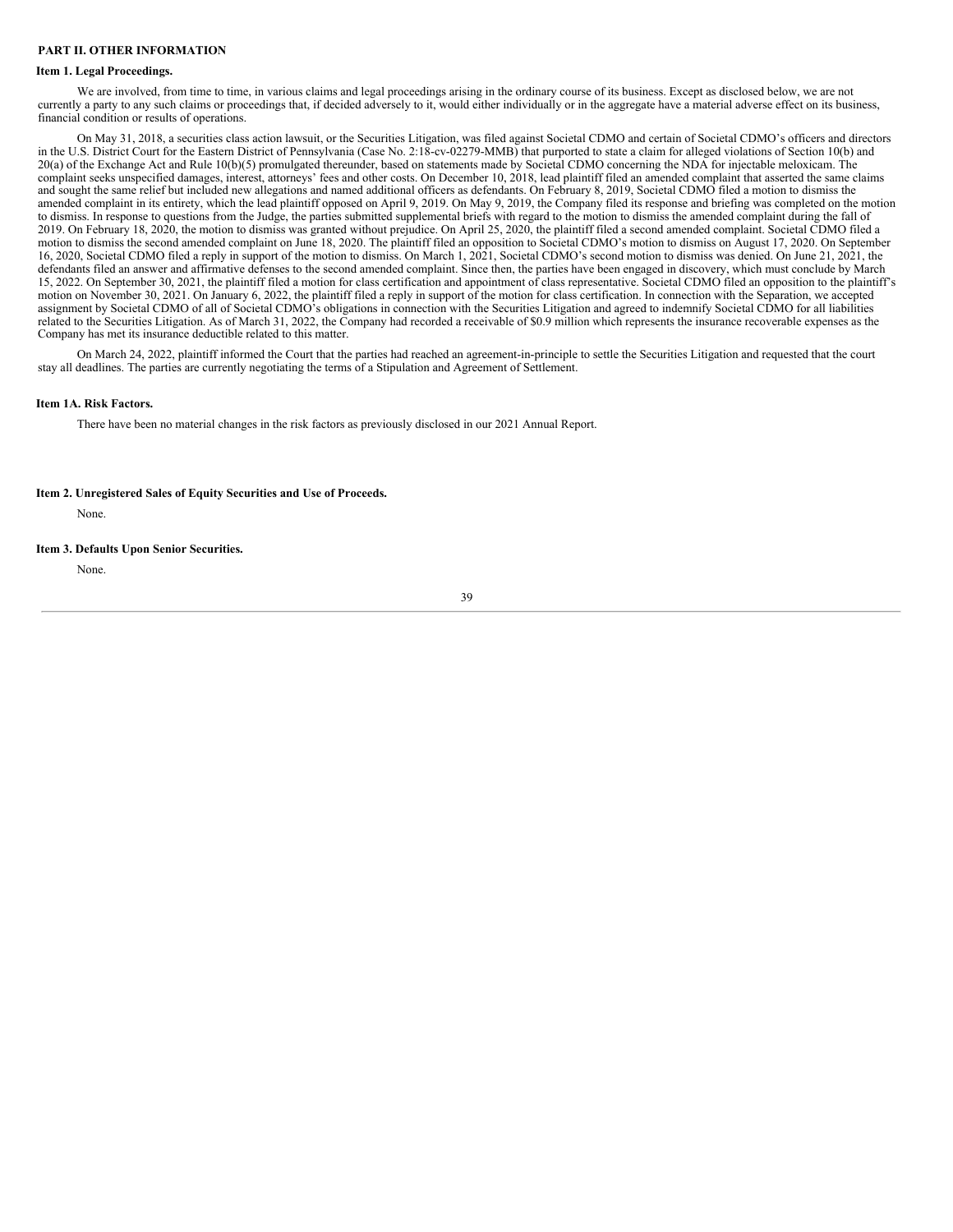## PART II. OTHER INFORMATION

### Item 1. Legal Proceedings.

We are involved, from time to time, in various claims and legal proceedings arising in the ordinary course of its business. Except as disclosed below, we are not currently a party to any such claims or proceedings that, if decided adversely to it, would either individually or in the aggregate have a material adverse effect on its business, financial condition or results of operations.

On May 31, 2018, a securities class action lawsuit, or the Securities Litigation, was filed against Societal CDMO and certain of Societal CDMO's officers and directors in the U.S. District Court for the Eastern District of Pennsylvania (Case No. 2:18-cv-02279-MMB) that purported to state a claim for alleged violations of Section 10(b) and 20(a) of the Exchange Act and Rule 10(b)(5) promulgated thereunder, based on statements made by Societal CDMO concerning the NDA for injectable meloxicam. The complaint seeks unspecified damages, interest, attorneys' fees and other costs. On December 10, 2018, lead plaintiff filed an amended complaint that asserted the same claims and sought the same relief but included new allegations and named additional officers as defendants. On February 8, 2019, Societal CDMO filed a motion to dismiss the amended complaint in its entirety, which the lead plaintiff opposed on April 9, 2019. On May 9, 2019, the Company filed its response and briefing was completed on the motion to dismiss. In response to questions from the Judge, the parties submitted supplemental briefs with regard to the motion to dismiss the amended complaint during the fall of 2019. On February 18, 2020, the motion to dismiss was granted without prejudice. On April 25, 2020, the plaintiff filed a second amended complaint. Societal CDMO filed a motion to dismiss the second amended complaint on June 18, 2020. The plaintiff filed an opposition to Societal CDMO's motion to dismiss on August 17, 2020. On September 16, 2020, Societal CDMO filed a reply in support of the motion to dismiss. On March 1, 2021, Societal CDMO's second motion to dismiss was denied. On June 21, 2021, the defendants filed an answer and affirmative defenses to the second amended complaint. Since then, the parties have been engaged in discovery, which must conclude by March 15, 2022. On September 30, 2021, the plaintiff filed a motion for class certification and appointment of class representative. Societal CDMO filed an opposition to the plaintiff's motion on November 30, 2021. On January 6, 2022, the plaintiff filed a reply in support of the motion for class certification. In connection with the Separation, we accepted assignment by Societal CDMO of all of Societal CDMO's obligations in connection with the Securities Litigation and agreed to indemnify Societal CDMO for all liabilities related to the Securities Litigation. As of March 31, 2022, the Company had recorded a receivable of $0.9 million which represents the insurance recoverable expenses as the Company has met its insurance deductible related to this matter.

On March 24, 2022, plaintiff informed the Court that the parties had reached an agreement-in-principle to settle the Securities Litigation and requested that the court stay all deadlines. The parties are currently negotiating the terms of a Stipulation and Agreement of Settlement.

### Item 1A. Risk Factors.

There have been no material changes in the risk factors as previously disclosed in our 2021 Annual Report.

### Item 2. Unregistered Sales of Equity Securities and Use of Proceeds.

None.

### Item 3. Defaults Upon Senior Securities.

None.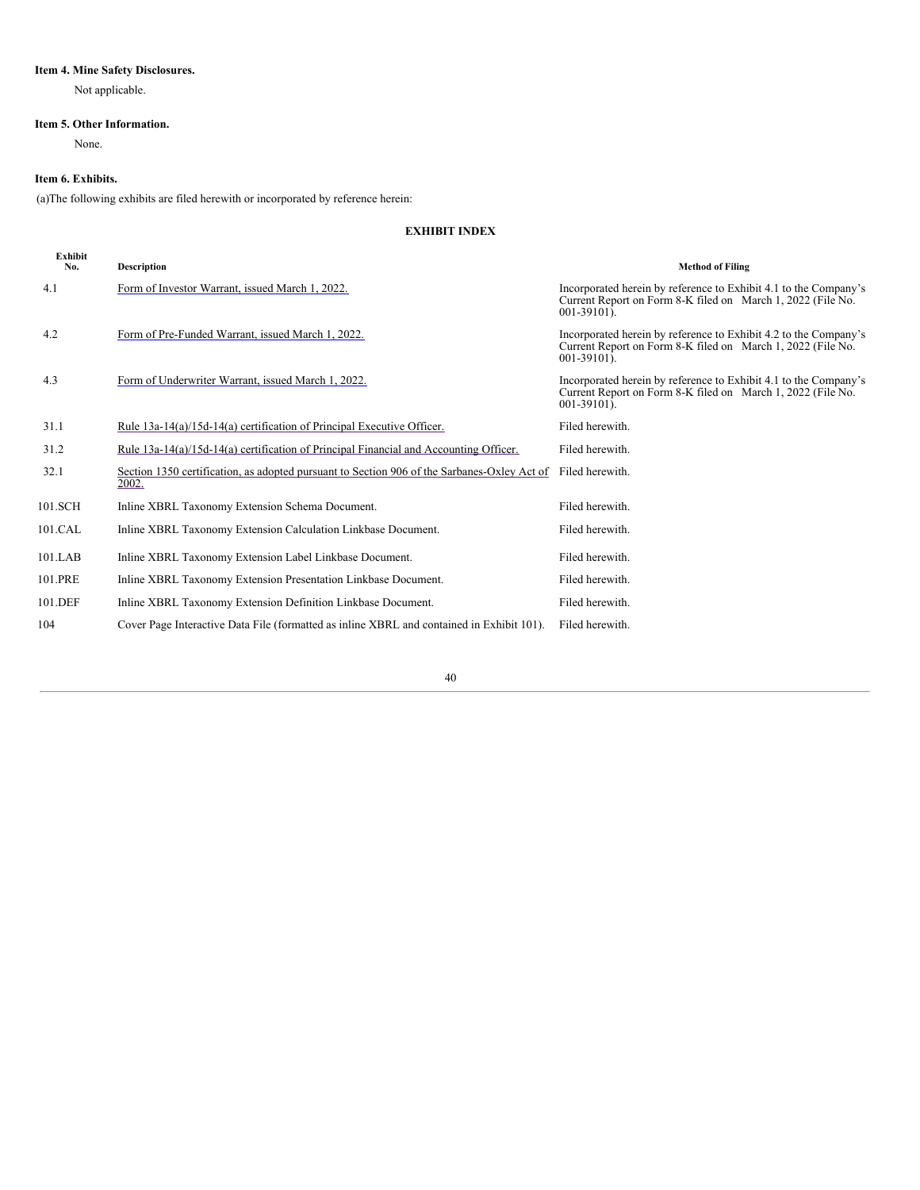### Item 4. Mine Safety Disclosures.

Not applicable.

### Item 5. Other Information.

None.

### Item 6. Exhibits.

(a)The following exhibits are filed herewith or incorporated by reference herein:

**EXHIBIT INDEX**

| Exhibit No. | Description | Method of Filing |
| --- | --- | --- |
| 4.1 | Form of Investor Warrant, issued March 1, 2022. | Incorporated herein by reference to Exhibit 4.1 to the Company's Current Report on Form 8-K filed on March 1, 2022 (File No. 001-39101). |
| 4.2 | Form of Pre-Funded Warrant, issued March 1, 2022. | Incorporated herein by reference to Exhibit 4.2 to the Company's Current Report on Form 8-K filed on March 1, 2022 (File No. 001-39101). |
| 4.3 | Form of Underwriter Warrant, issued March 1, 2022. | Incorporated herein by reference to Exhibit 4.1 to the Company's Current Report on Form 8-K filed on March 1, 2022 (File No. 001-39101). |
| 31.1 | Rule 13a-14(a)/15d-14(a) certification of Principal Executive Officer. | Filed herewith. |
| 31.2 | Rule 13a-14(a)/15d-14(a) certification of Principal Financial and Accounting Officer. | Filed herewith. |
| 32.1 | Section 1350 certification, as adopted pursuant to Section 906 of the Sarbanes-Oxley Act of 2002. | Filed herewith. |
| 101.SCH | Inline XBRL Taxonomy Extension Schema Document. | Filed herewith. |
| 101.CAL | Inline XBRL Taxonomy Extension Calculation Linkbase Document. | Filed herewith. |
| 101.LAB | Inline XBRL Taxonomy Extension Label Linkbase Document. | Filed herewith. |
| 101.PRE | Inline XBRL Taxonomy Extension Presentation Linkbase Document. | Filed herewith. |
| 101.DEF | Inline XBRL Taxonomy Extension Definition Linkbase Document. | Filed herewith. |
| 104 | Cover Page Interactive Data File (formatted as inline XBRL and contained in Exhibit 101). | Filed herewith. |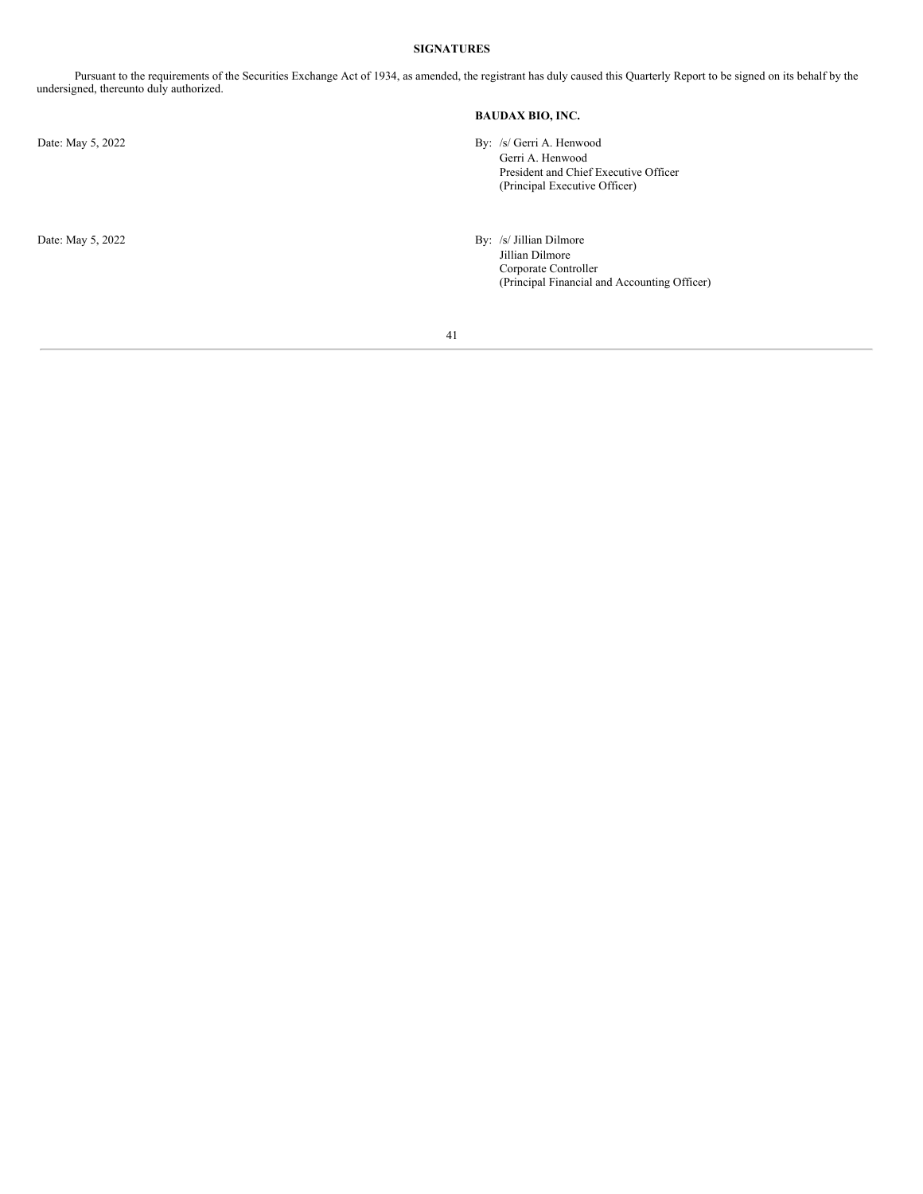## SIGNATURES

Pursuant to the requirements of the Securities Exchange Act of 1934, as amended, the registrant has duly caused this Quarterly Report to be signed on its behalf by the undersigned, thereunto duly authorized.

**BAUDAX BIO, INC.**

Date: May 5, 2022

By: /s/ Gerri A. Henwood
Gerri A. Henwood
President and Chief Executive Officer
(Principal Executive Officer)

Date: May 5, 2022

By: /s/ Jillian Dilmore
Jillian Dilmore
Corporate Controller
(Principal Financial and Accounting Officer)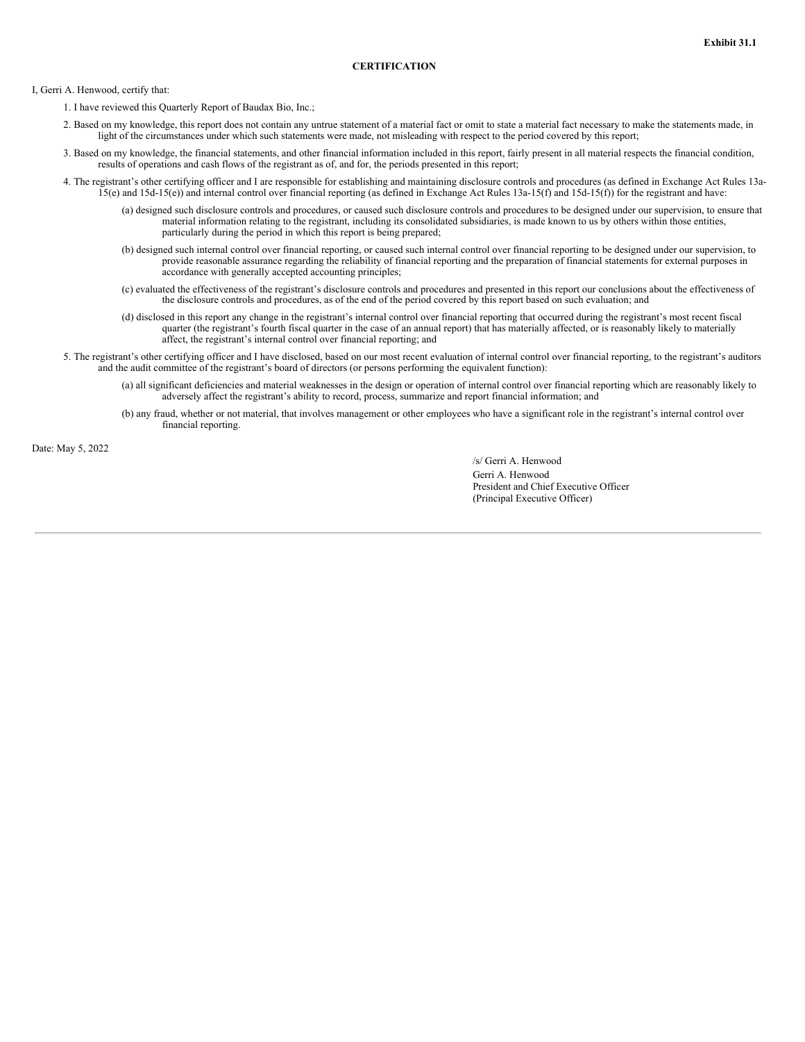**Exhibit 31.1**

**CERTIFICATION**

I, Gerri A. Henwood, certify that:

1. I have reviewed this Quarterly Report of Baudax Bio, Inc.;

2. Based on my knowledge, this report does not contain any untrue statement of a material fact or omit to state a material fact necessary to make the statements made, in light of the circumstances under which such statements were made, not misleading with respect to the period covered by this report;

3. Based on my knowledge, the financial statements, and other financial information included in this report, fairly present in all material respects the financial condition, results of operations and cash flows of the registrant as of, and for, the periods presented in this report;

4. The registrant's other certifying officer and I are responsible for establishing and maintaining disclosure controls and procedures (as defined in Exchange Act Rules 13a-15(e) and 15d-15(e)) and internal control over financial reporting (as defined in Exchange Act Rules 13a-15(f) and 15d-15(f)) for the registrant and have:

   (a) designed such disclosure controls and procedures, or caused such disclosure controls and procedures to be designed under our supervision, to ensure that material information relating to the registrant, including its consolidated subsidiaries, is made known to us by others within those entities, particularly during the period in which this report is being prepared;

   (b) designed such internal control over financial reporting, or caused such internal control over financial reporting to be designed under our supervision, to provide reasonable assurance regarding the reliability of financial reporting and the preparation of financial statements for external purposes in accordance with generally accepted accounting principles;

   (c) evaluated the effectiveness of the registrant's disclosure controls and procedures and presented in this report our conclusions about the effectiveness of the disclosure controls and procedures, as of the end of the period covered by this report based on such evaluation; and

   (d) disclosed in this report any change in the registrant's internal control over financial reporting that occurred during the registrant's most recent fiscal quarter (the registrant's fourth fiscal quarter in the case of an annual report) that has materially affected, or is reasonably likely to materially affect, the registrant's internal control over financial reporting; and

5. The registrant's other certifying officer and I have disclosed, based on our most recent evaluation of internal control over financial reporting, to the registrant's auditors and the audit committee of the registrant's board of directors (or persons performing the equivalent function):

   (a) all significant deficiencies and material weaknesses in the design or operation of internal control over financial reporting which are reasonably likely to adversely affect the registrant's ability to record, process, summarize and report financial information; and

   (b) any fraud, whether or not material, that involves management or other employees who have a significant role in the registrant's internal control over financial reporting.

Date: May 5, 2022

/s/ Gerri A. Henwood
Gerri A. Henwood
President and Chief Executive Officer
(Principal Executive Officer)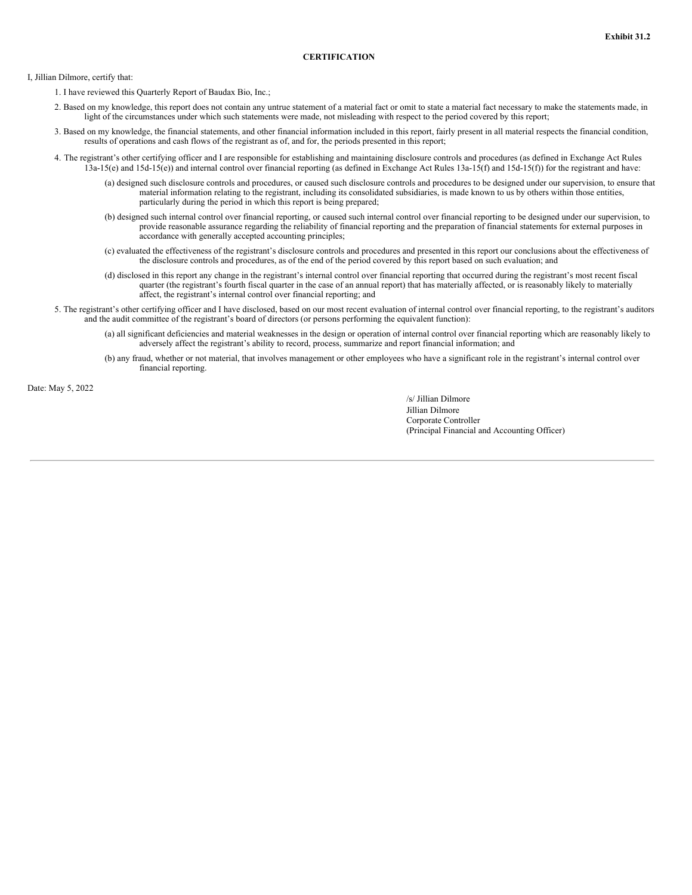**Exhibit 31.2**

**CERTIFICATION**

I, Jillian Dilmore, certify that:

1. I have reviewed this Quarterly Report of Baudax Bio, Inc.;

2. Based on my knowledge, this report does not contain any untrue statement of a material fact or omit to state a material fact necessary to make the statements made, in light of the circumstances under which such statements were made, not misleading with respect to the period covered by this report;

3. Based on my knowledge, the financial statements, and other financial information included in this report, fairly present in all material respects the financial condition, results of operations and cash flows of the registrant as of, and for, the periods presented in this report;

4. The registrant's other certifying officer and I are responsible for establishing and maintaining disclosure controls and procedures (as defined in Exchange Act Rules 13a-15(e) and 15d-15(e)) and internal control over financial reporting (as defined in Exchange Act Rules 13a-15(f) and 15d-15(f)) for the registrant and have:

   (a) designed such disclosure controls and procedures, or caused such disclosure controls and procedures to be designed under our supervision, to ensure that material information relating to the registrant, including its consolidated subsidiaries, is made known to us by others within those entities, particularly during the period in which this report is being prepared;

   (b) designed such internal control over financial reporting, or caused such internal control over financial reporting to be designed under our supervision, to provide reasonable assurance regarding the reliability of financial reporting and the preparation of financial statements for external purposes in accordance with generally accepted accounting principles;

   (c) evaluated the effectiveness of the registrant's disclosure controls and procedures and presented in this report our conclusions about the effectiveness of the disclosure controls and procedures, as of the end of the period covered by this report based on such evaluation; and

   (d) disclosed in this report any change in the registrant's internal control over financial reporting that occurred during the registrant's most recent fiscal quarter (the registrant's fourth fiscal quarter in the case of an annual report) that has materially affected, or is reasonably likely to materially affect, the registrant's internal control over financial reporting; and

5. The registrant's other certifying officer and I have disclosed, based on our most recent evaluation of internal control over financial reporting, to the registrant's auditors and the audit committee of the registrant's board of directors (or persons performing the equivalent function):

   (a) all significant deficiencies and material weaknesses in the design or operation of internal control over financial reporting which are reasonably likely to adversely affect the registrant's ability to record, process, summarize and report financial information; and

   (b) any fraud, whether or not material, that involves management or other employees who have a significant role in the registrant's internal control over financial reporting.

Date: May 5, 2022

/s/ Jillian Dilmore
Jillian Dilmore
Corporate Controller
(Principal Financial and Accounting Officer)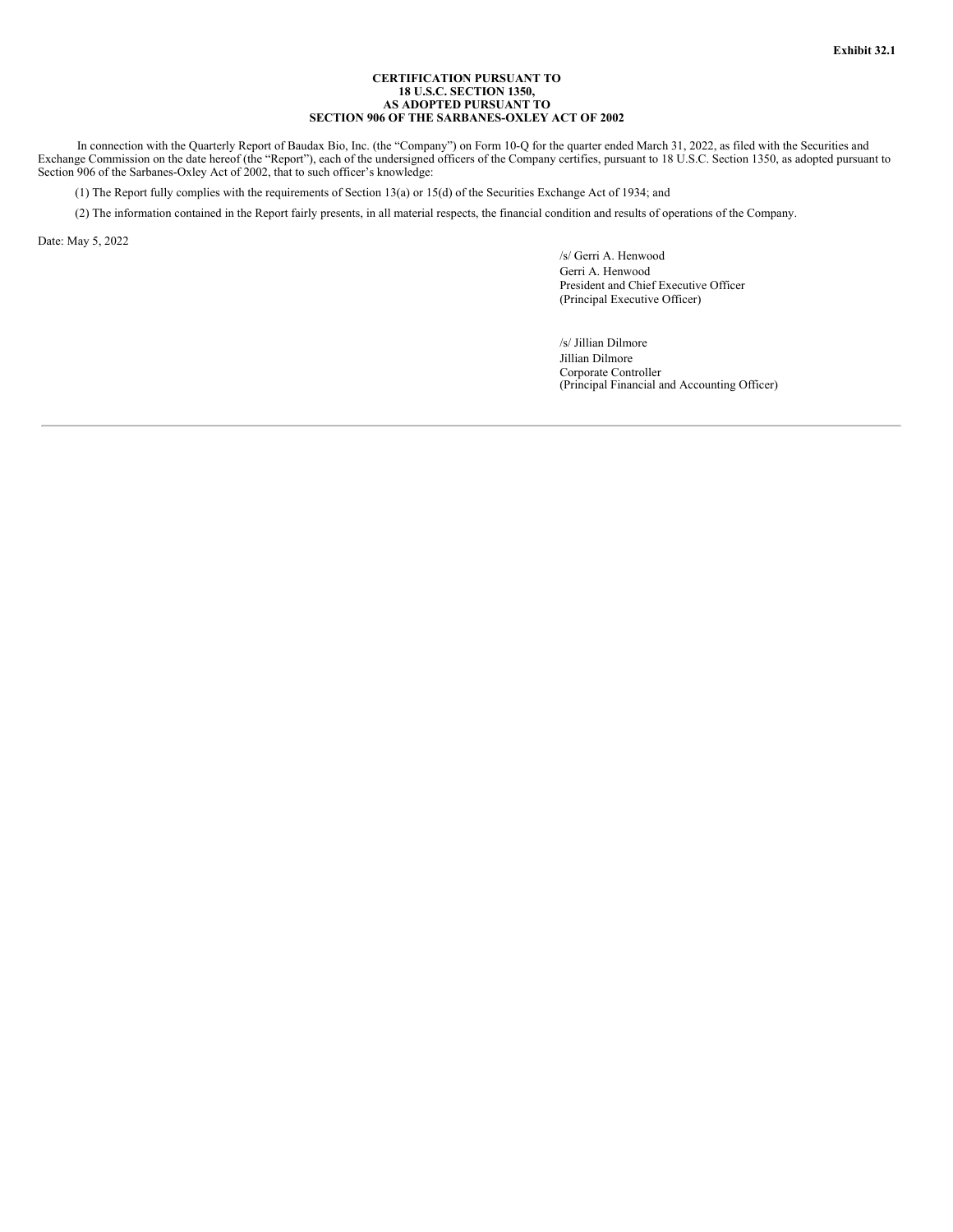**Exhibit 32.1**

**CERTIFICATION PURSUANT TO
18 U.S.C. SECTION 1350,
AS ADOPTED PURSUANT TO
SECTION 906 OF THE SARBANES-OXLEY ACT OF 2002**

In connection with the Quarterly Report of Baudax Bio, Inc. (the "Company") on Form 10-Q for the quarter ended March 31, 2022, as filed with the Securities and Exchange Commission on the date hereof (the "Report"), each of the undersigned officers of the Company certifies, pursuant to 18 U.S.C. Section 1350, as adopted pursuant to Section 906 of the Sarbanes-Oxley Act of 2002, that to such officer's knowledge:

(1) The Report fully complies with the requirements of Section 13(a) or 15(d) of the Securities Exchange Act of 1934; and

(2) The information contained in the Report fairly presents, in all material respects, the financial condition and results of operations of the Company.

Date: May 5, 2022

/s/ Gerri A. Henwood
Gerri A. Henwood
President and Chief Executive Officer
(Principal Executive Officer)

/s/ Jillian Dilmore
Jillian Dilmore
Corporate Controller
(Principal Financial and Accounting Officer)